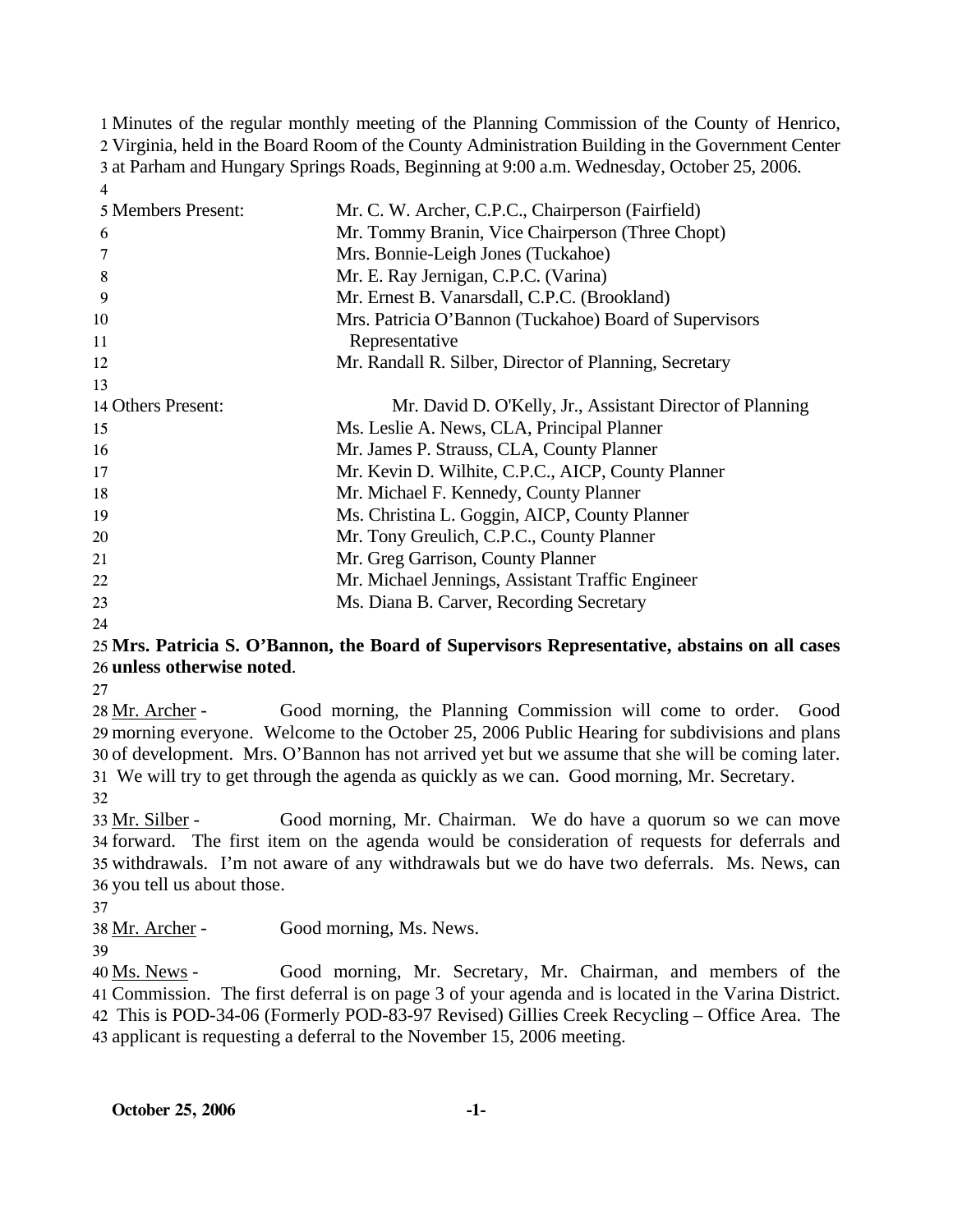Minutes of the regular monthly meeting of the Planning Commission of the County of Henrico, Virginia, held in the Board Room of the County Administration Building in the Government Center at Parham and Hungary Springs Roads, Beginning at 9:00 a.m. Wednesday, October 25, 2006.

| | |
|---|---|
| Members Present: | Mr. C. W. Archer, C.P.C., Chairperson (Fairfield) |
| | Mr. Tommy Branin, Vice Chairperson (Three Chopt) |
| | Mrs. Bonnie-Leigh Jones (Tuckahoe) |
| | Mr. E. Ray Jernigan, C.P.C. (Varina) |
| | Mr. Ernest B. Vanarsdall, C.P.C. (Brookland) |
| | Mrs. Patricia O'Bannon (Tuckahoe) Board of Supervisors Representative |
| | Mr. Randall R. Silber, Director of Planning, Secretary |
| Others Present: | Mr. David D. O'Kelly, Jr., Assistant Director of Planning |
| | Ms. Leslie A. News, CLA, Principal Planner |
| | Mr. James P. Strauss, CLA, County Planner |
| | Mr. Kevin D. Wilhite, C.P.C., AICP, County Planner |
| | Mr. Michael F. Kennedy, County Planner |
| | Ms. Christina L. Goggin, AICP, County Planner |
| | Mr. Tony Greulich, C.P.C., County Planner |
| | Mr. Greg Garrison, County Planner |
| | Mr. Michael Jennings, Assistant Traffic Engineer |
| | Ms. Diana B. Carver, Recording Secretary |

**Mrs. Patricia S. O'Bannon, the Board of Supervisors Representative, abstains on all cases unless otherwise noted**.

Mr. Archer - Good morning, the Planning Commission will come to order. Good morning everyone. Welcome to the October 25, 2006 Public Hearing for subdivisions and plans of development. Mrs. O'Bannon has not arrived yet but we assume that she will be coming later. We will try to get through the agenda as quickly as we can. Good morning, Mr. Secretary.

Mr. Silber - Good morning, Mr. Chairman. We do have a quorum so we can move forward. The first item on the agenda would be consideration of requests for deferrals and withdrawals. I'm not aware of any withdrawals but we do have two deferrals. Ms. News, can you tell us about those.

Mr. Archer - Good morning, Ms. News.

Ms. News - Good morning, Mr. Secretary, Mr. Chairman, and members of the Commission. The first deferral is on page 3 of your agenda and is located in the Varina District. This is POD-34-06 (Formerly POD-83-97 Revised) Gillies Creek Recycling – Office Area. The applicant is requesting a deferral to the November 15, 2006 meeting.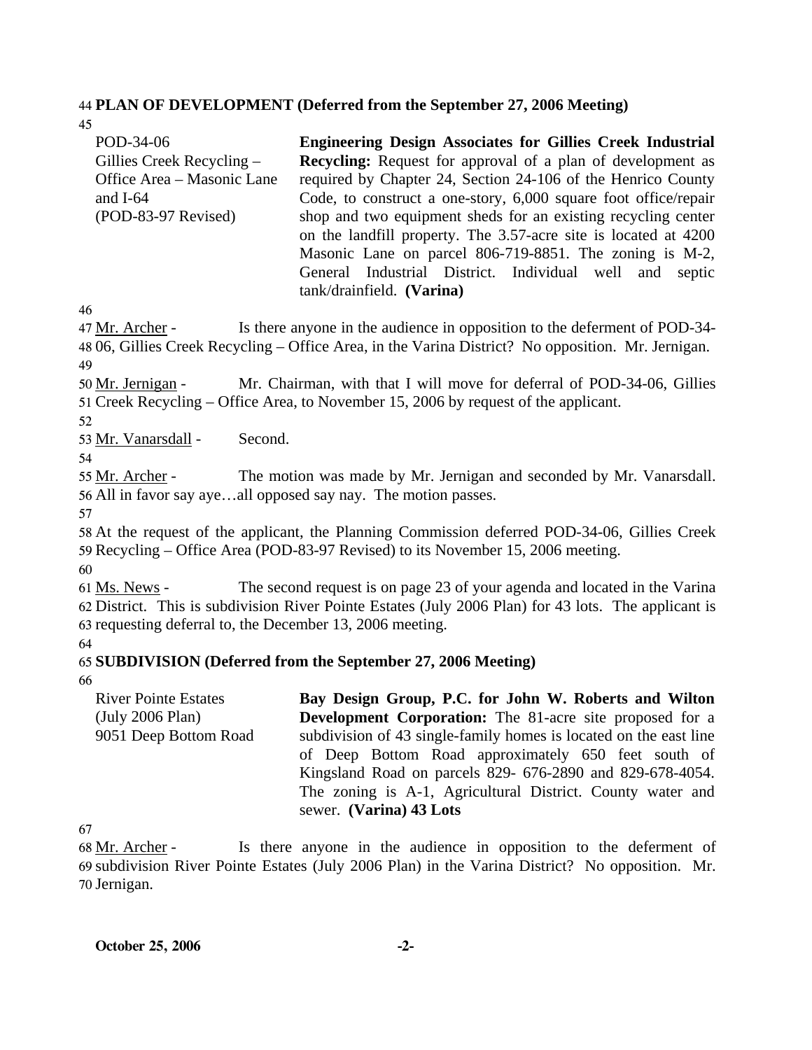**PLAN OF DEVELOPMENT (Deferred from the September 27, 2006 Meeting)**

| | |
|---|---|
| POD-34-06<br>Gillies Creek Recycling – Office Area – Masonic Lane and I-64<br>(POD-83-97 Revised) | **Engineering Design Associates for Gillies Creek Industrial Recycling:** Request for approval of a plan of development as required by Chapter 24, Section 24-106 of the Henrico County Code, to construct a one-story, 6,000 square foot office/repair shop and two equipment sheds for an existing recycling center on the landfill property. The 3.57-acre site is located at 4200 Masonic Lane on parcel 806-719-8851. The zoning is M-2, General Industrial District. Individual well and septic tank/drainfield. **(Varina)** |

Mr. Archer - Is there anyone in the audience in opposition to the deferment of POD-34-06, Gillies Creek Recycling – Office Area, in the Varina District? No opposition. Mr. Jernigan.

Mr. Jernigan - Mr. Chairman, with that I will move for deferral of POD-34-06, Gillies Creek Recycling – Office Area, to November 15, 2006 by request of the applicant.

Mr. Vanarsdall - Second.

Mr. Archer - The motion was made by Mr. Jernigan and seconded by Mr. Vanarsdall. All in favor say aye…all opposed say nay. The motion passes.

At the request of the applicant, the Planning Commission deferred POD-34-06, Gillies Creek Recycling – Office Area (POD-83-97 Revised) to its November 15, 2006 meeting.

Ms. News - The second request is on page 23 of your agenda and located in the Varina District. This is subdivision River Pointe Estates (July 2006 Plan) for 43 lots. The applicant is requesting deferral to, the December 13, 2006 meeting.

**SUBDIVISION (Deferred from the September 27, 2006 Meeting)**

| | |
|---|---|
| River Pointe Estates<br>(July 2006 Plan)<br>9051 Deep Bottom Road | **Bay Design Group, P.C. for John W. Roberts and Wilton Development Corporation:** The 81-acre site proposed for a subdivision of 43 single-family homes is located on the east line of Deep Bottom Road approximately 650 feet south of Kingsland Road on parcels 829- 676-2890 and 829-678-4054. The zoning is A-1, Agricultural District. County water and sewer. **(Varina) 43 Lots** |

Mr. Archer - Is there anyone in the audience in opposition to the deferment of subdivision River Pointe Estates (July 2006 Plan) in the Varina District? No opposition. Mr. Jernigan.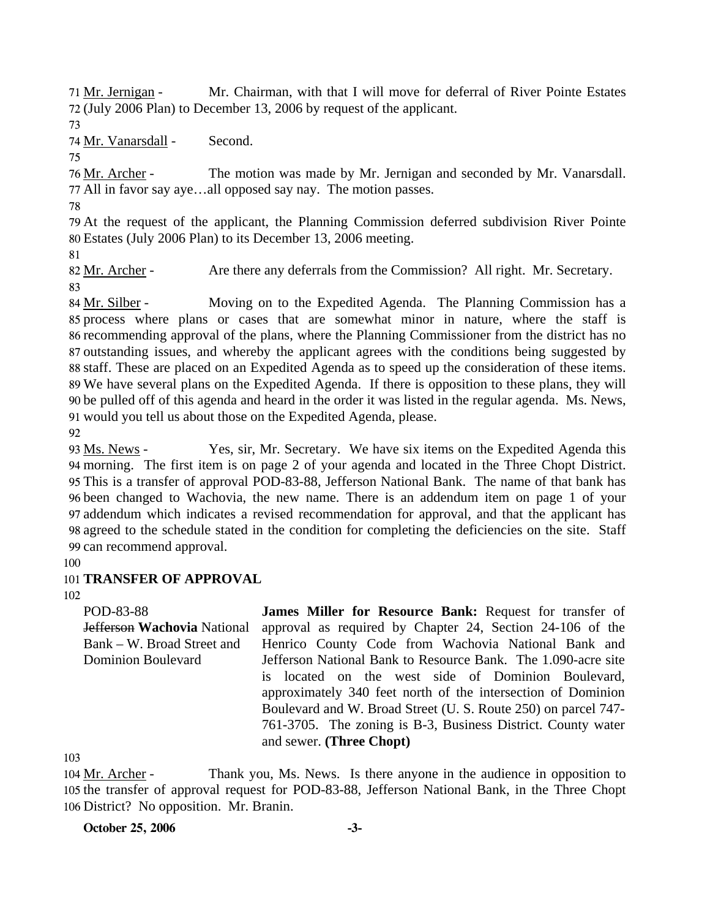Mr. Jernigan - Mr. Chairman, with that I will move for deferral of River Pointe Estates (July 2006 Plan) to December 13, 2006 by request of the applicant.

Mr. Vanarsdall - Second.

Mr. Archer - The motion was made by Mr. Jernigan and seconded by Mr. Vanarsdall. All in favor say aye…all opposed say nay. The motion passes.

At the request of the applicant, the Planning Commission deferred subdivision River Pointe Estates (July 2006 Plan) to its December 13, 2006 meeting.

Mr. Archer - Are there any deferrals from the Commission? All right. Mr. Secretary.

Mr. Silber - Moving on to the Expedited Agenda. The Planning Commission has a process where plans or cases that are somewhat minor in nature, where the staff is recommending approval of the plans, where the Planning Commissioner from the district has no outstanding issues, and whereby the applicant agrees with the conditions being suggested by staff. These are placed on an Expedited Agenda as to speed up the consideration of these items. We have several plans on the Expedited Agenda. If there is opposition to these plans, they will be pulled off of this agenda and heard in the order it was listed in the regular agenda. Ms. News, would you tell us about those on the Expedited Agenda, please.

Ms. News - Yes, sir, Mr. Secretary. We have six items on the Expedited Agenda this morning. The first item is on page 2 of your agenda and located in the Three Chopt District. This is a transfer of approval POD-83-88, Jefferson National Bank. The name of that bank has been changed to Wachovia, the new name. There is an addendum item on page 1 of your addendum which indicates a revised recommendation for approval, and that the applicant has agreed to the schedule stated in the condition for completing the deficiencies on the site. Staff can recommend approval.

**TRANSFER OF APPROVAL**

POD-83-88
~~Jefferson~~ **Wachovia** National Bank – W. Broad Street and Dominion Boulevard

**James Miller for Resource Bank:** Request for transfer of approval as required by Chapter 24, Section 24-106 of the Henrico County Code from Wachovia National Bank and Jefferson National Bank to Resource Bank. The 1.090-acre site is located on the west side of Dominion Boulevard, approximately 340 feet north of the intersection of Dominion Boulevard and W. Broad Street (U. S. Route 250) on parcel 747-761-3705. The zoning is B-3, Business District. County water and sewer. **(Three Chopt)**

Mr. Archer - Thank you, Ms. News. Is there anyone in the audience in opposition to the transfer of approval request for POD-83-88, Jefferson National Bank, in the Three Chopt District? No opposition. Mr. Branin.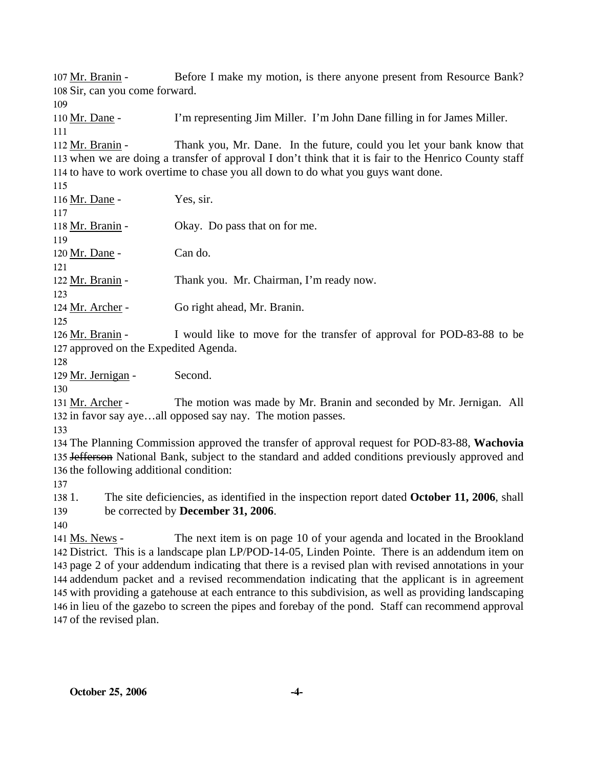Mr. Branin - Before I make my motion, is there anyone present from Resource Bank? Sir, can you come forward.

Mr. Dane - I'm representing Jim Miller. I'm John Dane filling in for James Miller.

Mr. Branin - Thank you, Mr. Dane. In the future, could you let your bank know that when we are doing a transfer of approval I don't think that it is fair to the Henrico County staff to have to work overtime to chase you all down to do what you guys want done.

Mr. Dane - Yes, sir.

Mr. Branin - Okay. Do pass that on for me.

Mr. Dane - Can do.

Mr. Branin - Thank you. Mr. Chairman, I'm ready now.

Mr. Archer - Go right ahead, Mr. Branin.

Mr. Branin - I would like to move for the transfer of approval for POD-83-88 to be approved on the Expedited Agenda.

Mr. Jernigan - Second.

Mr. Archer - The motion was made by Mr. Branin and seconded by Mr. Jernigan. All in favor say aye…all opposed say nay. The motion passes.

The Planning Commission approved the transfer of approval request for POD-83-88, **Wachovia** ~~Jefferson~~ National Bank, subject to the standard and added conditions previously approved and the following additional condition:

1. The site deficiencies, as identified in the inspection report dated **October 11, 2006**, shall be corrected by **December 31, 2006**.

Ms. News - The next item is on page 10 of your agenda and located in the Brookland District. This is a landscape plan LP/POD-14-05, Linden Pointe. There is an addendum item on page 2 of your addendum indicating that there is a revised plan with revised annotations in your addendum packet and a revised recommendation indicating that the applicant is in agreement with providing a gatehouse at each entrance to this subdivision, as well as providing landscaping in lieu of the gazebo to screen the pipes and forebay of the pond. Staff can recommend approval of the revised plan.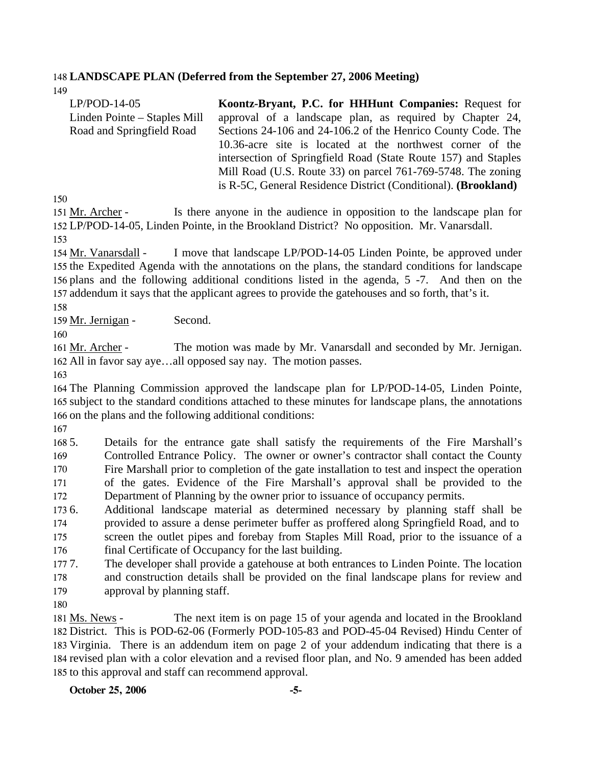**LANDSCAPE PLAN (Deferred from the September 27, 2006 Meeting)**

| | |
|---|---|
| LP/POD-14-05<br>Linden Pointe – Staples Mill Road and Springfield Road | **Koontz-Bryant, P.C. for HHHunt Companies:** Request for approval of a landscape plan, as required by Chapter 24, Sections 24-106 and 24-106.2 of the Henrico County Code. The 10.36-acre site is located at the northwest corner of the intersection of Springfield Road (State Route 157) and Staples Mill Road (U.S. Route 33) on parcel 761-769-5748. The zoning is R-5C, General Residence District (Conditional). **(Brookland)** |

Mr. Archer - Is there anyone in the audience in opposition to the landscape plan for LP/POD-14-05, Linden Pointe, in the Brookland District? No opposition. Mr. Vanarsdall.

Mr. Vanarsdall - I move that landscape LP/POD-14-05 Linden Pointe, be approved under the Expedited Agenda with the annotations on the plans, the standard conditions for landscape plans and the following additional conditions listed in the agenda, 5 -7. And then on the addendum it says that the applicant agrees to provide the gatehouses and so forth, that's it.

Mr. Jernigan - Second.

Mr. Archer - The motion was made by Mr. Vanarsdall and seconded by Mr. Jernigan. All in favor say aye…all opposed say nay. The motion passes.

The Planning Commission approved the landscape plan for LP/POD-14-05, Linden Pointe, subject to the standard conditions attached to these minutes for landscape plans, the annotations on the plans and the following additional conditions:

5. Details for the entrance gate shall satisfy the requirements of the Fire Marshall's Controlled Entrance Policy. The owner or owner's contractor shall contact the County Fire Marshall prior to completion of the gate installation to test and inspect the operation of the gates. Evidence of the Fire Marshall's approval shall be provided to the Department of Planning by the owner prior to issuance of occupancy permits.
6. Additional landscape material as determined necessary by planning staff shall be provided to assure a dense perimeter buffer as proffered along Springfield Road, and to screen the outlet pipes and forebay from Staples Mill Road, prior to the issuance of a final Certificate of Occupancy for the last building.
7. The developer shall provide a gatehouse at both entrances to Linden Pointe. The location and construction details shall be provided on the final landscape plans for review and approval by planning staff.

Ms. News - The next item is on page 15 of your agenda and located in the Brookland District. This is POD-62-06 (Formerly POD-105-83 and POD-45-04 Revised) Hindu Center of Virginia. There is an addendum item on page 2 of your addendum indicating that there is a revised plan with a color elevation and a revised floor plan, and No. 9 amended has been added to this approval and staff can recommend approval.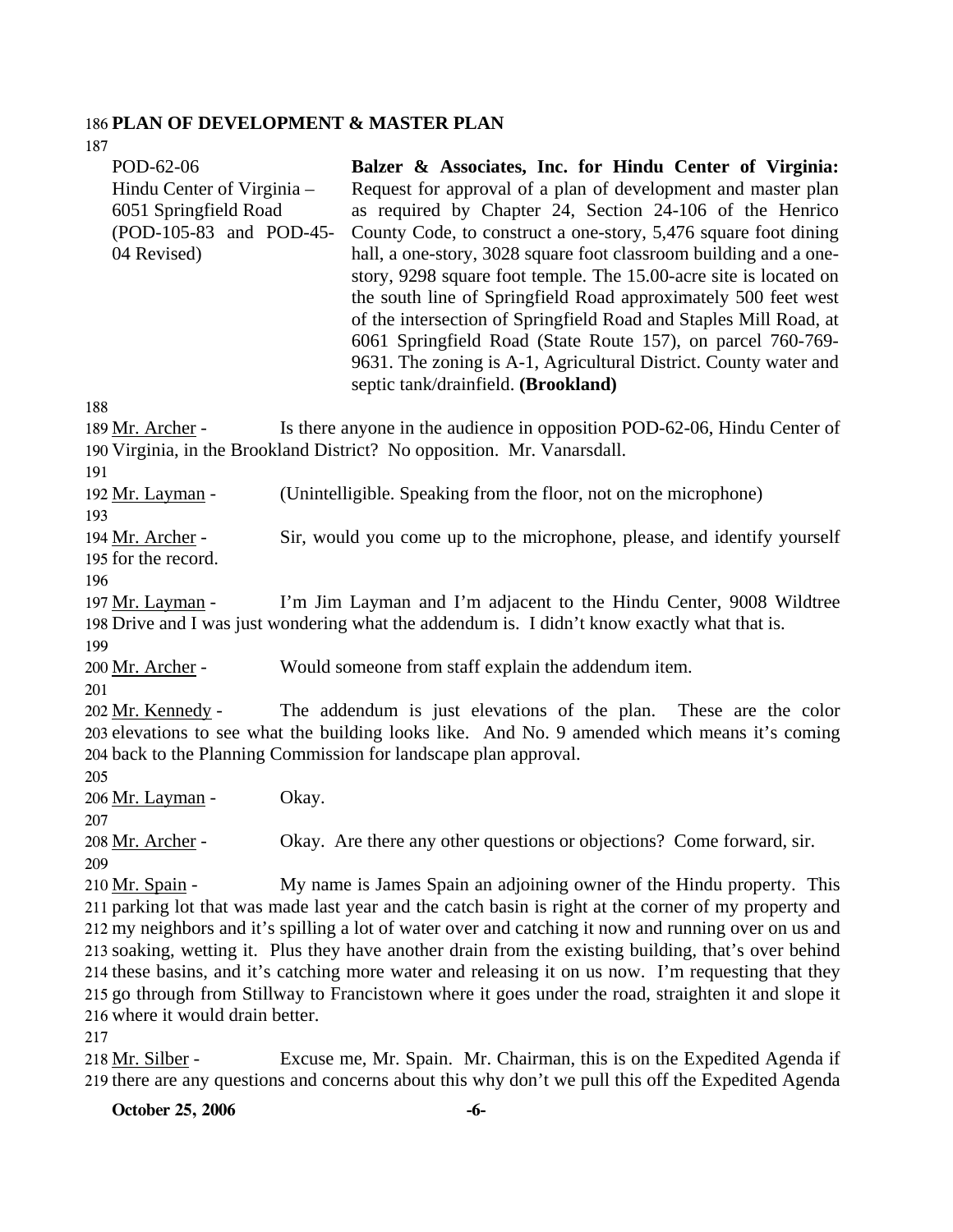## PLAN OF DEVELOPMENT & MASTER PLAN

| | |
|---|---|
| POD-62-06<br>Hindu Center of Virginia – 6051 Springfield Road<br>(POD-105-83 and POD-45-04 Revised) | **Balzer & Associates, Inc. for Hindu Center of Virginia:** Request for approval of a plan of development and master plan as required by Chapter 24, Section 24-106 of the Henrico County Code, to construct a one-story, 5,476 square foot dining hall, a one-story, 3028 square foot classroom building and a one-story, 9298 square foot temple. The 15.00-acre site is located on the south line of Springfield Road approximately 500 feet west of the intersection of Springfield Road and Staples Mill Road, at 6061 Springfield Road (State Route 157), on parcel 760-769-9631. The zoning is A-1, Agricultural District. County water and septic tank/drainfield. **(Brookland)** |

Mr. Archer - Is there anyone in the audience in opposition POD-62-06, Hindu Center of Virginia, in the Brookland District? No opposition. Mr. Vanarsdall.

Mr. Layman - (Unintelligible. Speaking from the floor, not on the microphone)

Mr. Archer - Sir, would you come up to the microphone, please, and identify yourself for the record.

Mr. Layman - I'm Jim Layman and I'm adjacent to the Hindu Center, 9008 Wildtree Drive and I was just wondering what the addendum is. I didn't know exactly what that is.

Mr. Archer - Would someone from staff explain the addendum item.

Mr. Kennedy - The addendum is just elevations of the plan. These are the color elevations to see what the building looks like. And No. 9 amended which means it's coming back to the Planning Commission for landscape plan approval.

Mr. Layman - Okay.

Mr. Archer - Okay. Are there any other questions or objections? Come forward, sir.

Mr. Spain - My name is James Spain an adjoining owner of the Hindu property. This parking lot that was made last year and the catch basin is right at the corner of my property and my neighbors and it's spilling a lot of water over and catching it now and running over on us and soaking, wetting it. Plus they have another drain from the existing building, that's over behind these basins, and it's catching more water and releasing it on us now. I'm requesting that they go through from Stillway to Francistown where it goes under the road, straighten it and slope it where it would drain better.

Mr. Silber - Excuse me, Mr. Spain. Mr. Chairman, this is on the Expedited Agenda if there are any questions and concerns about this why don't we pull this off the Expedited Agenda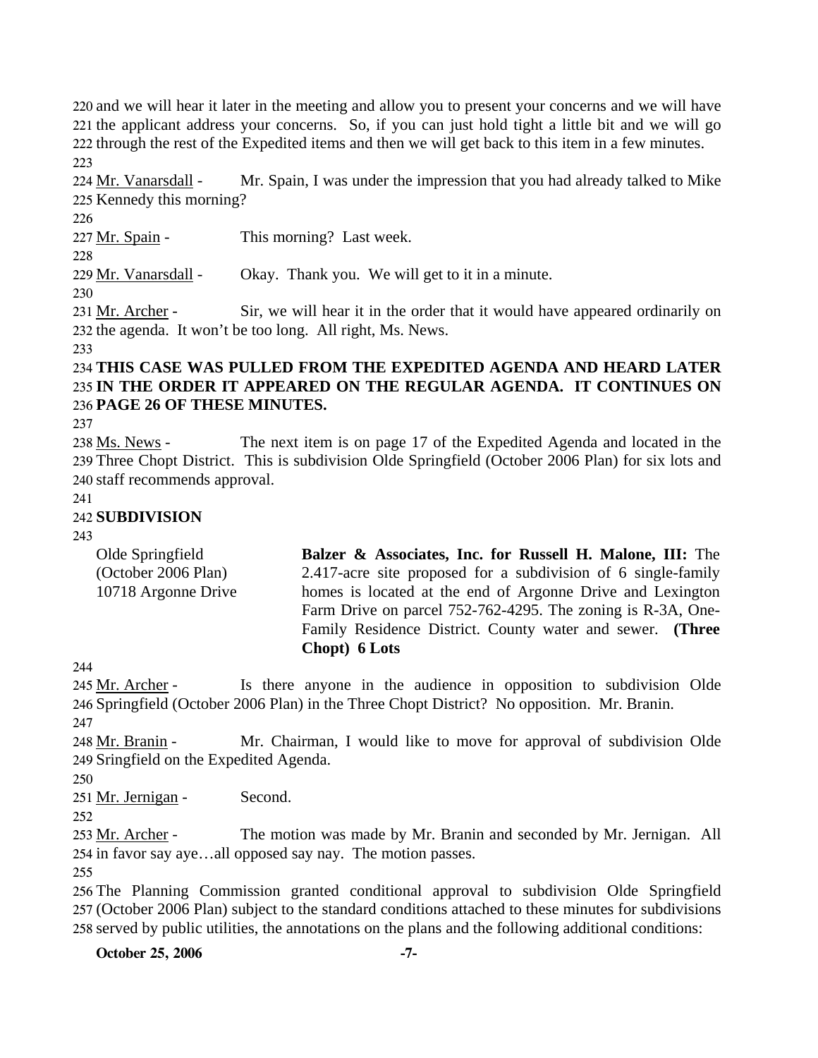and we will hear it later in the meeting and allow you to present your concerns and we will have the applicant address your concerns. So, if you can just hold tight a little bit and we will go through the rest of the Expedited items and then we will get back to this item in a few minutes.

Mr. Vanarsdall - Mr. Spain, I was under the impression that you had already talked to Mike Kennedy this morning?

Mr. Spain - This morning? Last week.

Mr. Vanarsdall - Okay. Thank you. We will get to it in a minute.

Mr. Archer - Sir, we will hear it in the order that it would have appeared ordinarily on the agenda. It won't be too long. All right, Ms. News.

**THIS CASE WAS PULLED FROM THE EXPEDITED AGENDA AND HEARD LATER IN THE ORDER IT APPEARED ON THE REGULAR AGENDA. IT CONTINUES ON PAGE 26 OF THESE MINUTES.**

Ms. News - The next item is on page 17 of the Expedited Agenda and located in the Three Chopt District. This is subdivision Olde Springfield (October 2006 Plan) for six lots and staff recommends approval.

**SUBDIVISION**

| | |
|---|---|
| Olde Springfield (October 2006 Plan) 10718 Argonne Drive | **Balzer & Associates, Inc. for Russell H. Malone, III:** The 2.417-acre site proposed for a subdivision of 6 single-family homes is located at the end of Argonne Drive and Lexington Farm Drive on parcel 752-762-4295. The zoning is R-3A, One-Family Residence District. County water and sewer. **(Three Chopt) 6 Lots** |

Mr. Archer - Is there anyone in the audience in opposition to subdivision Olde Springfield (October 2006 Plan) in the Three Chopt District? No opposition. Mr. Branin.

Mr. Branin - Mr. Chairman, I would like to move for approval of subdivision Olde Sringfield on the Expedited Agenda.

Mr. Jernigan - Second.

Mr. Archer - The motion was made by Mr. Branin and seconded by Mr. Jernigan. All in favor say aye…all opposed say nay. The motion passes.

The Planning Commission granted conditional approval to subdivision Olde Springfield (October 2006 Plan) subject to the standard conditions attached to these minutes for subdivisions served by public utilities, the annotations on the plans and the following additional conditions: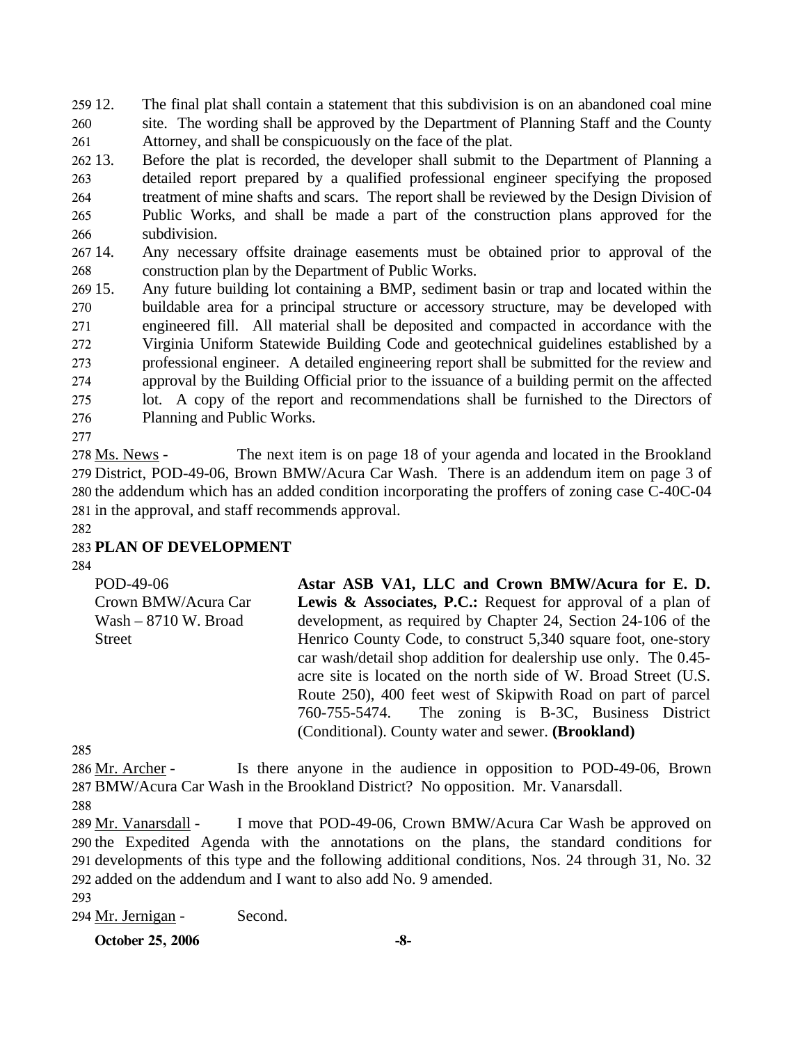12. The final plat shall contain a statement that this subdivision is on an abandoned coal mine site. The wording shall be approved by the Department of Planning Staff and the County Attorney, and shall be conspicuously on the face of the plat.
13. Before the plat is recorded, the developer shall submit to the Department of Planning a detailed report prepared by a qualified professional engineer specifying the proposed treatment of mine shafts and scars. The report shall be reviewed by the Design Division of Public Works, and shall be made a part of the construction plans approved for the subdivision.
14. Any necessary offsite drainage easements must be obtained prior to approval of the construction plan by the Department of Public Works.
15. Any future building lot containing a BMP, sediment basin or trap and located within the buildable area for a principal structure or accessory structure, may be developed with engineered fill. All material shall be deposited and compacted in accordance with the Virginia Uniform Statewide Building Code and geotechnical guidelines established by a professional engineer. A detailed engineering report shall be submitted for the review and approval by the Building Official prior to the issuance of a building permit on the affected lot. A copy of the report and recommendations shall be furnished to the Directors of Planning and Public Works.

Ms. News - The next item is on page 18 of your agenda and located in the Brookland District, POD-49-06, Brown BMW/Acura Car Wash. There is an addendum item on page 3 of the addendum which has an added condition incorporating the proffers of zoning case C-40C-04 in the approval, and staff recommends approval.

**PLAN OF DEVELOPMENT**

POD-49-06
Crown BMW/Acura Car Wash – 8710 W. Broad Street

**Astar ASB VA1, LLC and Crown BMW/Acura for E. D. Lewis & Associates, P.C.:** Request for approval of a plan of development, as required by Chapter 24, Section 24-106 of the Henrico County Code, to construct 5,340 square foot, one-story car wash/detail shop addition for dealership use only. The 0.45-acre site is located on the north side of W. Broad Street (U.S. Route 250), 400 feet west of Skipwith Road on part of parcel 760-755-5474. The zoning is B-3C, Business District (Conditional). County water and sewer. **(Brookland)**

Mr. Archer - Is there anyone in the audience in opposition to POD-49-06, Brown BMW/Acura Car Wash in the Brookland District? No opposition. Mr. Vanarsdall.

Mr. Vanarsdall - I move that POD-49-06, Crown BMW/Acura Car Wash be approved on the Expedited Agenda with the annotations on the plans, the standard conditions for developments of this type and the following additional conditions, Nos. 24 through 31, No. 32 added on the addendum and I want to also add No. 9 amended.

Mr. Jernigan - Second.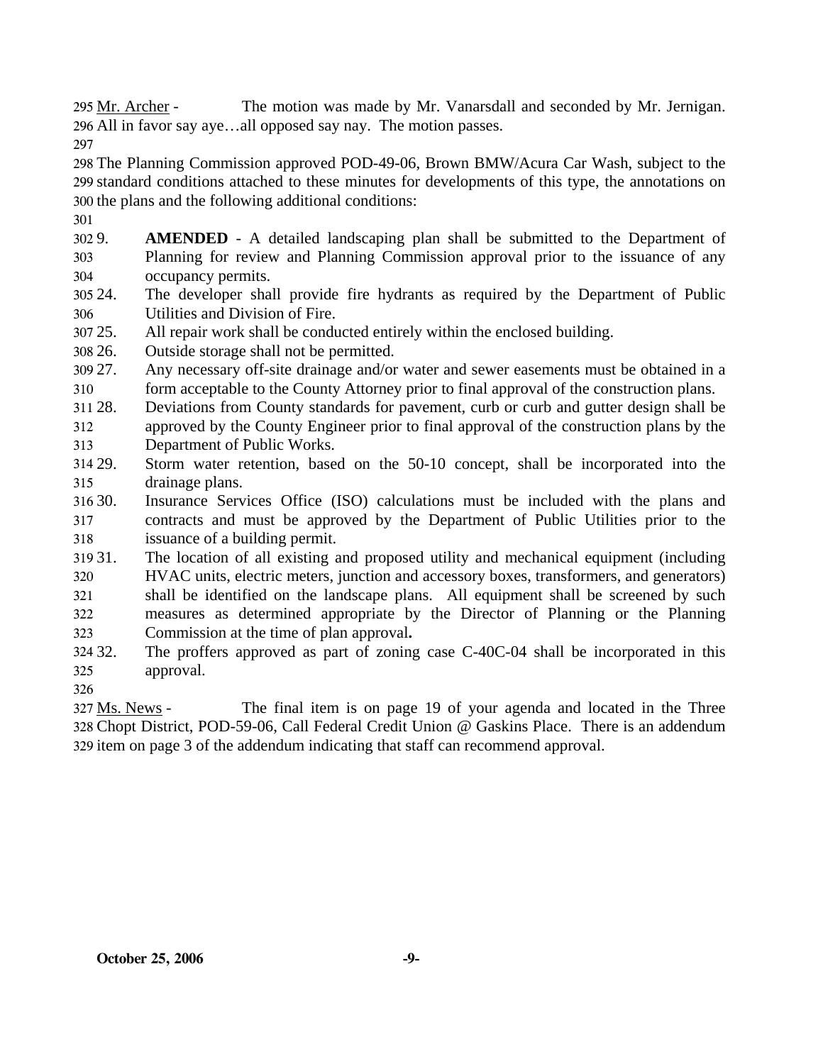Mr. Archer - The motion was made by Mr. Vanarsdall and seconded by Mr. Jernigan. All in favor say aye…all opposed say nay. The motion passes.

The Planning Commission approved POD-49-06, Brown BMW/Acura Car Wash, subject to the standard conditions attached to these minutes for developments of this type, the annotations on the plans and the following additional conditions:

9. **AMENDED** - A detailed landscaping plan shall be submitted to the Department of Planning for review and Planning Commission approval prior to the issuance of any occupancy permits.
24. The developer shall provide fire hydrants as required by the Department of Public Utilities and Division of Fire.
25. All repair work shall be conducted entirely within the enclosed building.
26. Outside storage shall not be permitted.
27. Any necessary off-site drainage and/or water and sewer easements must be obtained in a form acceptable to the County Attorney prior to final approval of the construction plans.
28. Deviations from County standards for pavement, curb or curb and gutter design shall be approved by the County Engineer prior to final approval of the construction plans by the Department of Public Works.
29. Storm water retention, based on the 50-10 concept, shall be incorporated into the drainage plans.
30. Insurance Services Office (ISO) calculations must be included with the plans and contracts and must be approved by the Department of Public Utilities prior to the issuance of a building permit.
31. The location of all existing and proposed utility and mechanical equipment (including HVAC units, electric meters, junction and accessory boxes, transformers, and generators) shall be identified on the landscape plans. All equipment shall be screened by such measures as determined appropriate by the Director of Planning or the Planning Commission at the time of plan approval.
32. The proffers approved as part of zoning case C-40C-04 shall be incorporated in this approval.

Ms. News - The final item is on page 19 of your agenda and located in the Three Chopt District, POD-59-06, Call Federal Credit Union @ Gaskins Place. There is an addendum item on page 3 of the addendum indicating that staff can recommend approval.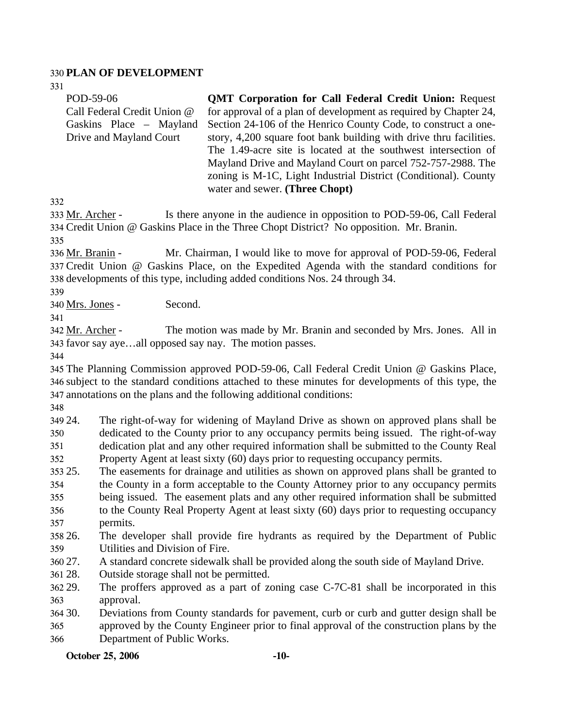## PLAN OF DEVELOPMENT

POD-59-06
Call Federal Credit Union @ Gaskins Place – Mayland Drive and Mayland Court

**QMT Corporation for Call Federal Credit Union:** Request for approval of a plan of development as required by Chapter 24, Section 24-106 of the Henrico County Code, to construct a one-story, 4,200 square foot bank building with drive thru facilities. The 1.49-acre site is located at the southwest intersection of Mayland Drive and Mayland Court on parcel 752-757-2988. The zoning is M-1C, Light Industrial District (Conditional). County water and sewer. **(Three Chopt)**

Mr. Archer - Is there anyone in the audience in opposition to POD-59-06, Call Federal Credit Union @ Gaskins Place in the Three Chopt District? No opposition. Mr. Branin.

Mr. Branin - Mr. Chairman, I would like to move for approval of POD-59-06, Federal Credit Union @ Gaskins Place, on the Expedited Agenda with the standard conditions for developments of this type, including added conditions Nos. 24 through 34.

Mrs. Jones - Second.

Mr. Archer - The motion was made by Mr. Branin and seconded by Mrs. Jones. All in favor say aye…all opposed say nay. The motion passes.

The Planning Commission approved POD-59-06, Call Federal Credit Union @ Gaskins Place, subject to the standard conditions attached to these minutes for developments of this type, the annotations on the plans and the following additional conditions:

24. The right-of-way for widening of Mayland Drive as shown on approved plans shall be dedicated to the County prior to any occupancy permits being issued. The right-of-way dedication plat and any other required information shall be submitted to the County Real Property Agent at least sixty (60) days prior to requesting occupancy permits.
25. The easements for drainage and utilities as shown on approved plans shall be granted to the County in a form acceptable to the County Attorney prior to any occupancy permits being issued. The easement plats and any other required information shall be submitted to the County Real Property Agent at least sixty (60) days prior to requesting occupancy permits.
26. The developer shall provide fire hydrants as required by the Department of Public Utilities and Division of Fire.
27. A standard concrete sidewalk shall be provided along the south side of Mayland Drive.
28. Outside storage shall not be permitted.
29. The proffers approved as a part of zoning case C-7C-81 shall be incorporated in this approval.
30. Deviations from County standards for pavement, curb or curb and gutter design shall be approved by the County Engineer prior to final approval of the construction plans by the Department of Public Works.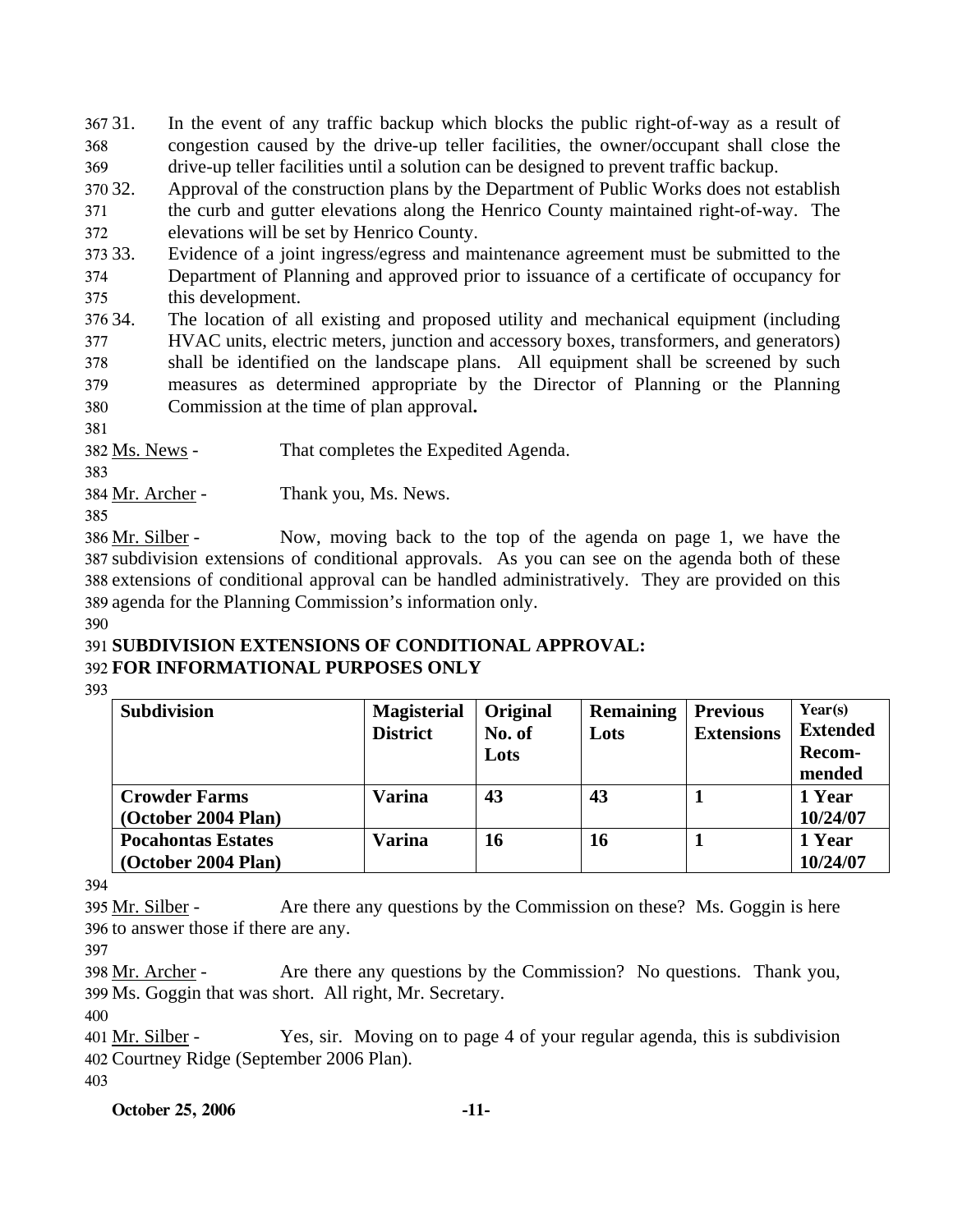31. In the event of any traffic backup which blocks the public right-of-way as a result of congestion caused by the drive-up teller facilities, the owner/occupant shall close the drive-up teller facilities until a solution can be designed to prevent traffic backup.
32. Approval of the construction plans by the Department of Public Works does not establish the curb and gutter elevations along the Henrico County maintained right-of-way. The elevations will be set by Henrico County.
33. Evidence of a joint ingress/egress and maintenance agreement must be submitted to the Department of Planning and approved prior to issuance of a certificate of occupancy for this development.
34. The location of all existing and proposed utility and mechanical equipment (including HVAC units, electric meters, junction and accessory boxes, transformers, and generators) shall be identified on the landscape plans. All equipment shall be screened by such measures as determined appropriate by the Director of Planning or the Planning Commission at the time of plan approval**.**

Ms. News - That completes the Expedited Agenda.

Mr. Archer - Thank you, Ms. News.

Mr. Silber - Now, moving back to the top of the agenda on page 1, we have the subdivision extensions of conditional approvals. As you can see on the agenda both of these extensions of conditional approval can be handled administratively. They are provided on this agenda for the Planning Commission's information only.

**SUBDIVISION EXTENSIONS OF CONDITIONAL APPROVAL:**
**FOR INFORMATIONAL PURPOSES ONLY**

| Subdivision | Magisterial District | Original No. of Lots | Remaining Lots | Previous Extensions | Year(s) Extended Recom-mended |
|---|---|---|---|---|---|
| **Crowder Farms (October 2004 Plan)** | **Varina** | **43** | **43** | **1** | **1 Year 10/24/07** |
| **Pocahontas Estates (October 2004 Plan)** | **Varina** | **16** | **16** | **1** | **1 Year 10/24/07** |

Mr. Silber - Are there any questions by the Commission on these? Ms. Goggin is here to answer those if there are any.

Mr. Archer - Are there any questions by the Commission? No questions. Thank you, Ms. Goggin that was short. All right, Mr. Secretary.

Mr. Silber - Yes, sir. Moving on to page 4 of your regular agenda, this is subdivision Courtney Ridge (September 2006 Plan).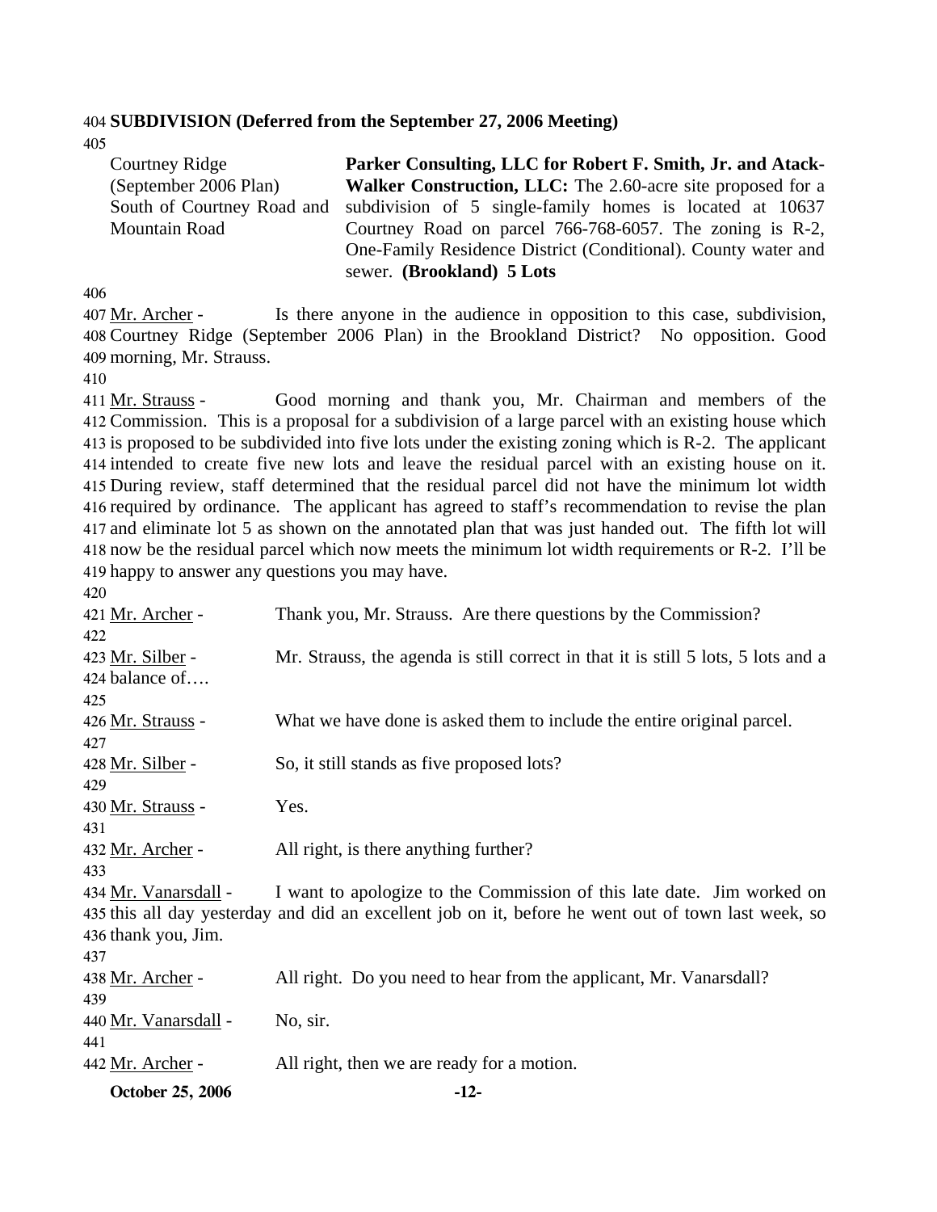**SUBDIVISION (Deferred from the September 27, 2006 Meeting)**

| | |
|---|---|
| Courtney Ridge (September 2006 Plan) South of Courtney Road and Mountain Road | **Parker Consulting, LLC for Robert F. Smith, Jr. and Atack-Walker Construction, LLC:** The 2.60-acre site proposed for a subdivision of 5 single-family homes is located at 10637 Courtney Road on parcel 766-768-6057. The zoning is R-2, One-Family Residence District (Conditional). County water and sewer. **(Brookland) 5 Lots** |

Mr. Archer - Is there anyone in the audience in opposition to this case, subdivision, Courtney Ridge (September 2006 Plan) in the Brookland District? No opposition. Good morning, Mr. Strauss.

Mr. Strauss - Good morning and thank you, Mr. Chairman and members of the Commission. This is a proposal for a subdivision of a large parcel with an existing house which is proposed to be subdivided into five lots under the existing zoning which is R-2. The applicant intended to create five new lots and leave the residual parcel with an existing house on it. During review, staff determined that the residual parcel did not have the minimum lot width required by ordinance. The applicant has agreed to staff's recommendation to revise the plan and eliminate lot 5 as shown on the annotated plan that was just handed out. The fifth lot will now be the residual parcel which now meets the minimum lot width requirements or R-2. I'll be happy to answer any questions you may have.

Mr. Archer - Thank you, Mr. Strauss. Are there questions by the Commission?

Mr. Silber - Mr. Strauss, the agenda is still correct in that it is still 5 lots, 5 lots and a balance of….

Mr. Strauss - What we have done is asked them to include the entire original parcel.

Mr. Silber - So, it still stands as five proposed lots?

Mr. Strauss - Yes.

Mr. Archer - All right, is there anything further?

Mr. Vanarsdall - I want to apologize to the Commission of this late date. Jim worked on this all day yesterday and did an excellent job on it, before he went out of town last week, so thank you, Jim.

Mr. Archer - All right. Do you need to hear from the applicant, Mr. Vanarsdall?

Mr. Vanarsdall - No, sir.

Mr. Archer - All right, then we are ready for a motion.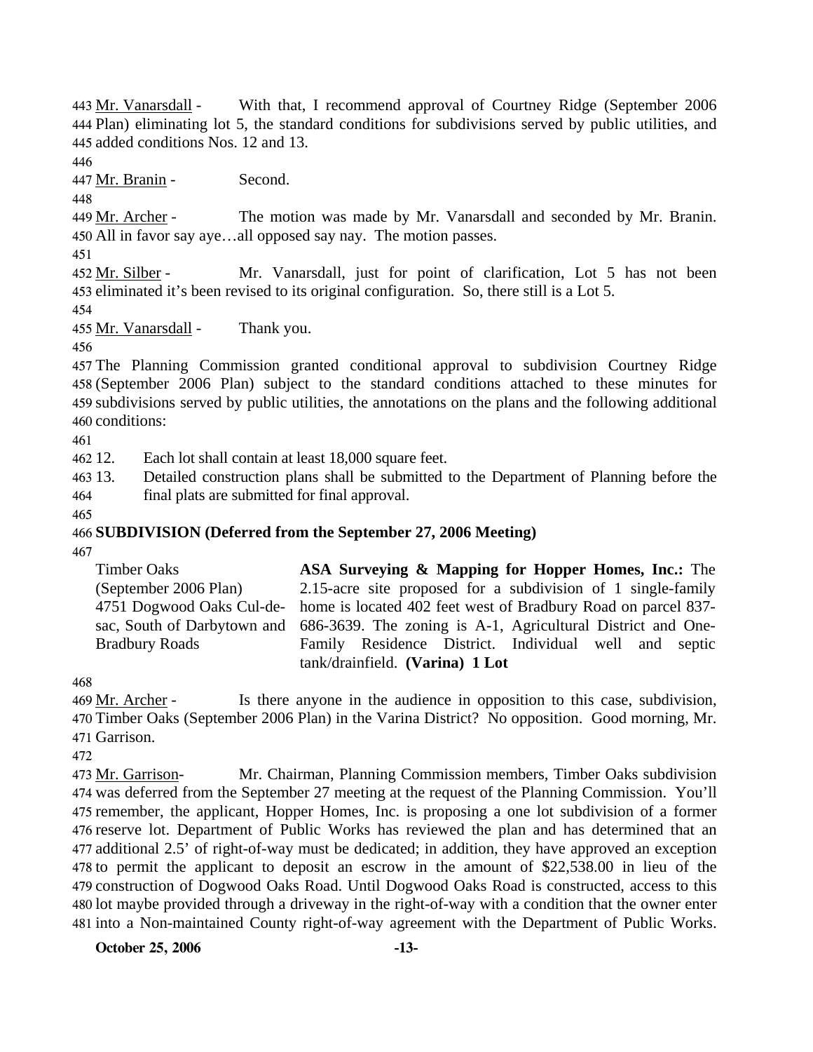Mr. Vanarsdall - With that, I recommend approval of Courtney Ridge (September 2006 Plan) eliminating lot 5, the standard conditions for subdivisions served by public utilities, and added conditions Nos. 12 and 13.

Mr. Branin - Second.

Mr. Archer - The motion was made by Mr. Vanarsdall and seconded by Mr. Branin. All in favor say aye…all opposed say nay. The motion passes.

Mr. Silber - Mr. Vanarsdall, just for point of clarification, Lot 5 has not been eliminated it's been revised to its original configuration. So, there still is a Lot 5.

Mr. Vanarsdall - Thank you.

The Planning Commission granted conditional approval to subdivision Courtney Ridge (September 2006 Plan) subject to the standard conditions attached to these minutes for subdivisions served by public utilities, the annotations on the plans and the following additional conditions:

12. Each lot shall contain at least 18,000 square feet.
13. Detailed construction plans shall be submitted to the Department of Planning before the final plats are submitted for final approval.

**SUBDIVISION (Deferred from the September 27, 2006 Meeting)**

| | |
|---|---|
| Timber Oaks (September 2006 Plan) 4751 Dogwood Oaks Cul-de-sac, South of Darbytown and Bradbury Roads | **ASA Surveying & Mapping for Hopper Homes, Inc.:** The 2.15-acre site proposed for a subdivision of 1 single-family home is located 402 feet west of Bradbury Road on parcel 837-686-3639. The zoning is A-1, Agricultural District and One-Family Residence District. Individual well and septic tank/drainfield. **(Varina) 1 Lot** |

Mr. Archer - Is there anyone in the audience in opposition to this case, subdivision, Timber Oaks (September 2006 Plan) in the Varina District? No opposition. Good morning, Mr. Garrison.

Mr. Garrison- Mr. Chairman, Planning Commission members, Timber Oaks subdivision was deferred from the September 27 meeting at the request of the Planning Commission. You'll remember, the applicant, Hopper Homes, Inc. is proposing a one lot subdivision of a former reserve lot. Department of Public Works has reviewed the plan and has determined that an additional 2.5' of right-of-way must be dedicated; in addition, they have approved an exception to permit the applicant to deposit an escrow in the amount of $22,538.00 in lieu of the construction of Dogwood Oaks Road. Until Dogwood Oaks Road is constructed, access to this lot maybe provided through a driveway in the right-of-way with a condition that the owner enter into a Non-maintained County right-of-way agreement with the Department of Public Works.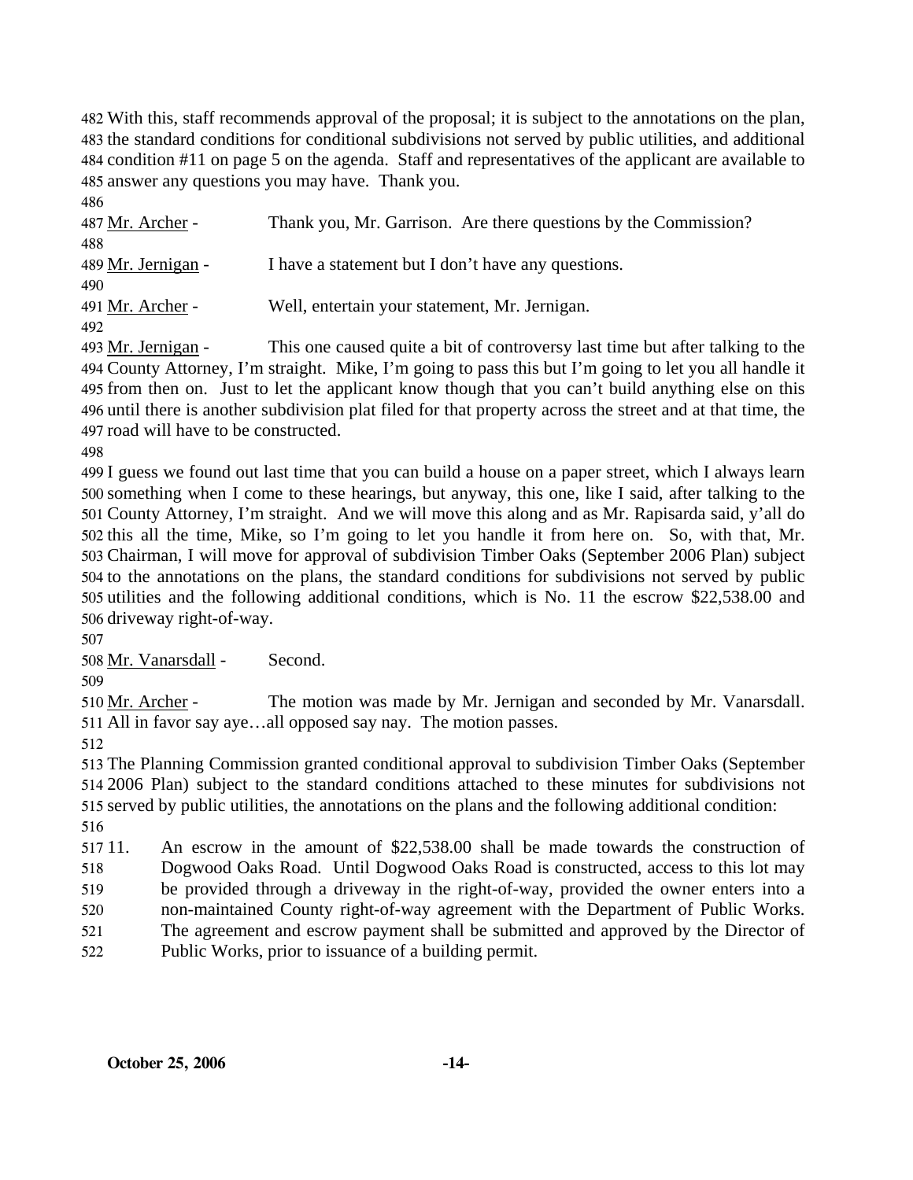With this, staff recommends approval of the proposal; it is subject to the annotations on the plan, the standard conditions for conditional subdivisions not served by public utilities, and additional condition #11 on page 5 on the agenda. Staff and representatives of the applicant are available to answer any questions you may have. Thank you.

Mr. Archer - Thank you, Mr. Garrison. Are there questions by the Commission?

Mr. Jernigan - I have a statement but I don't have any questions.

Mr. Archer - Well, entertain your statement, Mr. Jernigan.

Mr. Jernigan - This one caused quite a bit of controversy last time but after talking to the County Attorney, I'm straight. Mike, I'm going to pass this but I'm going to let you all handle it from then on. Just to let the applicant know though that you can't build anything else on this until there is another subdivision plat filed for that property across the street and at that time, the road will have to be constructed.

I guess we found out last time that you can build a house on a paper street, which I always learn something when I come to these hearings, but anyway, this one, like I said, after talking to the County Attorney, I'm straight. And we will move this along and as Mr. Rapisarda said, y'all do this all the time, Mike, so I'm going to let you handle it from here on. So, with that, Mr. Chairman, I will move for approval of subdivision Timber Oaks (September 2006 Plan) subject to the annotations on the plans, the standard conditions for subdivisions not served by public utilities and the following additional conditions, which is No. 11 the escrow $22,538.00 and driveway right-of-way.

Mr. Vanarsdall - Second.

Mr. Archer - The motion was made by Mr. Jernigan and seconded by Mr. Vanarsdall. All in favor say aye…all opposed say nay. The motion passes.

The Planning Commission granted conditional approval to subdivision Timber Oaks (September 2006 Plan) subject to the standard conditions attached to these minutes for subdivisions not served by public utilities, the annotations on the plans and the following additional condition:

11. An escrow in the amount of $22,538.00 shall be made towards the construction of Dogwood Oaks Road. Until Dogwood Oaks Road is constructed, access to this lot may be provided through a driveway in the right-of-way, provided the owner enters into a non-maintained County right-of-way agreement with the Department of Public Works. The agreement and escrow payment shall be submitted and approved by the Director of Public Works, prior to issuance of a building permit.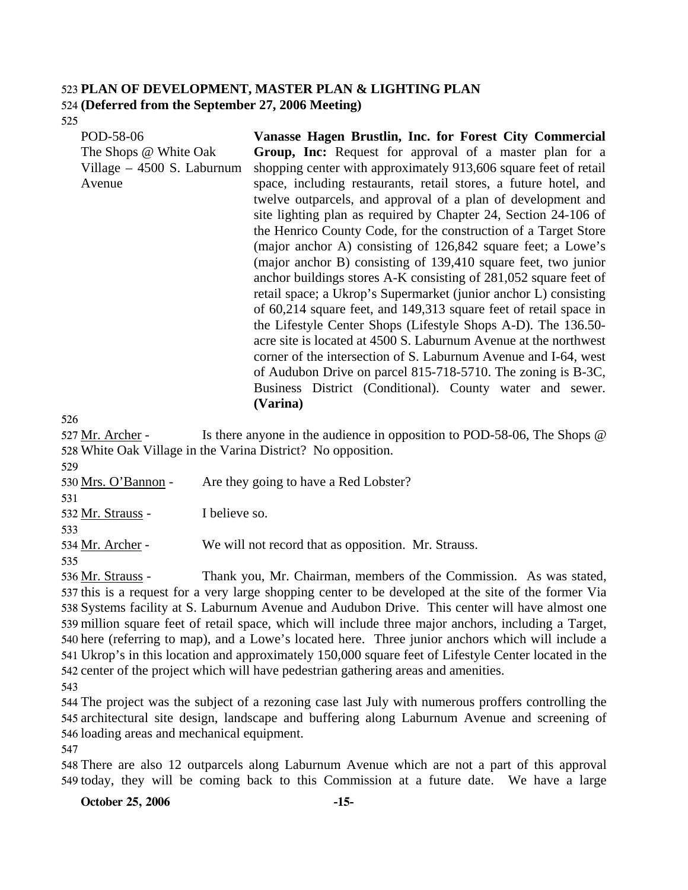**PLAN OF DEVELOPMENT, MASTER PLAN & LIGHTING PLAN**
**(Deferred from the September 27, 2006 Meeting)**

POD-58-06
The Shops @ White Oak Village – 4500 S. Laburnum Avenue

**Vanasse Hagen Brustlin, Inc. for Forest City Commercial Group, Inc:** Request for approval of a master plan for a shopping center with approximately 913,606 square feet of retail space, including restaurants, retail stores, a future hotel, and twelve outparcels, and approval of a plan of development and site lighting plan as required by Chapter 24, Section 24-106 of the Henrico County Code, for the construction of a Target Store (major anchor A) consisting of 126,842 square feet; a Lowe's (major anchor B) consisting of 139,410 square feet, two junior anchor buildings stores A-K consisting of 281,052 square feet of retail space; a Ukrop's Supermarket (junior anchor L) consisting of 60,214 square feet, and 149,313 square feet of retail space in the Lifestyle Center Shops (Lifestyle Shops A-D). The 136.50-acre site is located at 4500 S. Laburnum Avenue at the northwest corner of the intersection of S. Laburnum Avenue and I-64, west of Audubon Drive on parcel 815-718-5710. The zoning is B-3C, Business District (Conditional). County water and sewer. **(Varina)**

Mr. Archer - Is there anyone in the audience in opposition to POD-58-06, The Shops @ White Oak Village in the Varina District? No opposition.

Mrs. O'Bannon - Are they going to have a Red Lobster?

Mr. Strauss - I believe so.

Mr. Archer - We will not record that as opposition. Mr. Strauss.

Mr. Strauss - Thank you, Mr. Chairman, members of the Commission. As was stated, this is a request for a very large shopping center to be developed at the site of the former Via Systems facility at S. Laburnum Avenue and Audubon Drive. This center will have almost one million square feet of retail space, which will include three major anchors, including a Target, here (referring to map), and a Lowe's located here. Three junior anchors which will include a Ukrop's in this location and approximately 150,000 square feet of Lifestyle Center located in the center of the project which will have pedestrian gathering areas and amenities.

The project was the subject of a rezoning case last July with numerous proffers controlling the architectural site design, landscape and buffering along Laburnum Avenue and screening of loading areas and mechanical equipment.

There are also 12 outparcels along Laburnum Avenue which are not a part of this approval today, they will be coming back to this Commission at a future date. We have a large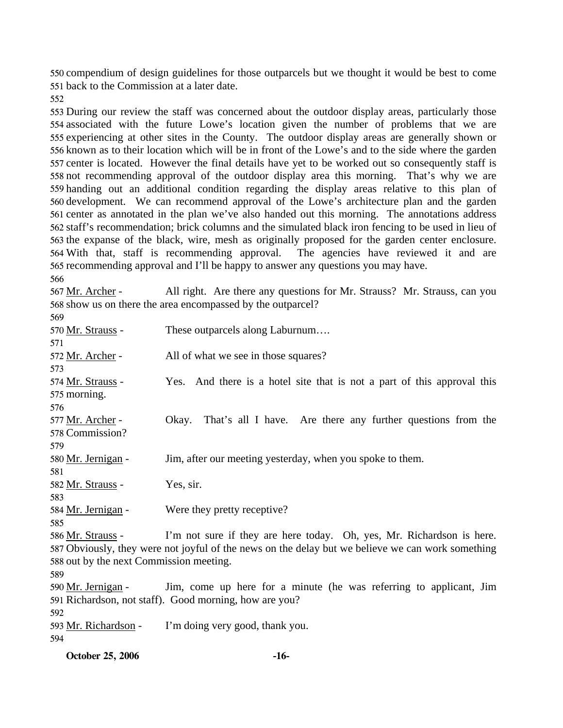compendium of design guidelines for those outparcels but we thought it would be best to come back to the Commission at a later date.

During our review the staff was concerned about the outdoor display areas, particularly those associated with the future Lowe's location given the number of problems that we are experiencing at other sites in the County. The outdoor display areas are generally shown or known as to their location which will be in front of the Lowe's and to the side where the garden center is located. However the final details have yet to be worked out so consequently staff is not recommending approval of the outdoor display area this morning. That's why we are handing out an additional condition regarding the display areas relative to this plan of development. We can recommend approval of the Lowe's architecture plan and the garden center as annotated in the plan we've also handed out this morning. The annotations address staff's recommendation; brick columns and the simulated black iron fencing to be used in lieu of the expanse of the black, wire, mesh as originally proposed for the garden center enclosure. With that, staff is recommending approval. The agencies have reviewed it and are recommending approval and I'll be happy to answer any questions you may have.

Mr. Archer - All right. Are there any questions for Mr. Strauss? Mr. Strauss, can you show us on there the area encompassed by the outparcel?

Mr. Strauss - These outparcels along Laburnum….

Mr. Archer - All of what we see in those squares?

Mr. Strauss - Yes. And there is a hotel site that is not a part of this approval this morning.

Mr. Archer - Okay. That's all I have. Are there any further questions from the Commission?

Mr. Jernigan - Jim, after our meeting yesterday, when you spoke to them.

Mr. Strauss - Yes, sir.

Mr. Jernigan - Were they pretty receptive?

Mr. Strauss - I'm not sure if they are here today. Oh, yes, Mr. Richardson is here. Obviously, they were not joyful of the news on the delay but we believe we can work something out by the next Commission meeting.

Mr. Jernigan - Jim, come up here for a minute (he was referring to applicant, Jim Richardson, not staff). Good morning, how are you?

Mr. Richardson - I'm doing very good, thank you.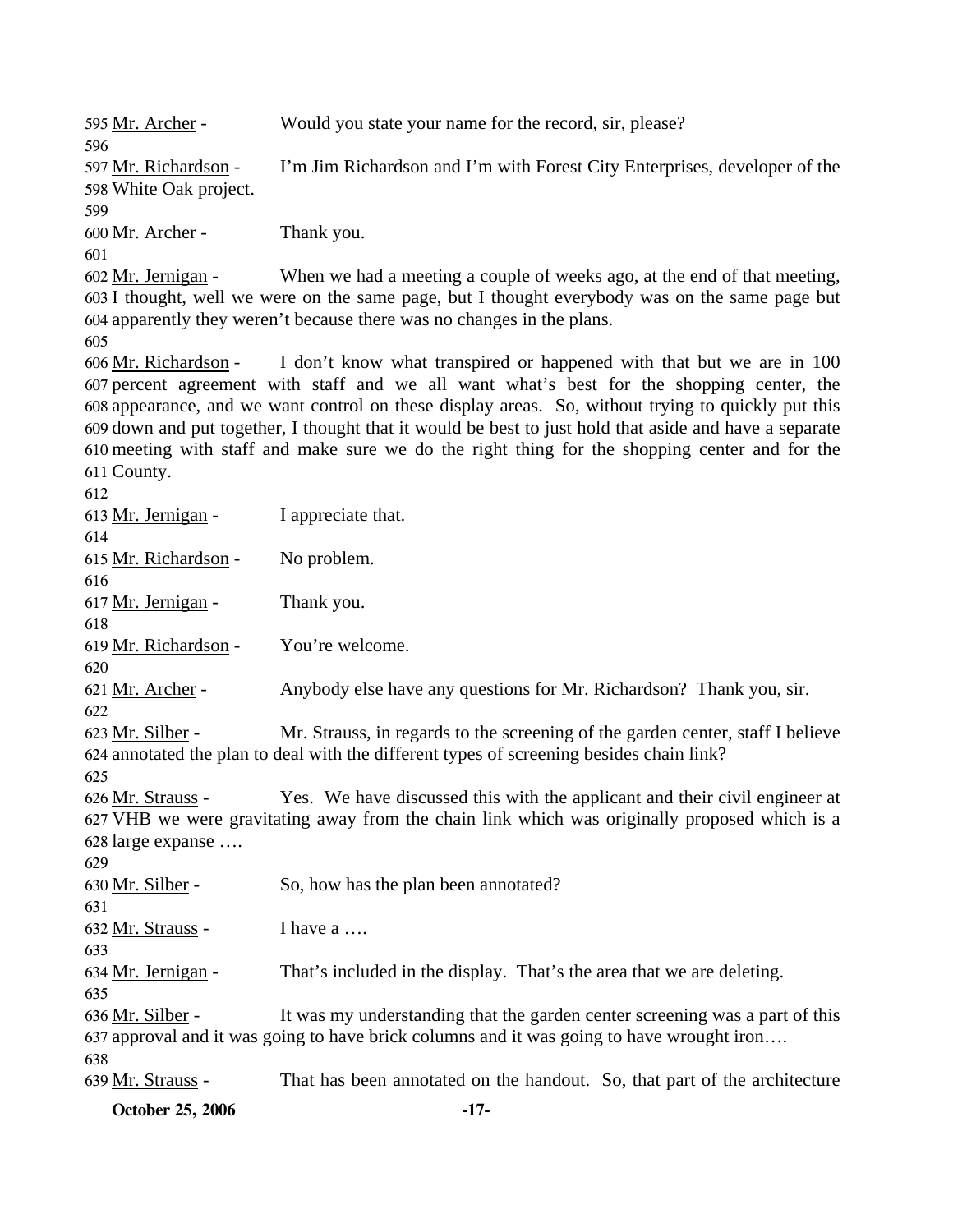Mr. Archer - Would you state your name for the record, sir, please?

Mr. Richardson - I'm Jim Richardson and I'm with Forest City Enterprises, developer of the White Oak project.

Mr. Archer - Thank you.

Mr. Jernigan - When we had a meeting a couple of weeks ago, at the end of that meeting, I thought, well we were on the same page, but I thought everybody was on the same page but apparently they weren't because there was no changes in the plans.

Mr. Richardson - I don't know what transpired or happened with that but we are in 100 percent agreement with staff and we all want what's best for the shopping center, the appearance, and we want control on these display areas. So, without trying to quickly put this down and put together, I thought that it would be best to just hold that aside and have a separate meeting with staff and make sure we do the right thing for the shopping center and for the County.

Mr. Jernigan - I appreciate that.

Mr. Richardson - No problem.

Mr. Jernigan - Thank you.

Mr. Richardson - You're welcome.

Mr. Archer - Anybody else have any questions for Mr. Richardson? Thank you, sir.

Mr. Silber - Mr. Strauss, in regards to the screening of the garden center, staff I believe annotated the plan to deal with the different types of screening besides chain link?

Mr. Strauss - Yes. We have discussed this with the applicant and their civil engineer at VHB we were gravitating away from the chain link which was originally proposed which is a large expanse ….

Mr. Silber - So, how has the plan been annotated?

Mr. Strauss - I have a ….

Mr. Jernigan - That's included in the display. That's the area that we are deleting.

Mr. Silber - It was my understanding that the garden center screening was a part of this approval and it was going to have brick columns and it was going to have wrought iron….

Mr. Strauss - That has been annotated on the handout. So, that part of the architecture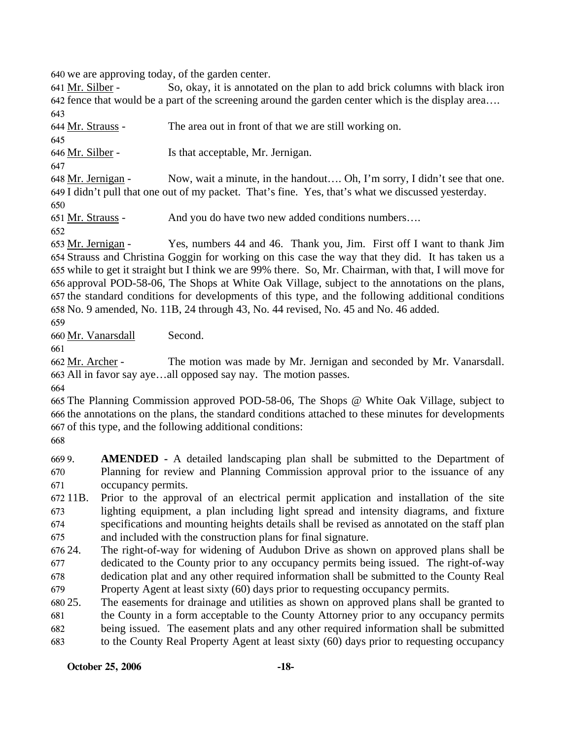we are approving today, of the garden center.

Mr. Silber - So, okay, it is annotated on the plan to add brick columns with black iron fence that would be a part of the screening around the garden center which is the display area….

Mr. Strauss - The area out in front of that we are still working on.

Mr. Silber - Is that acceptable, Mr. Jernigan.

Mr. Jernigan - Now, wait a minute, in the handout…. Oh, I'm sorry, I didn't see that one. I didn't pull that one out of my packet. That's fine. Yes, that's what we discussed yesterday.

Mr. Strauss - And you do have two new added conditions numbers….

Mr. Jernigan - Yes, numbers 44 and 46. Thank you, Jim. First off I want to thank Jim Strauss and Christina Goggin for working on this case the way that they did. It has taken us a while to get it straight but I think we are 99% there. So, Mr. Chairman, with that, I will move for approval POD-58-06, The Shops at White Oak Village, subject to the annotations on the plans, the standard conditions for developments of this type, and the following additional conditions No. 9 amended, No. 11B, 24 through 43, No. 44 revised, No. 45 and No. 46 added.

Mr. Vanarsdall Second.

Mr. Archer - The motion was made by Mr. Jernigan and seconded by Mr. Vanarsdall. All in favor say aye…all opposed say nay. The motion passes.

The Planning Commission approved POD-58-06, The Shops @ White Oak Village, subject to the annotations on the plans, the standard conditions attached to these minutes for developments of this type, and the following additional conditions:

9. **AMENDED -** A detailed landscaping plan shall be submitted to the Department of Planning for review and Planning Commission approval prior to the issuance of any occupancy permits.

11B. Prior to the approval of an electrical permit application and installation of the site lighting equipment, a plan including light spread and intensity diagrams, and fixture specifications and mounting heights details shall be revised as annotated on the staff plan and included with the construction plans for final signature.

24. The right-of-way for widening of Audubon Drive as shown on approved plans shall be dedicated to the County prior to any occupancy permits being issued. The right-of-way dedication plat and any other required information shall be submitted to the County Real Property Agent at least sixty (60) days prior to requesting occupancy permits.

25. The easements for drainage and utilities as shown on approved plans shall be granted to the County in a form acceptable to the County Attorney prior to any occupancy permits being issued. The easement plats and any other required information shall be submitted to the County Real Property Agent at least sixty (60) days prior to requesting occupancy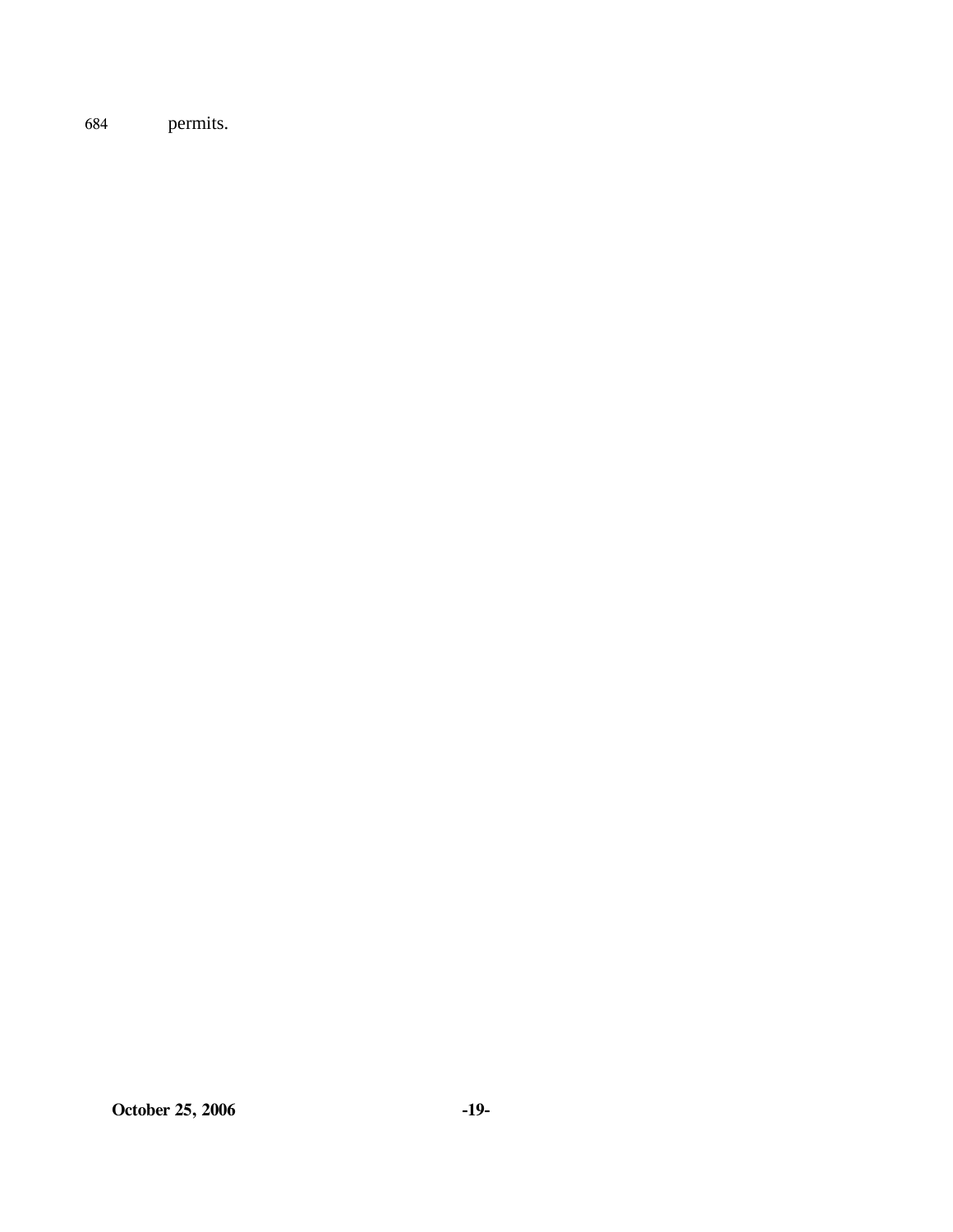684 permits.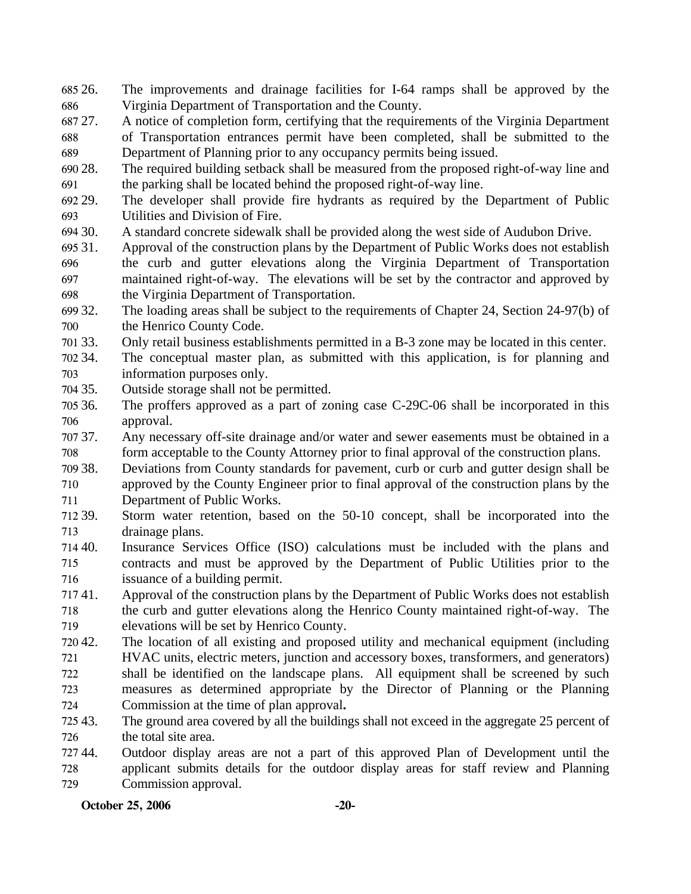26. The improvements and drainage facilities for I-64 ramps shall be approved by the Virginia Department of Transportation and the County.
27. A notice of completion form, certifying that the requirements of the Virginia Department of Transportation entrances permit have been completed, shall be submitted to the Department of Planning prior to any occupancy permits being issued.
28. The required building setback shall be measured from the proposed right-of-way line and the parking shall be located behind the proposed right-of-way line.
29. The developer shall provide fire hydrants as required by the Department of Public Utilities and Division of Fire.
30. A standard concrete sidewalk shall be provided along the west side of Audubon Drive.
31. Approval of the construction plans by the Department of Public Works does not establish the curb and gutter elevations along the Virginia Department of Transportation maintained right-of-way. The elevations will be set by the contractor and approved by the Virginia Department of Transportation.
32. The loading areas shall be subject to the requirements of Chapter 24, Section 24-97(b) of the Henrico County Code.
33. Only retail business establishments permitted in a B-3 zone may be located in this center.
34. The conceptual master plan, as submitted with this application, is for planning and information purposes only.
35. Outside storage shall not be permitted.
36. The proffers approved as a part of zoning case C-29C-06 shall be incorporated in this approval.
37. Any necessary off-site drainage and/or water and sewer easements must be obtained in a form acceptable to the County Attorney prior to final approval of the construction plans.
38. Deviations from County standards for pavement, curb or curb and gutter design shall be approved by the County Engineer prior to final approval of the construction plans by the Department of Public Works.
39. Storm water retention, based on the 50-10 concept, shall be incorporated into the drainage plans.
40. Insurance Services Office (ISO) calculations must be included with the plans and contracts and must be approved by the Department of Public Utilities prior to the issuance of a building permit.
41. Approval of the construction plans by the Department of Public Works does not establish the curb and gutter elevations along the Henrico County maintained right-of-way. The elevations will be set by Henrico County.
42. The location of all existing and proposed utility and mechanical equipment (including HVAC units, electric meters, junction and accessory boxes, transformers, and generators) shall be identified on the landscape plans. All equipment shall be screened by such measures as determined appropriate by the Director of Planning or the Planning Commission at the time of plan approval**.**
43. The ground area covered by all the buildings shall not exceed in the aggregate 25 percent of the total site area.
44. Outdoor display areas are not a part of this approved Plan of Development until the applicant submits details for the outdoor display areas for staff review and Planning Commission approval.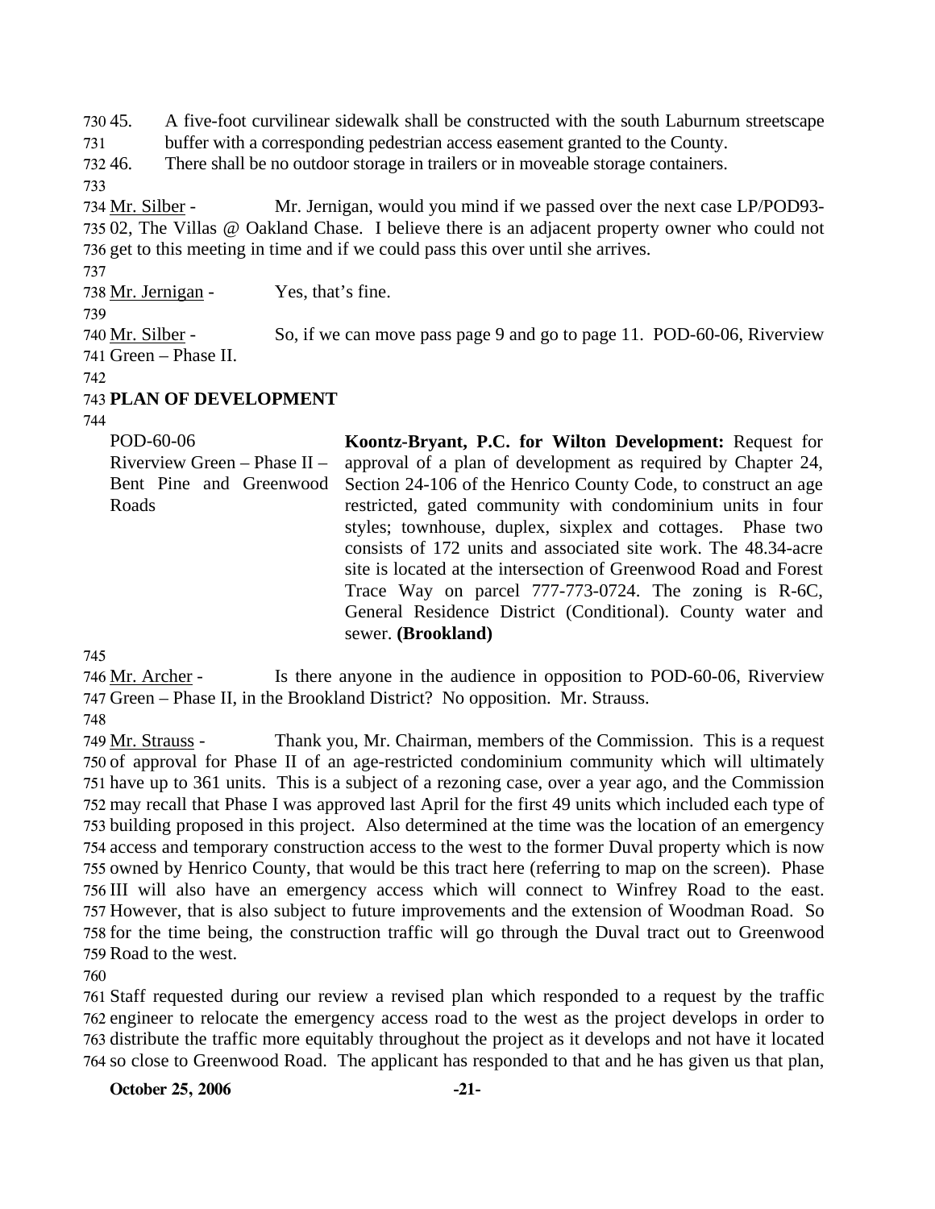45. A five-foot curvilinear sidewalk shall be constructed with the south Laburnum streetscape buffer with a corresponding pedestrian access easement granted to the County.

46. There shall be no outdoor storage in trailers or in moveable storage containers.

Mr. Silber - Mr. Jernigan, would you mind if we passed over the next case LP/POD93-02, The Villas @ Oakland Chase. I believe there is an adjacent property owner who could not get to this meeting in time and if we could pass this over until she arrives.

Mr. Jernigan - Yes, that's fine.

Mr. Silber - So, if we can move pass page 9 and go to page 11. POD-60-06, Riverview Green – Phase II.

**PLAN OF DEVELOPMENT**

POD-60-06
Riverview Green – Phase II – Bent Pine and Greenwood Roads

**Koontz-Bryant, P.C. for Wilton Development:** Request for approval of a plan of development as required by Chapter 24, Section 24-106 of the Henrico County Code, to construct an age restricted, gated community with condominium units in four styles; townhouse, duplex, sixplex and cottages. Phase two consists of 172 units and associated site work. The 48.34-acre site is located at the intersection of Greenwood Road and Forest Trace Way on parcel 777-773-0724. The zoning is R-6C, General Residence District (Conditional). County water and sewer. **(Brookland)**

Mr. Archer - Is there anyone in the audience in opposition to POD-60-06, Riverview Green – Phase II, in the Brookland District? No opposition. Mr. Strauss.

Mr. Strauss - Thank you, Mr. Chairman, members of the Commission. This is a request of approval for Phase II of an age-restricted condominium community which will ultimately have up to 361 units. This is a subject of a rezoning case, over a year ago, and the Commission may recall that Phase I was approved last April for the first 49 units which included each type of building proposed in this project. Also determined at the time was the location of an emergency access and temporary construction access to the west to the former Duval property which is now owned by Henrico County, that would be this tract here (referring to map on the screen). Phase III will also have an emergency access which will connect to Winfrey Road to the east. However, that is also subject to future improvements and the extension of Woodman Road. So for the time being, the construction traffic will go through the Duval tract out to Greenwood Road to the west.

Staff requested during our review a revised plan which responded to a request by the traffic engineer to relocate the emergency access road to the west as the project develops in order to distribute the traffic more equitably throughout the project as it develops and not have it located so close to Greenwood Road. The applicant has responded to that and he has given us that plan,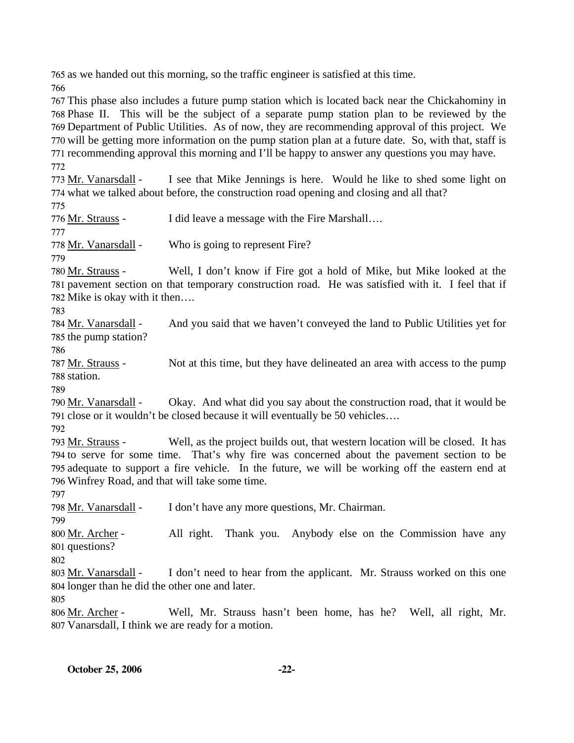as we handed out this morning, so the traffic engineer is satisfied at this time.

This phase also includes a future pump station which is located back near the Chickahominy in Phase II. This will be the subject of a separate pump station plan to be reviewed by the Department of Public Utilities. As of now, they are recommending approval of this project. We will be getting more information on the pump station plan at a future date. So, with that, staff is recommending approval this morning and I'll be happy to answer any questions you may have.

Mr. Vanarsdall - I see that Mike Jennings is here. Would he like to shed some light on what we talked about before, the construction road opening and closing and all that?

Mr. Strauss - I did leave a message with the Fire Marshall….

Mr. Vanarsdall - Who is going to represent Fire?

Mr. Strauss - Well, I don't know if Fire got a hold of Mike, but Mike looked at the pavement section on that temporary construction road. He was satisfied with it. I feel that if Mike is okay with it then….

Mr. Vanarsdall - And you said that we haven't conveyed the land to Public Utilities yet for the pump station?

Mr. Strauss - Not at this time, but they have delineated an area with access to the pump station.

Mr. Vanarsdall - Okay. And what did you say about the construction road, that it would be close or it wouldn't be closed because it will eventually be 50 vehicles….

Mr. Strauss - Well, as the project builds out, that western location will be closed. It has to serve for some time. That's why fire was concerned about the pavement section to be adequate to support a fire vehicle. In the future, we will be working off the eastern end at Winfrey Road, and that will take some time.

Mr. Vanarsdall - I don't have any more questions, Mr. Chairman.

Mr. Archer - All right. Thank you. Anybody else on the Commission have any questions?

Mr. Vanarsdall - I don't need to hear from the applicant. Mr. Strauss worked on this one longer than he did the other one and later.

Mr. Archer - Well, Mr. Strauss hasn't been home, has he? Well, all right, Mr. Vanarsdall, I think we are ready for a motion.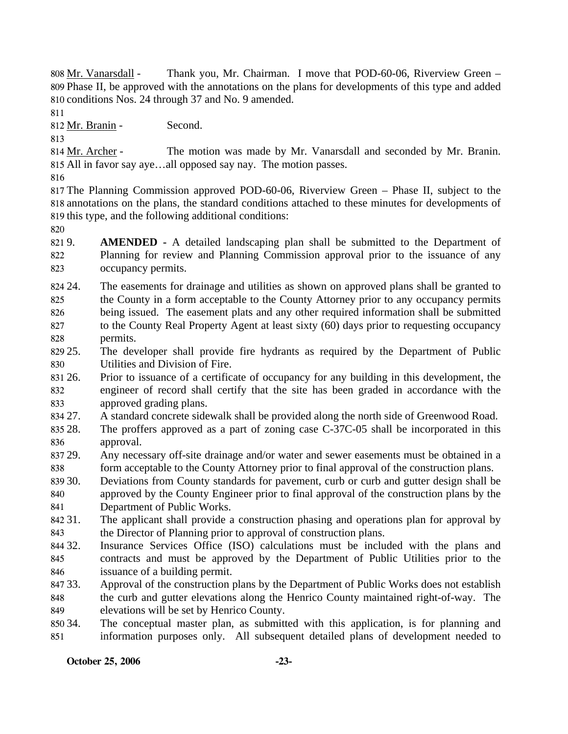Mr. Vanarsdall - Thank you, Mr. Chairman. I move that POD-60-06, Riverview Green – Phase II, be approved with the annotations on the plans for developments of this type and added conditions Nos. 24 through 37 and No. 9 amended.

Mr. Branin - Second.

Mr. Archer - The motion was made by Mr. Vanarsdall and seconded by Mr. Branin. All in favor say aye…all opposed say nay. The motion passes.

The Planning Commission approved POD-60-06, Riverview Green – Phase II, subject to the annotations on the plans, the standard conditions attached to these minutes for developments of this type, and the following additional conditions:

9. **AMENDED -** A detailed landscaping plan shall be submitted to the Department of Planning for review and Planning Commission approval prior to the issuance of any occupancy permits.

24. The easements for drainage and utilities as shown on approved plans shall be granted to the County in a form acceptable to the County Attorney prior to any occupancy permits being issued. The easement plats and any other required information shall be submitted to the County Real Property Agent at least sixty (60) days prior to requesting occupancy permits.
25. The developer shall provide fire hydrants as required by the Department of Public Utilities and Division of Fire.
26. Prior to issuance of a certificate of occupancy for any building in this development, the engineer of record shall certify that the site has been graded in accordance with the approved grading plans.
27. A standard concrete sidewalk shall be provided along the north side of Greenwood Road.
28. The proffers approved as a part of zoning case C-37C-05 shall be incorporated in this approval.
29. Any necessary off-site drainage and/or water and sewer easements must be obtained in a form acceptable to the County Attorney prior to final approval of the construction plans.
30. Deviations from County standards for pavement, curb or curb and gutter design shall be approved by the County Engineer prior to final approval of the construction plans by the Department of Public Works.
31. The applicant shall provide a construction phasing and operations plan for approval by the Director of Planning prior to approval of construction plans.
32. Insurance Services Office (ISO) calculations must be included with the plans and contracts and must be approved by the Department of Public Utilities prior to the issuance of a building permit.
33. Approval of the construction plans by the Department of Public Works does not establish the curb and gutter elevations along the Henrico County maintained right-of-way. The elevations will be set by Henrico County.
34. The conceptual master plan, as submitted with this application, is for planning and information purposes only. All subsequent detailed plans of development needed to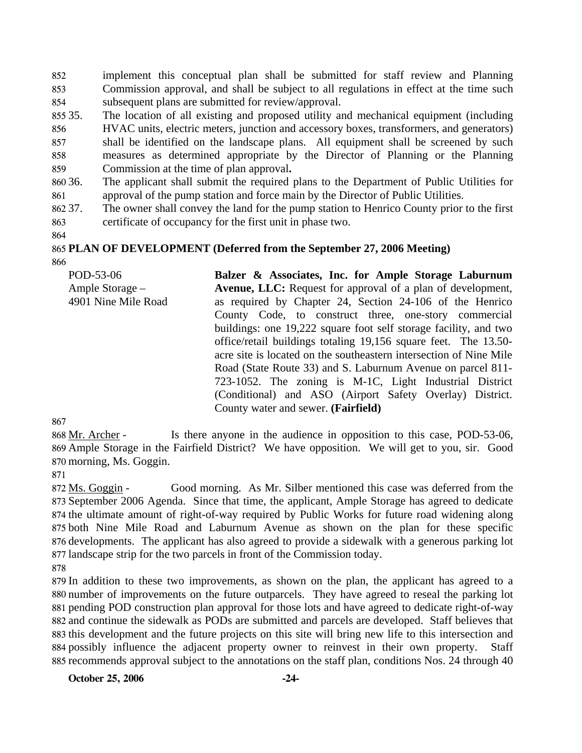implement this conceptual plan shall be submitted for staff review and Planning Commission approval, and shall be subject to all regulations in effect at the time such subsequent plans are submitted for review/approval.

35. The location of all existing and proposed utility and mechanical equipment (including HVAC units, electric meters, junction and accessory boxes, transformers, and generators) shall be identified on the landscape plans. All equipment shall be screened by such measures as determined appropriate by the Director of Planning or the Planning Commission at the time of plan approval**.**
36. The applicant shall submit the required plans to the Department of Public Utilities for approval of the pump station and force main by the Director of Public Utilities.
37. The owner shall convey the land for the pump station to Henrico County prior to the first certificate of occupancy for the first unit in phase two.

**PLAN OF DEVELOPMENT (Deferred from the September 27, 2006 Meeting)**

POD-53-06
Ample Storage –
4901 Nine Mile Road

**Balzer & Associates, Inc. for Ample Storage Laburnum Avenue, LLC:** Request for approval of a plan of development, as required by Chapter 24, Section 24-106 of the Henrico County Code, to construct three, one-story commercial buildings: one 19,222 square foot self storage facility, and two office/retail buildings totaling 19,156 square feet. The 13.50-acre site is located on the southeastern intersection of Nine Mile Road (State Route 33) and S. Laburnum Avenue on parcel 811-723-1052. The zoning is M-1C, Light Industrial District (Conditional) and ASO (Airport Safety Overlay) District. County water and sewer. **(Fairfield)**

Mr. Archer - Is there anyone in the audience in opposition to this case, POD-53-06, Ample Storage in the Fairfield District? We have opposition. We will get to you, sir. Good morning, Ms. Goggin.

Ms. Goggin - Good morning. As Mr. Silber mentioned this case was deferred from the September 2006 Agenda. Since that time, the applicant, Ample Storage has agreed to dedicate the ultimate amount of right-of-way required by Public Works for future road widening along both Nine Mile Road and Laburnum Avenue as shown on the plan for these specific developments. The applicant has also agreed to provide a sidewalk with a generous parking lot landscape strip for the two parcels in front of the Commission today.

In addition to these two improvements, as shown on the plan, the applicant has agreed to a number of improvements on the future outparcels. They have agreed to reseal the parking lot pending POD construction plan approval for those lots and have agreed to dedicate right-of-way and continue the sidewalk as PODs are submitted and parcels are developed. Staff believes that this development and the future projects on this site will bring new life to this intersection and possibly influence the adjacent property owner to reinvest in their own property. Staff recommends approval subject to the annotations on the staff plan, conditions Nos. 24 through 40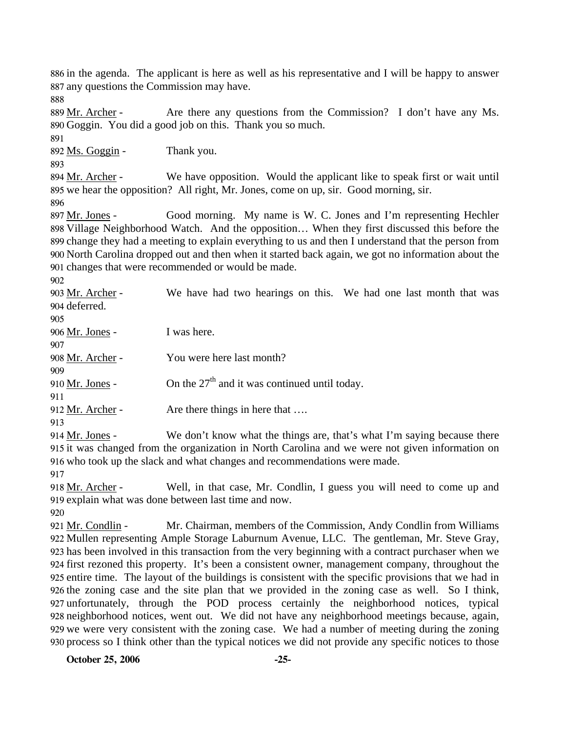in the agenda. The applicant is here as well as his representative and I will be happy to answer any questions the Commission may have.

Mr. Archer - Are there any questions from the Commission? I don't have any Ms. Goggin. You did a good job on this. Thank you so much.

Ms. Goggin - Thank you.

Mr. Archer - We have opposition. Would the applicant like to speak first or wait until we hear the opposition? All right, Mr. Jones, come on up, sir. Good morning, sir.

Mr. Jones - Good morning. My name is W. C. Jones and I'm representing Hechler Village Neighborhood Watch. And the opposition… When they first discussed this before the change they had a meeting to explain everything to us and then I understand that the person from North Carolina dropped out and then when it started back again, we got no information about the changes that were recommended or would be made.

Mr. Archer - We have had two hearings on this. We had one last month that was deferred.

Mr. Jones - I was here.

Mr. Archer - You were here last month?

Mr. Jones - On the 27th and it was continued until today.

Mr. Archer - Are there things in here that ….

Mr. Jones - We don't know what the things are, that's what I'm saying because there it was changed from the organization in North Carolina and we were not given information on who took up the slack and what changes and recommendations were made.

Mr. Archer - Well, in that case, Mr. Condlin, I guess you will need to come up and explain what was done between last time and now.

Mr. Condlin - Mr. Chairman, members of the Commission, Andy Condlin from Williams Mullen representing Ample Storage Laburnum Avenue, LLC. The gentleman, Mr. Steve Gray, has been involved in this transaction from the very beginning with a contract purchaser when we first rezoned this property. It's been a consistent owner, management company, throughout the entire time. The layout of the buildings is consistent with the specific provisions that we had in the zoning case and the site plan that we provided in the zoning case as well. So I think, unfortunately, through the POD process certainly the neighborhood notices, typical neighborhood notices, went out. We did not have any neighborhood meetings because, again, we were very consistent with the zoning case. We had a number of meeting during the zoning process so I think other than the typical notices we did not provide any specific notices to those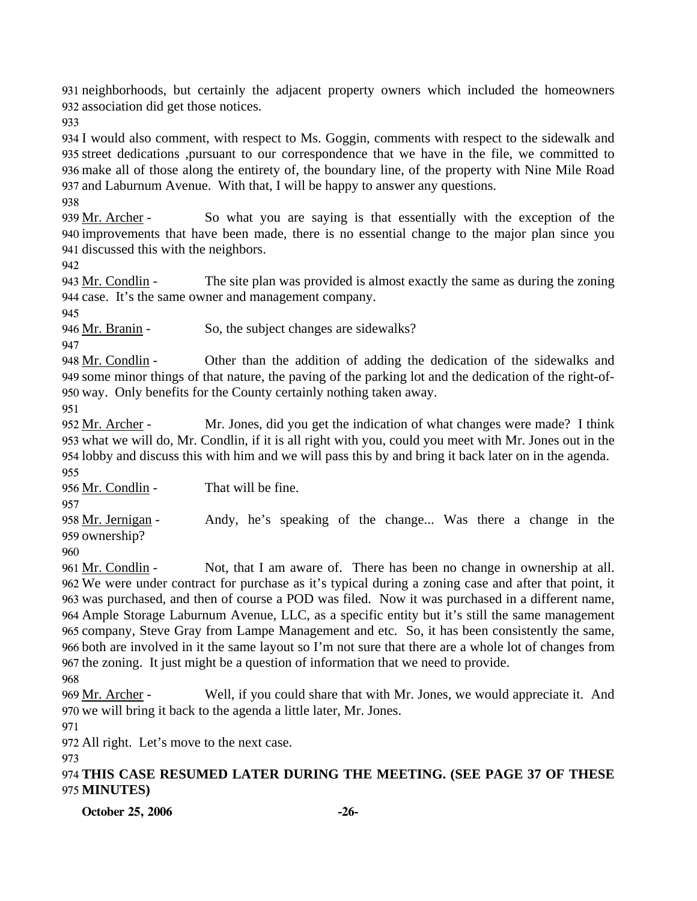neighborhoods, but certainly the adjacent property owners which included the homeowners association did get those notices.

I would also comment, with respect to Ms. Goggin, comments with respect to the sidewalk and street dedications ,pursuant to our correspondence that we have in the file, we committed to make all of those along the entirety of, the boundary line, of the property with Nine Mile Road and Laburnum Avenue. With that, I will be happy to answer any questions.

Mr. Archer - So what you are saying is that essentially with the exception of the improvements that have been made, there is no essential change to the major plan since you discussed this with the neighbors.

Mr. Condlin - The site plan was provided is almost exactly the same as during the zoning case. It's the same owner and management company.

Mr. Branin - So, the subject changes are sidewalks?

Mr. Condlin - Other than the addition of adding the dedication of the sidewalks and some minor things of that nature, the paving of the parking lot and the dedication of the right-of-way. Only benefits for the County certainly nothing taken away.

Mr. Archer - Mr. Jones, did you get the indication of what changes were made? I think what we will do, Mr. Condlin, if it is all right with you, could you meet with Mr. Jones out in the lobby and discuss this with him and we will pass this by and bring it back later on in the agenda.

Mr. Condlin - That will be fine.

Mr. Jernigan - Andy, he's speaking of the change... Was there a change in the ownership?

Mr. Condlin - Not, that I am aware of. There has been no change in ownership at all. We were under contract for purchase as it's typical during a zoning case and after that point, it was purchased, and then of course a POD was filed. Now it was purchased in a different name, Ample Storage Laburnum Avenue, LLC, as a specific entity but it's still the same management company, Steve Gray from Lampe Management and etc. So, it has been consistently the same, both are involved in it the same layout so I'm not sure that there are a whole lot of changes from the zoning. It just might be a question of information that we need to provide.

Mr. Archer - Well, if you could share that with Mr. Jones, we would appreciate it. And we will bring it back to the agenda a little later, Mr. Jones.

All right. Let's move to the next case.

**THIS CASE RESUMED LATER DURING THE MEETING. (SEE PAGE 37 OF THESE MINUTES)**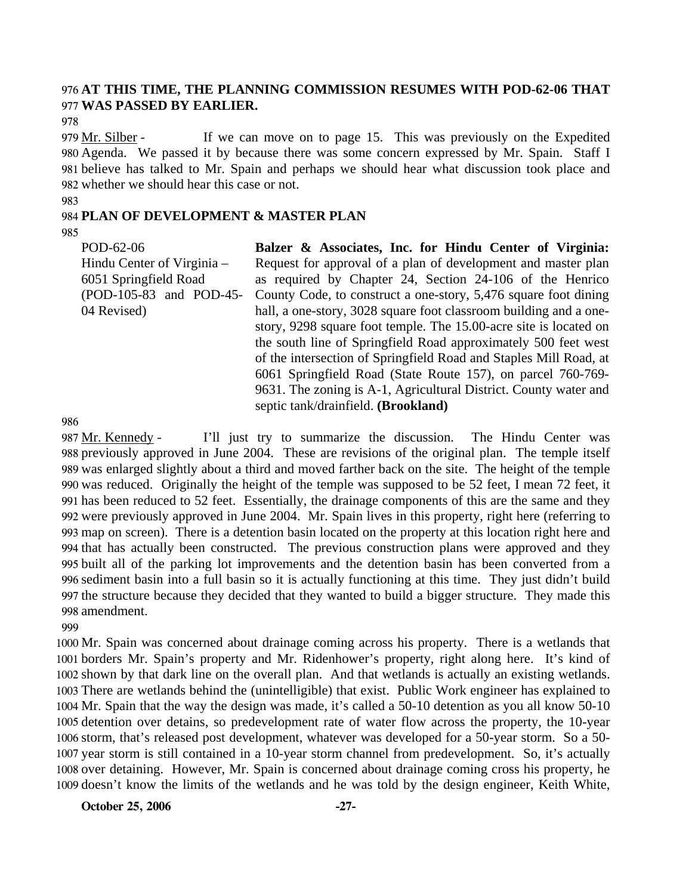**AT THIS TIME, THE PLANNING COMMISSION RESUMES WITH POD-62-06 THAT WAS PASSED BY EARLIER.**

Mr. Silber - If we can move on to page 15. This was previously on the Expedited Agenda. We passed it by because there was some concern expressed by Mr. Spain. Staff I believe has talked to Mr. Spain and perhaps we should hear what discussion took place and whether we should hear this case or not.

**PLAN OF DEVELOPMENT & MASTER PLAN**

| | |
|---|---|
| POD-62-06<br>Hindu Center of Virginia – 6051 Springfield Road<br>(POD-105-83 and POD-45-04 Revised) | **Balzer & Associates, Inc. for Hindu Center of Virginia:** Request for approval of a plan of development and master plan as required by Chapter 24, Section 24-106 of the Henrico County Code, to construct a one-story, 5,476 square foot dining hall, a one-story, 3028 square foot classroom building and a one-story, 9298 square foot temple. The 15.00-acre site is located on the south line of Springfield Road approximately 500 feet west of the intersection of Springfield Road and Staples Mill Road, at 6061 Springfield Road (State Route 157), on parcel 760-769-9631. The zoning is A-1, Agricultural District. County water and septic tank/drainfield. **(Brookland)** |

Mr. Kennedy - I'll just try to summarize the discussion. The Hindu Center was previously approved in June 2004. These are revisions of the original plan. The temple itself was enlarged slightly about a third and moved farther back on the site. The height of the temple was reduced. Originally the height of the temple was supposed to be 52 feet, I mean 72 feet, it has been reduced to 52 feet. Essentially, the drainage components of this are the same and they were previously approved in June 2004. Mr. Spain lives in this property, right here (referring to map on screen). There is a detention basin located on the property at this location right here and that has actually been constructed. The previous construction plans were approved and they built all of the parking lot improvements and the detention basin has been converted from a sediment basin into a full basin so it is actually functioning at this time. They just didn't build the structure because they decided that they wanted to build a bigger structure. They made this amendment.

Mr. Spain was concerned about drainage coming across his property. There is a wetlands that borders Mr. Spain's property and Mr. Ridenhower's property, right along here. It's kind of shown by that dark line on the overall plan. And that wetlands is actually an existing wetlands. There are wetlands behind the (unintelligible) that exist. Public Work engineer has explained to Mr. Spain that the way the design was made, it's called a 50-10 detention as you all know 50-10 detention over detains, so predevelopment rate of water flow across the property, the 10-year storm, that's released post development, whatever was developed for a 50-year storm. So a 50-year storm is still contained in a 10-year storm channel from predevelopment. So, it's actually over detaining. However, Mr. Spain is concerned about drainage coming cross his property, he doesn't know the limits of the wetlands and he was told by the design engineer, Keith White,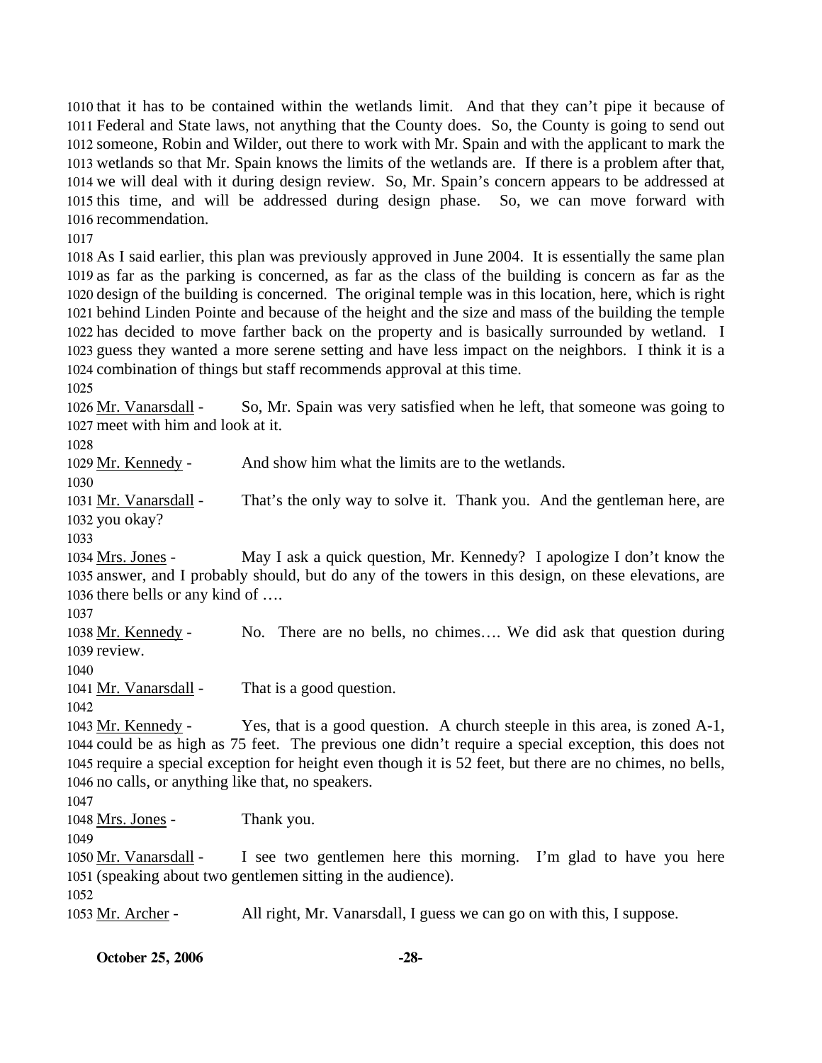that it has to be contained within the wetlands limit. And that they can't pipe it because of Federal and State laws, not anything that the County does. So, the County is going to send out someone, Robin and Wilder, out there to work with Mr. Spain and with the applicant to mark the wetlands so that Mr. Spain knows the limits of the wetlands are. If there is a problem after that, we will deal with it during design review. So, Mr. Spain's concern appears to be addressed at this time, and will be addressed during design phase. So, we can move forward with recommendation.

As I said earlier, this plan was previously approved in June 2004. It is essentially the same plan as far as the parking is concerned, as far as the class of the building is concern as far as the design of the building is concerned. The original temple was in this location, here, which is right behind Linden Pointe and because of the height and the size and mass of the building the temple has decided to move farther back on the property and is basically surrounded by wetland. I guess they wanted a more serene setting and have less impact on the neighbors. I think it is a combination of things but staff recommends approval at this time.

Mr. Vanarsdall - So, Mr. Spain was very satisfied when he left, that someone was going to meet with him and look at it.

Mr. Kennedy - And show him what the limits are to the wetlands.

Mr. Vanarsdall - That's the only way to solve it. Thank you. And the gentleman here, are you okay?

Mrs. Jones - May I ask a quick question, Mr. Kennedy? I apologize I don't know the answer, and I probably should, but do any of the towers in this design, on these elevations, are there bells or any kind of ….

Mr. Kennedy - No. There are no bells, no chimes…. We did ask that question during review.

Mr. Vanarsdall - That is a good question.

Mr. Kennedy - Yes, that is a good question. A church steeple in this area, is zoned A-1, could be as high as 75 feet. The previous one didn't require a special exception, this does not require a special exception for height even though it is 52 feet, but there are no chimes, no bells, no calls, or anything like that, no speakers.

Mrs. Jones - Thank you.

Mr. Vanarsdall - I see two gentlemen here this morning. I'm glad to have you here (speaking about two gentlemen sitting in the audience).

Mr. Archer - All right, Mr. Vanarsdall, I guess we can go on with this, I suppose.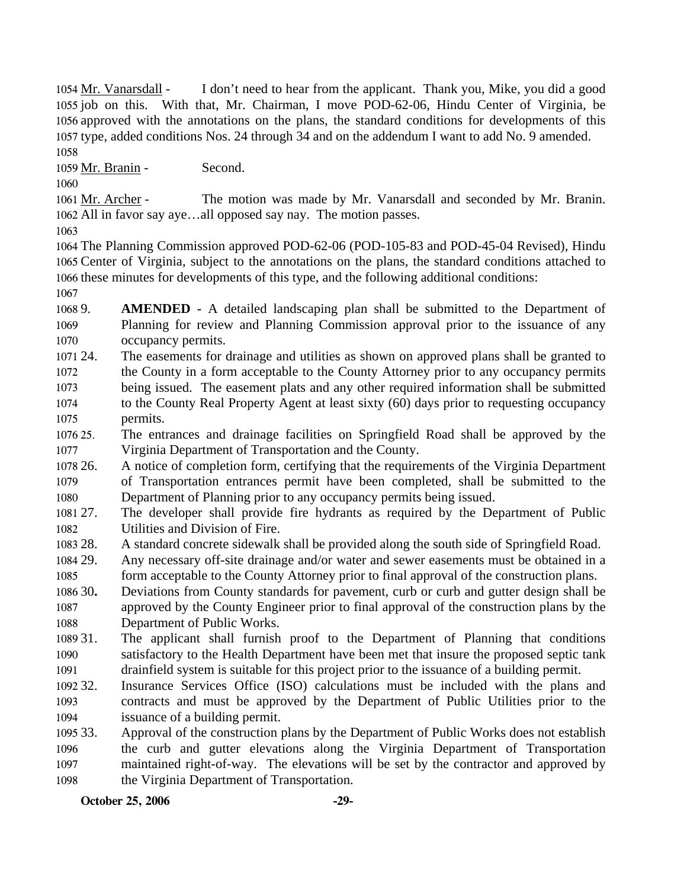Mr. Vanarsdall - I don't need to hear from the applicant. Thank you, Mike, you did a good job on this. With that, Mr. Chairman, I move POD-62-06, Hindu Center of Virginia, be approved with the annotations on the plans, the standard conditions for developments of this type, added conditions Nos. 24 through 34 and on the addendum I want to add No. 9 amended.

Mr. Branin - Second.

Mr. Archer - The motion was made by Mr. Vanarsdall and seconded by Mr. Branin. All in favor say aye…all opposed say nay. The motion passes.

The Planning Commission approved POD-62-06 (POD-105-83 and POD-45-04 Revised), Hindu Center of Virginia, subject to the annotations on the plans, the standard conditions attached to these minutes for developments of this type, and the following additional conditions:

9. **AMENDED -** A detailed landscaping plan shall be submitted to the Department of Planning for review and Planning Commission approval prior to the issuance of any occupancy permits.
24. The easements for drainage and utilities as shown on approved plans shall be granted to the County in a form acceptable to the County Attorney prior to any occupancy permits being issued. The easement plats and any other required information shall be submitted to the County Real Property Agent at least sixty (60) days prior to requesting occupancy permits.
25. The entrances and drainage facilities on Springfield Road shall be approved by the Virginia Department of Transportation and the County.
26. A notice of completion form, certifying that the requirements of the Virginia Department of Transportation entrances permit have been completed, shall be submitted to the Department of Planning prior to any occupancy permits being issued.
27. The developer shall provide fire hydrants as required by the Department of Public Utilities and Division of Fire.
28. A standard concrete sidewalk shall be provided along the south side of Springfield Road.
29. Any necessary off-site drainage and/or water and sewer easements must be obtained in a form acceptable to the County Attorney prior to final approval of the construction plans.
30. Deviations from County standards for pavement, curb or curb and gutter design shall be approved by the County Engineer prior to final approval of the construction plans by the Department of Public Works.
31. The applicant shall furnish proof to the Department of Planning that conditions satisfactory to the Health Department have been met that insure the proposed septic tank drainfield system is suitable for this project prior to the issuance of a building permit.
32. Insurance Services Office (ISO) calculations must be included with the plans and contracts and must be approved by the Department of Public Utilities prior to the issuance of a building permit.
33. Approval of the construction plans by the Department of Public Works does not establish the curb and gutter elevations along the Virginia Department of Transportation maintained right-of-way. The elevations will be set by the contractor and approved by the Virginia Department of Transportation.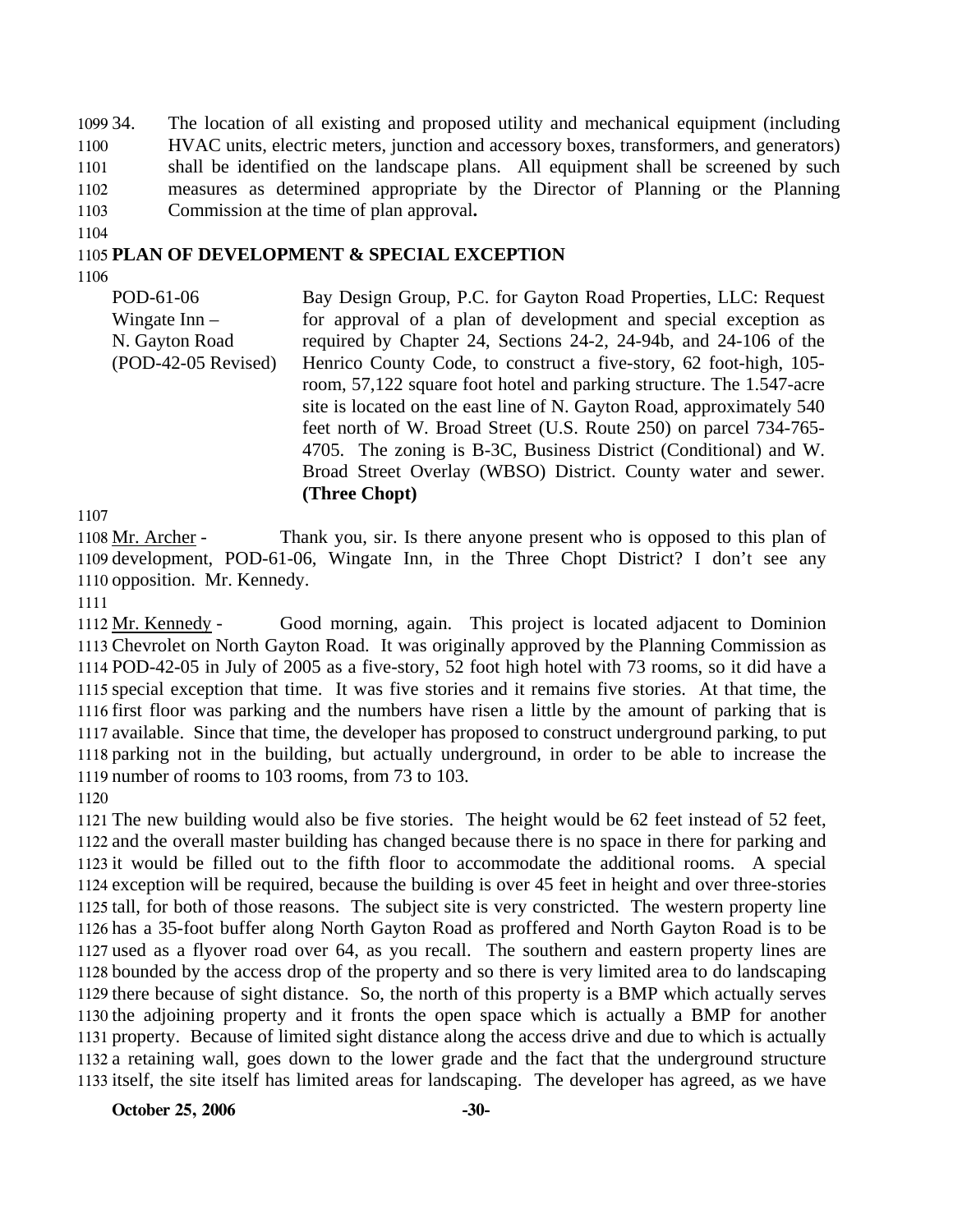34. The location of all existing and proposed utility and mechanical equipment (including HVAC units, electric meters, junction and accessory boxes, transformers, and generators) shall be identified on the landscape plans. All equipment shall be screened by such measures as determined appropriate by the Director of Planning or the Planning Commission at the time of plan approval**.**

## PLAN OF DEVELOPMENT & SPECIAL EXCEPTION

POD-61-06
Wingate Inn –
N. Gayton Road
(POD-42-05 Revised)

Bay Design Group, P.C. for Gayton Road Properties, LLC: Request for approval of a plan of development and special exception as required by Chapter 24, Sections 24-2, 24-94b, and 24-106 of the Henrico County Code, to construct a five-story, 62 foot-high, 105-room, 57,122 square foot hotel and parking structure. The 1.547-acre site is located on the east line of N. Gayton Road, approximately 540 feet north of W. Broad Street (U.S. Route 250) on parcel 734-765-4705. The zoning is B-3C, Business District (Conditional) and W. Broad Street Overlay (WBSO) District. County water and sewer. **(Three Chopt)**

Mr. Archer - Thank you, sir. Is there anyone present who is opposed to this plan of development, POD-61-06, Wingate Inn, in the Three Chopt District? I don't see any opposition. Mr. Kennedy.

Mr. Kennedy - Good morning, again. This project is located adjacent to Dominion Chevrolet on North Gayton Road. It was originally approved by the Planning Commission as POD-42-05 in July of 2005 as a five-story, 52 foot high hotel with 73 rooms, so it did have a special exception that time. It was five stories and it remains five stories. At that time, the first floor was parking and the numbers have risen a little by the amount of parking that is available. Since that time, the developer has proposed to construct underground parking, to put parking not in the building, but actually underground, in order to be able to increase the number of rooms to 103 rooms, from 73 to 103.

The new building would also be five stories. The height would be 62 feet instead of 52 feet, and the overall master building has changed because there is no space in there for parking and it would be filled out to the fifth floor to accommodate the additional rooms. A special exception will be required, because the building is over 45 feet in height and over three-stories tall, for both of those reasons. The subject site is very constricted. The western property line has a 35-foot buffer along North Gayton Road as proffered and North Gayton Road is to be used as a flyover road over 64, as you recall. The southern and eastern property lines are bounded by the access drop of the property and so there is very limited area to do landscaping there because of sight distance. So, the north of this property is a BMP which actually serves the adjoining property and it fronts the open space which is actually a BMP for another property. Because of limited sight distance along the access drive and due to which is actually a retaining wall, goes down to the lower grade and the fact that the underground structure itself, the site itself has limited areas for landscaping. The developer has agreed, as we have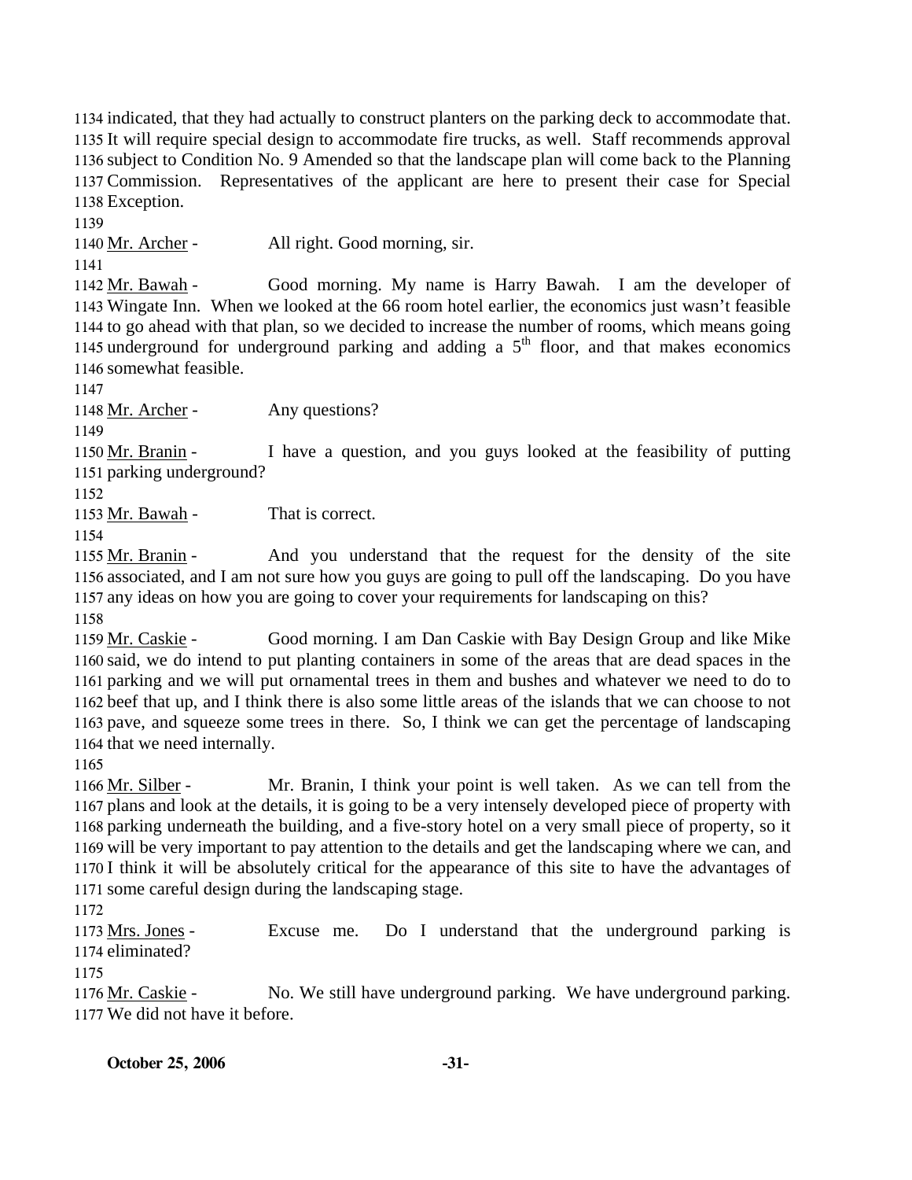indicated, that they had actually to construct planters on the parking deck to accommodate that. It will require special design to accommodate fire trucks, as well. Staff recommends approval subject to Condition No. 9 Amended so that the landscape plan will come back to the Planning Commission. Representatives of the applicant are here to present their case for Special Exception.

Mr. Archer - All right. Good morning, sir.

Mr. Bawah - Good morning. My name is Harry Bawah. I am the developer of Wingate Inn. When we looked at the 66 room hotel earlier, the economics just wasn't feasible to go ahead with that plan, so we decided to increase the number of rooms, which means going underground for underground parking and adding a 5th floor, and that makes economics somewhat feasible.

Mr. Archer - Any questions?

Mr. Branin - I have a question, and you guys looked at the feasibility of putting parking underground?

Mr. Bawah - That is correct.

Mr. Branin - And you understand that the request for the density of the site associated, and I am not sure how you guys are going to pull off the landscaping. Do you have any ideas on how you are going to cover your requirements for landscaping on this?

Mr. Caskie - Good morning. I am Dan Caskie with Bay Design Group and like Mike said, we do intend to put planting containers in some of the areas that are dead spaces in the parking and we will put ornamental trees in them and bushes and whatever we need to do to beef that up, and I think there is also some little areas of the islands that we can choose to not pave, and squeeze some trees in there. So, I think we can get the percentage of landscaping that we need internally.

Mr. Silber - Mr. Branin, I think your point is well taken. As we can tell from the plans and look at the details, it is going to be a very intensely developed piece of property with parking underneath the building, and a five-story hotel on a very small piece of property, so it will be very important to pay attention to the details and get the landscaping where we can, and I think it will be absolutely critical for the appearance of this site to have the advantages of some careful design during the landscaping stage.

Mrs. Jones - Excuse me. Do I understand that the underground parking is eliminated?

Mr. Caskie - No. We still have underground parking. We have underground parking. We did not have it before.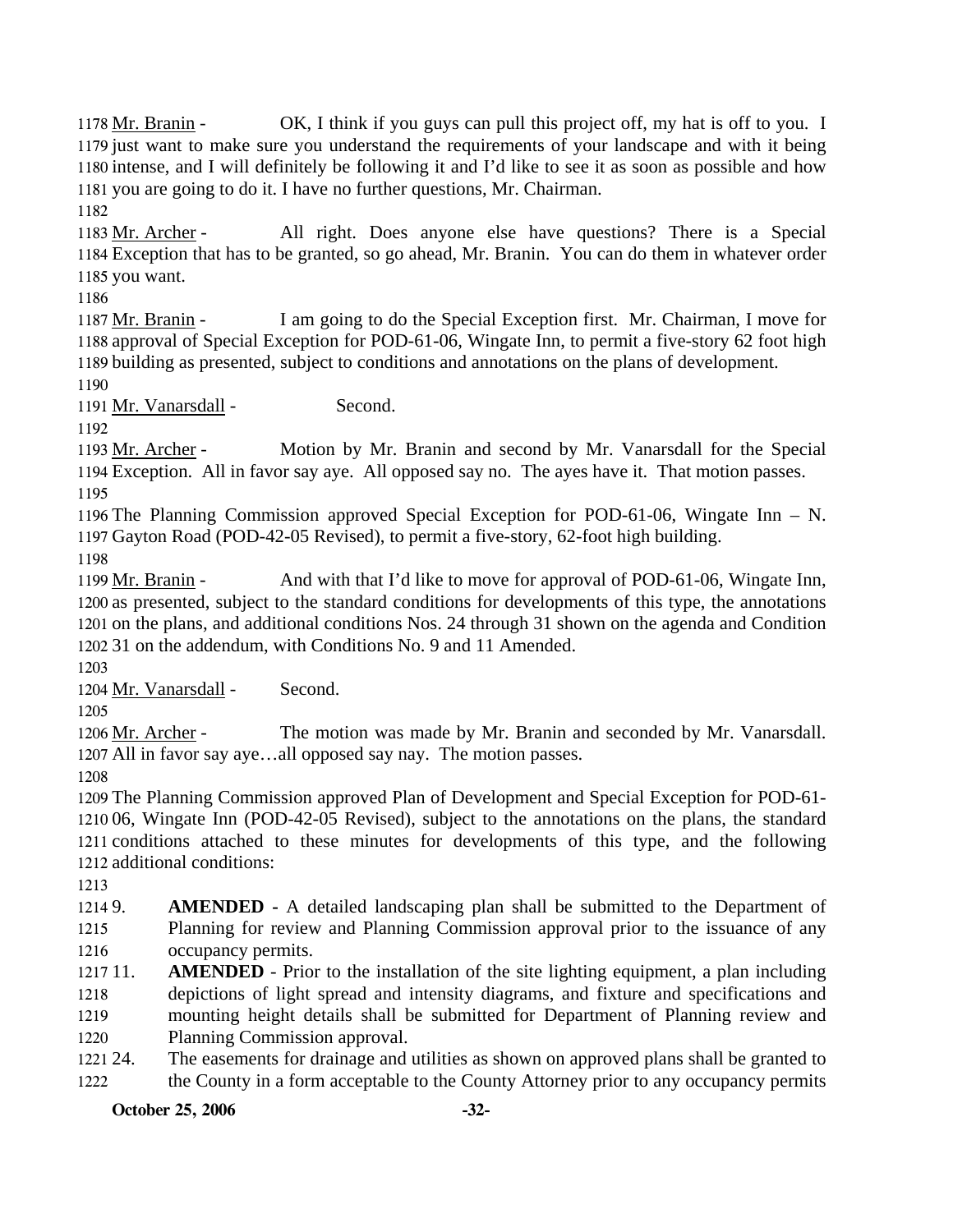Mr. Branin - OK, I think if you guys can pull this project off, my hat is off to you. I just want to make sure you understand the requirements of your landscape and with it being intense, and I will definitely be following it and I'd like to see it as soon as possible and how you are going to do it. I have no further questions, Mr. Chairman.

Mr. Archer - All right. Does anyone else have questions? There is a Special Exception that has to be granted, so go ahead, Mr. Branin. You can do them in whatever order you want.

Mr. Branin - I am going to do the Special Exception first. Mr. Chairman, I move for approval of Special Exception for POD-61-06, Wingate Inn, to permit a five-story 62 foot high building as presented, subject to conditions and annotations on the plans of development.

Mr. Vanarsdall - Second.

Mr. Archer - Motion by Mr. Branin and second by Mr. Vanarsdall for the Special Exception. All in favor say aye. All opposed say no. The ayes have it. That motion passes.

The Planning Commission approved Special Exception for POD-61-06, Wingate Inn – N. Gayton Road (POD-42-05 Revised), to permit a five-story, 62-foot high building.

Mr. Branin - And with that I'd like to move for approval of POD-61-06, Wingate Inn, as presented, subject to the standard conditions for developments of this type, the annotations on the plans, and additional conditions Nos. 24 through 31 shown on the agenda and Condition 31 on the addendum, with Conditions No. 9 and 11 Amended.

Mr. Vanarsdall - Second.

Mr. Archer - The motion was made by Mr. Branin and seconded by Mr. Vanarsdall. All in favor say aye…all opposed say nay. The motion passes.

The Planning Commission approved Plan of Development and Special Exception for POD-61-06, Wingate Inn (POD-42-05 Revised), subject to the annotations on the plans, the standard conditions attached to these minutes for developments of this type, and the following additional conditions:

9. **AMENDED** - A detailed landscaping plan shall be submitted to the Department of Planning for review and Planning Commission approval prior to the issuance of any occupancy permits.
11. **AMENDED** - Prior to the installation of the site lighting equipment, a plan including depictions of light spread and intensity diagrams, and fixture and specifications and mounting height details shall be submitted for Department of Planning review and Planning Commission approval.
24. The easements for drainage and utilities as shown on approved plans shall be granted to the County in a form acceptable to the County Attorney prior to any occupancy permits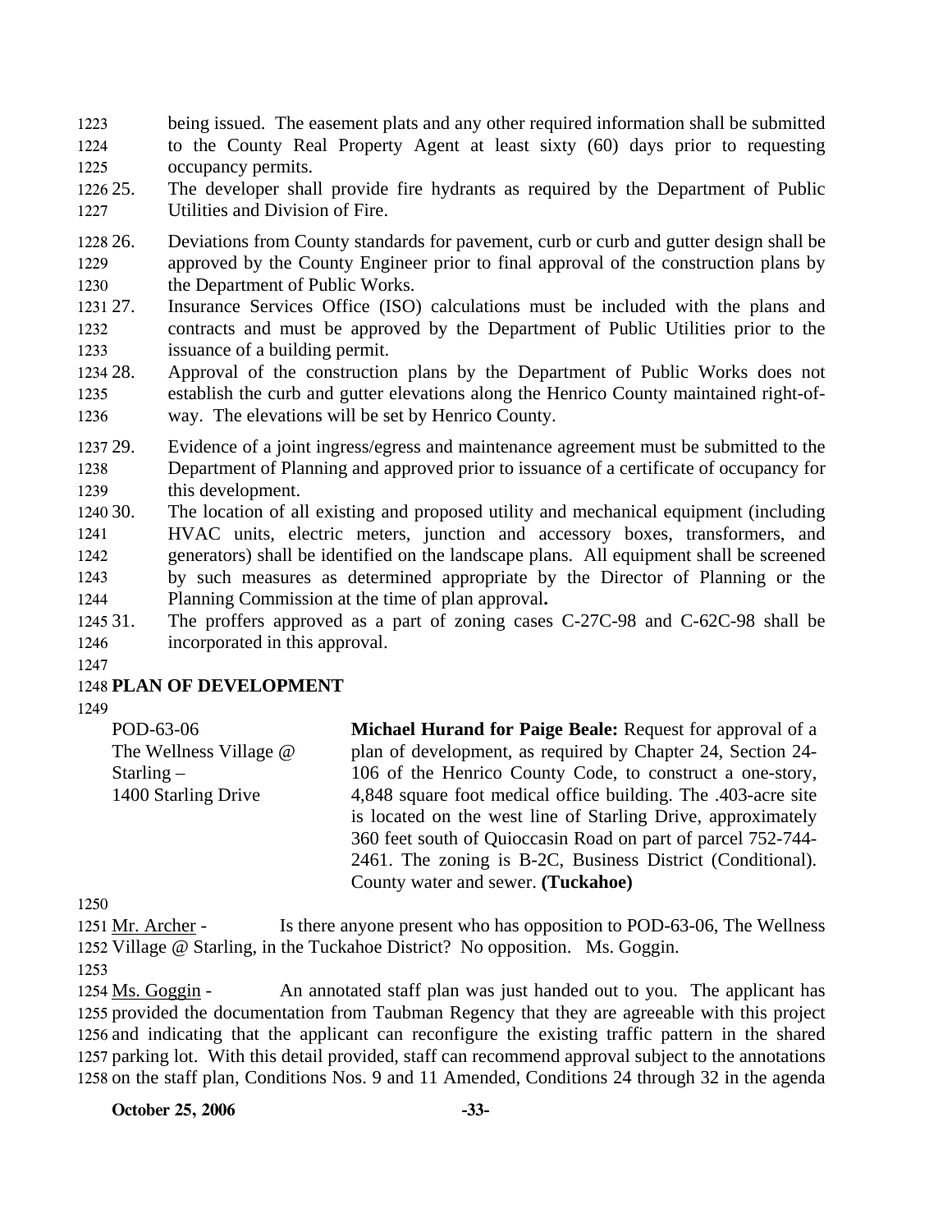being issued. The easement plats and any other required information shall be submitted to the County Real Property Agent at least sixty (60) days prior to requesting occupancy permits.

25. The developer shall provide fire hydrants as required by the Department of Public Utilities and Division of Fire.
26. Deviations from County standards for pavement, curb or curb and gutter design shall be approved by the County Engineer prior to final approval of the construction plans by the Department of Public Works.
27. Insurance Services Office (ISO) calculations must be included with the plans and contracts and must be approved by the Department of Public Utilities prior to the issuance of a building permit.
28. Approval of the construction plans by the Department of Public Works does not establish the curb and gutter elevations along the Henrico County maintained right-of-way. The elevations will be set by Henrico County.
29. Evidence of a joint ingress/egress and maintenance agreement must be submitted to the Department of Planning and approved prior to issuance of a certificate of occupancy for this development.
30. The location of all existing and proposed utility and mechanical equipment (including HVAC units, electric meters, junction and accessory boxes, transformers, and generators) shall be identified on the landscape plans. All equipment shall be screened by such measures as determined appropriate by the Director of Planning or the Planning Commission at the time of plan approval**.**
31. The proffers approved as a part of zoning cases C-27C-98 and C-62C-98 shall be incorporated in this approval.

## PLAN OF DEVELOPMENT

| | |
|---|---|
| POD-63-06<br>The Wellness Village @ Starling –<br>1400 Starling Drive | **Michael Hurand for Paige Beale:** Request for approval of a plan of development, as required by Chapter 24, Section 24-106 of the Henrico County Code, to construct a one-story, 4,848 square foot medical office building. The .403-acre site is located on the west line of Starling Drive, approximately 360 feet south of Quioccasin Road on part of parcel 752-744-2461. The zoning is B-2C, Business District (Conditional). County water and sewer. **(Tuckahoe)** |

Mr. Archer - Is there anyone present who has opposition to POD-63-06, The Wellness Village @ Starling, in the Tuckahoe District? No opposition. Ms. Goggin.

Ms. Goggin - An annotated staff plan was just handed out to you. The applicant has provided the documentation from Taubman Regency that they are agreeable with this project and indicating that the applicant can reconfigure the existing traffic pattern in the shared parking lot. With this detail provided, staff can recommend approval subject to the annotations on the staff plan, Conditions Nos. 9 and 11 Amended, Conditions 24 through 32 in the agenda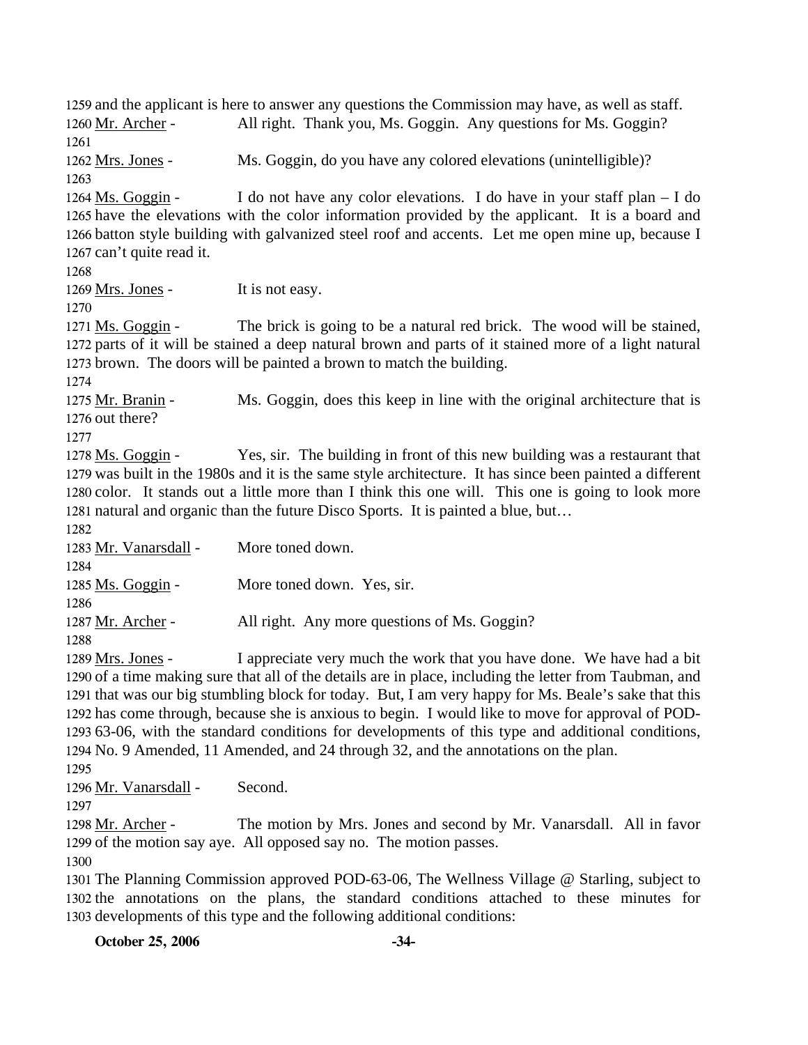and the applicant is here to answer any questions the Commission may have, as well as staff.

Mr. Archer - All right. Thank you, Ms. Goggin. Any questions for Ms. Goggin?

Mrs. Jones - Ms. Goggin, do you have any colored elevations (unintelligible)?

Ms. Goggin - I do not have any color elevations. I do have in your staff plan – I do have the elevations with the color information provided by the applicant. It is a board and batton style building with galvanized steel roof and accents. Let me open mine up, because I can't quite read it.

Mrs. Jones - It is not easy.

Ms. Goggin - The brick is going to be a natural red brick. The wood will be stained, parts of it will be stained a deep natural brown and parts of it stained more of a light natural brown. The doors will be painted a brown to match the building.

Mr. Branin - Ms. Goggin, does this keep in line with the original architecture that is out there?

Ms. Goggin - Yes, sir. The building in front of this new building was a restaurant that was built in the 1980s and it is the same style architecture. It has since been painted a different color. It stands out a little more than I think this one will. This one is going to look more natural and organic than the future Disco Sports. It is painted a blue, but…

Mr. Vanarsdall - More toned down.

Ms. Goggin - More toned down. Yes, sir.

Mr. Archer - All right. Any more questions of Ms. Goggin?

Mrs. Jones - I appreciate very much the work that you have done. We have had a bit of a time making sure that all of the details are in place, including the letter from Taubman, and that was our big stumbling block for today. But, I am very happy for Ms. Beale's sake that this has come through, because she is anxious to begin. I would like to move for approval of POD-63-06, with the standard conditions for developments of this type and additional conditions, No. 9 Amended, 11 Amended, and 24 through 32, and the annotations on the plan.

Mr. Vanarsdall - Second.

Mr. Archer - The motion by Mrs. Jones and second by Mr. Vanarsdall. All in favor of the motion say aye. All opposed say no. The motion passes.

The Planning Commission approved POD-63-06, The Wellness Village @ Starling, subject to the annotations on the plans, the standard conditions attached to these minutes for developments of this type and the following additional conditions: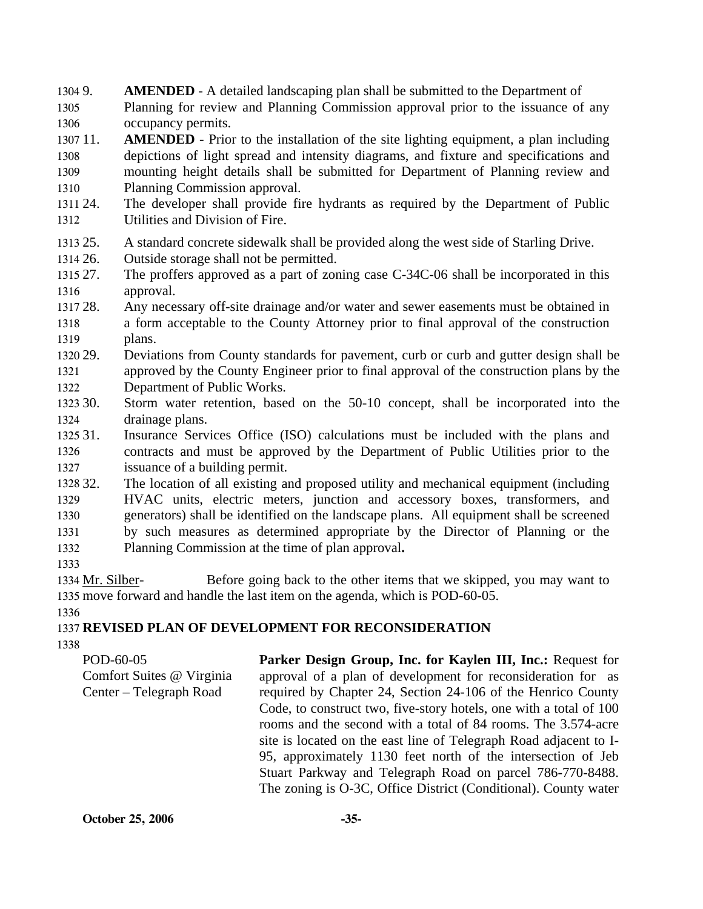9. **AMENDED** - A detailed landscaping plan shall be submitted to the Department of Planning for review and Planning Commission approval prior to the issuance of any occupancy permits.

11. **AMENDED** - Prior to the installation of the site lighting equipment, a plan including depictions of light spread and intensity diagrams, and fixture and specifications and mounting height details shall be submitted for Department of Planning review and Planning Commission approval.

24. The developer shall provide fire hydrants as required by the Department of Public Utilities and Division of Fire.

25. A standard concrete sidewalk shall be provided along the west side of Starling Drive.

26. Outside storage shall not be permitted.

27. The proffers approved as a part of zoning case C-34C-06 shall be incorporated in this approval.

28. Any necessary off-site drainage and/or water and sewer easements must be obtained in a form acceptable to the County Attorney prior to final approval of the construction plans.

29. Deviations from County standards for pavement, curb or curb and gutter design shall be approved by the County Engineer prior to final approval of the construction plans by the Department of Public Works.

30. Storm water retention, based on the 50-10 concept, shall be incorporated into the drainage plans.

31. Insurance Services Office (ISO) calculations must be included with the plans and contracts and must be approved by the Department of Public Utilities prior to the issuance of a building permit.

32. The location of all existing and proposed utility and mechanical equipment (including HVAC units, electric meters, junction and accessory boxes, transformers, and generators) shall be identified on the landscape plans. All equipment shall be screened by such measures as determined appropriate by the Director of Planning or the Planning Commission at the time of plan approval**.**

Mr. Silber- Before going back to the other items that we skipped, you may want to move forward and handle the last item on the agenda, which is POD-60-05.

**REVISED PLAN OF DEVELOPMENT FOR RECONSIDERATION**

POD-60-05
Comfort Suites @ Virginia Center – Telegraph Road

**Parker Design Group, Inc. for Kaylen III, Inc.:** Request for approval of a plan of development for reconsideration for as required by Chapter 24, Section 24-106 of the Henrico County Code, to construct two, five-story hotels, one with a total of 100 rooms and the second with a total of 84 rooms. The 3.574-acre site is located on the east line of Telegraph Road adjacent to I-95, approximately 1130 feet north of the intersection of Jeb Stuart Parkway and Telegraph Road on parcel 786-770-8488. The zoning is O-3C, Office District (Conditional). County water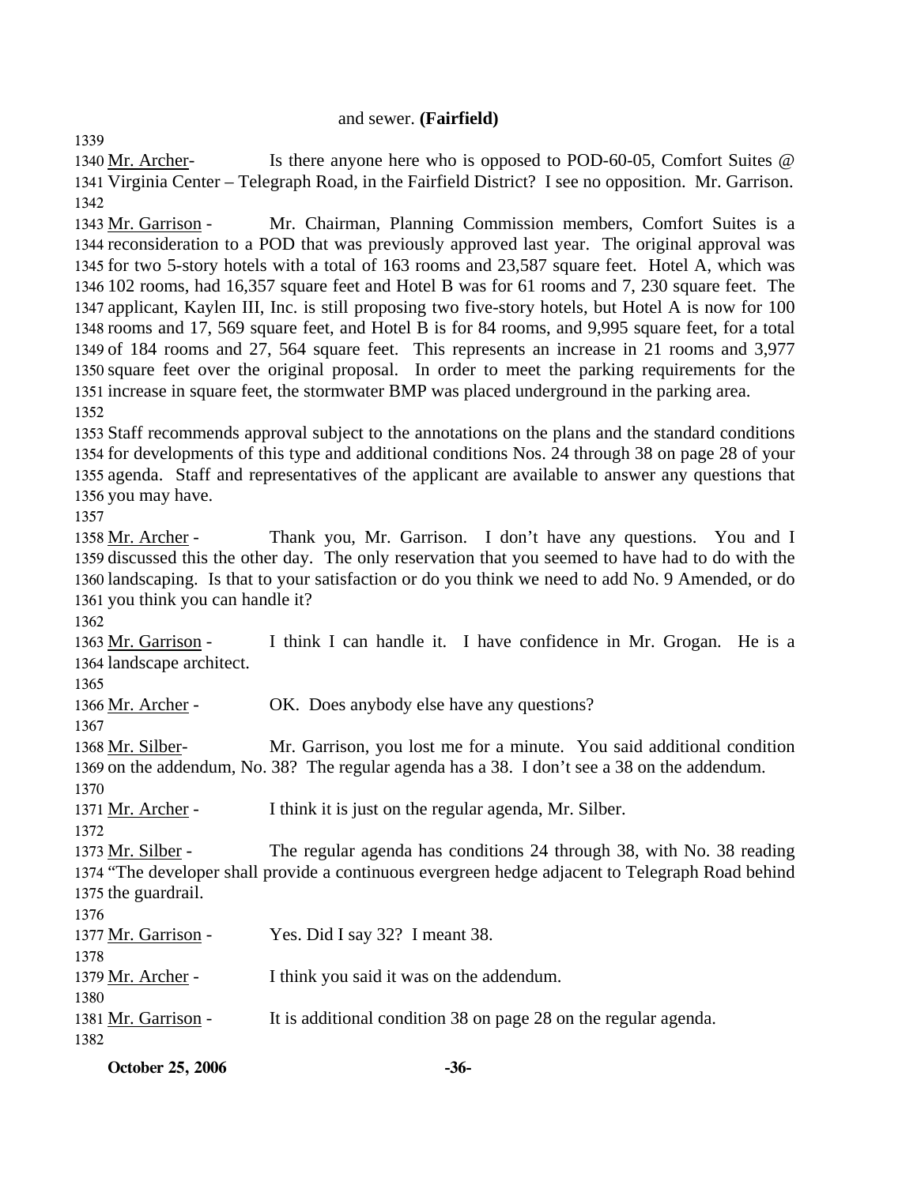and sewer. **(Fairfield)**

Mr. Archer- Is there anyone here who is opposed to POD-60-05, Comfort Suites @ Virginia Center – Telegraph Road, in the Fairfield District? I see no opposition. Mr. Garrison.

Mr. Garrison - Mr. Chairman, Planning Commission members, Comfort Suites is a reconsideration to a POD that was previously approved last year. The original approval was for two 5-story hotels with a total of 163 rooms and 23,587 square feet. Hotel A, which was 102 rooms, had 16,357 square feet and Hotel B was for 61 rooms and 7, 230 square feet. The applicant, Kaylen III, Inc. is still proposing two five-story hotels, but Hotel A is now for 100 rooms and 17, 569 square feet, and Hotel B is for 84 rooms, and 9,995 square feet, for a total of 184 rooms and 27, 564 square feet. This represents an increase in 21 rooms and 3,977 square feet over the original proposal. In order to meet the parking requirements for the increase in square feet, the stormwater BMP was placed underground in the parking area.

Staff recommends approval subject to the annotations on the plans and the standard conditions for developments of this type and additional conditions Nos. 24 through 38 on page 28 of your agenda. Staff and representatives of the applicant are available to answer any questions that you may have.

Mr. Archer - Thank you, Mr. Garrison. I don't have any questions. You and I discussed this the other day. The only reservation that you seemed to have had to do with the landscaping. Is that to your satisfaction or do you think we need to add No. 9 Amended, or do you think you can handle it?

Mr. Garrison - I think I can handle it. I have confidence in Mr. Grogan. He is a landscape architect.

Mr. Archer - OK. Does anybody else have any questions?

Mr. Silber- Mr. Garrison, you lost me for a minute. You said additional condition on the addendum, No. 38? The regular agenda has a 38. I don't see a 38 on the addendum.

Mr. Archer - I think it is just on the regular agenda, Mr. Silber.

Mr. Silber - The regular agenda has conditions 24 through 38, with No. 38 reading "The developer shall provide a continuous evergreen hedge adjacent to Telegraph Road behind the guardrail.

Mr. Garrison - Yes. Did I say 32? I meant 38.

Mr. Archer - I think you said it was on the addendum.

Mr. Garrison - It is additional condition 38 on page 28 on the regular agenda.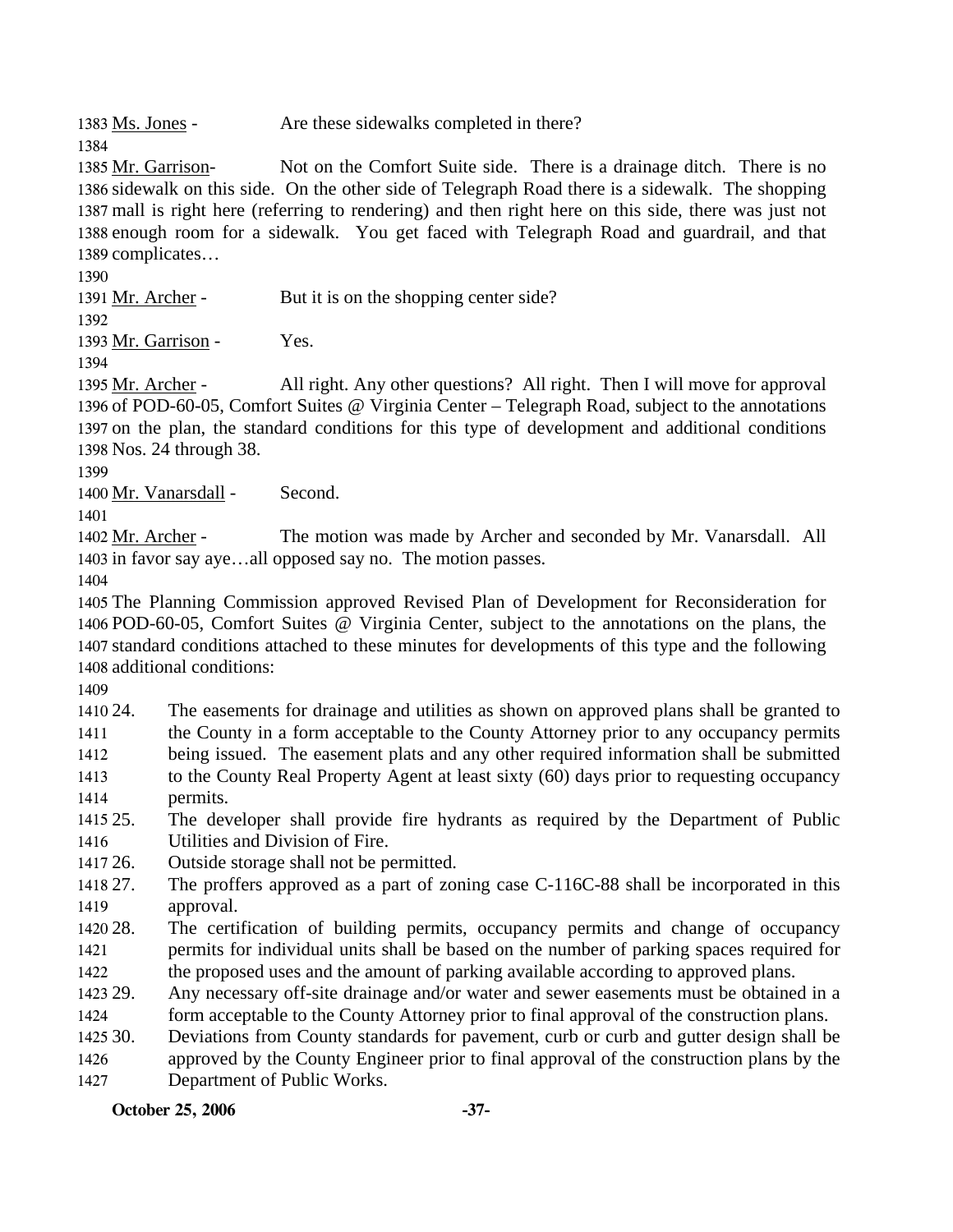Ms. Jones - Are these sidewalks completed in there?

Mr. Garrison- Not on the Comfort Suite side. There is a drainage ditch. There is no sidewalk on this side. On the other side of Telegraph Road there is a sidewalk. The shopping mall is right here (referring to rendering) and then right here on this side, there was just not enough room for a sidewalk. You get faced with Telegraph Road and guardrail, and that complicates…

Mr. Archer - But it is on the shopping center side?

Mr. Garrison - Yes.

Mr. Archer - All right. Any other questions? All right. Then I will move for approval of POD-60-05, Comfort Suites @ Virginia Center – Telegraph Road, subject to the annotations on the plan, the standard conditions for this type of development and additional conditions Nos. 24 through 38.

Mr. Vanarsdall - Second.

Mr. Archer - The motion was made by Archer and seconded by Mr. Vanarsdall. All in favor say aye…all opposed say no. The motion passes.

The Planning Commission approved Revised Plan of Development for Reconsideration for POD-60-05, Comfort Suites @ Virginia Center, subject to the annotations on the plans, the standard conditions attached to these minutes for developments of this type and the following additional conditions:

24. The easements for drainage and utilities as shown on approved plans shall be granted to the County in a form acceptable to the County Attorney prior to any occupancy permits being issued. The easement plats and any other required information shall be submitted to the County Real Property Agent at least sixty (60) days prior to requesting occupancy permits.
25. The developer shall provide fire hydrants as required by the Department of Public Utilities and Division of Fire.
26. Outside storage shall not be permitted.
27. The proffers approved as a part of zoning case C-116C-88 shall be incorporated in this approval.
28. The certification of building permits, occupancy permits and change of occupancy permits for individual units shall be based on the number of parking spaces required for the proposed uses and the amount of parking available according to approved plans.
29. Any necessary off-site drainage and/or water and sewer easements must be obtained in a form acceptable to the County Attorney prior to final approval of the construction plans.
30. Deviations from County standards for pavement, curb or curb and gutter design shall be approved by the County Engineer prior to final approval of the construction plans by the Department of Public Works.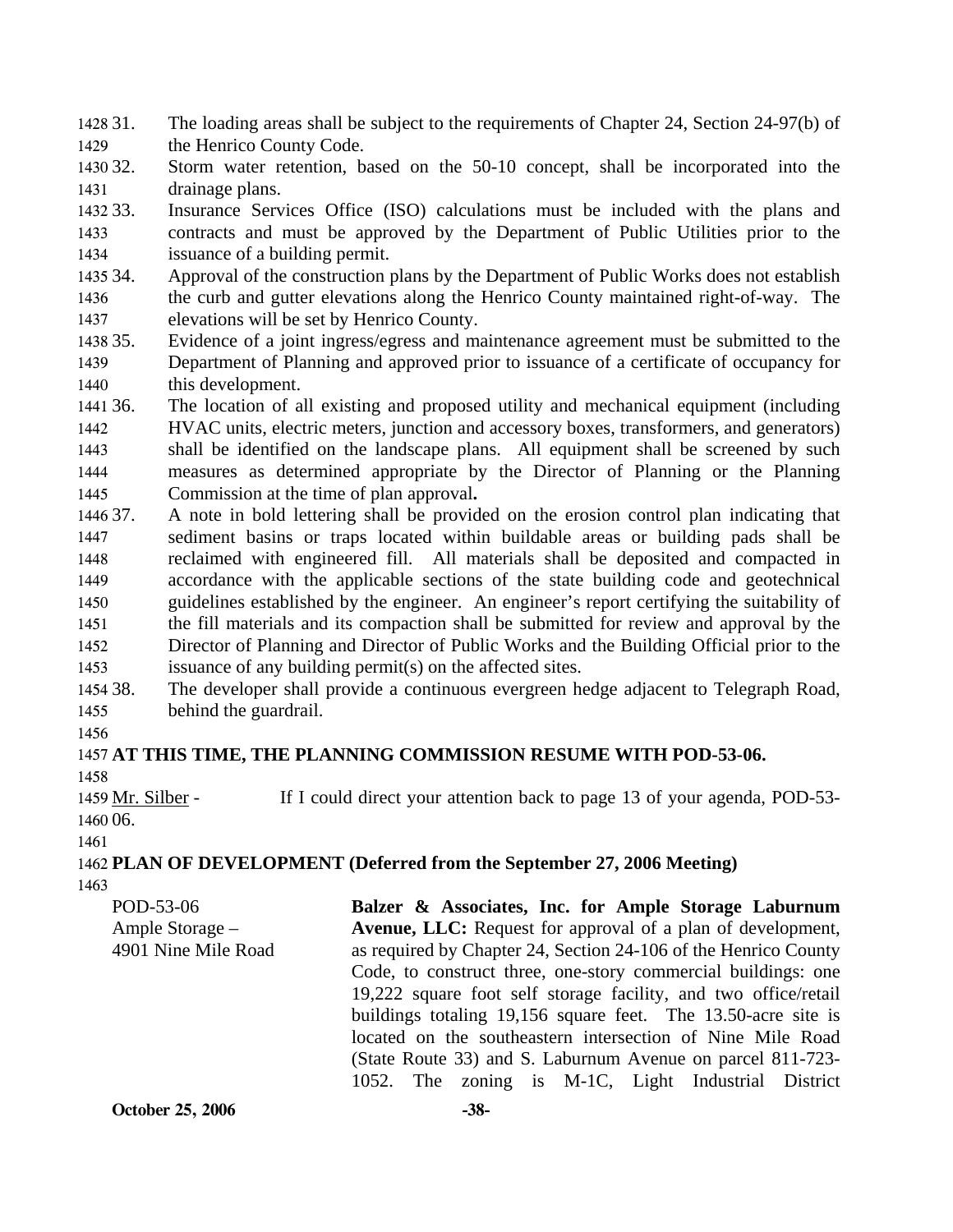31. The loading areas shall be subject to the requirements of Chapter 24, Section 24-97(b) of the Henrico County Code.
32. Storm water retention, based on the 50-10 concept, shall be incorporated into the drainage plans.
33. Insurance Services Office (ISO) calculations must be included with the plans and contracts and must be approved by the Department of Public Utilities prior to the issuance of a building permit.
34. Approval of the construction plans by the Department of Public Works does not establish the curb and gutter elevations along the Henrico County maintained right-of-way. The elevations will be set by Henrico County.
35. Evidence of a joint ingress/egress and maintenance agreement must be submitted to the Department of Planning and approved prior to issuance of a certificate of occupancy for this development.
36. The location of all existing and proposed utility and mechanical equipment (including HVAC units, electric meters, junction and accessory boxes, transformers, and generators) shall be identified on the landscape plans. All equipment shall be screened by such measures as determined appropriate by the Director of Planning or the Planning Commission at the time of plan approval**.**
37. A note in bold lettering shall be provided on the erosion control plan indicating that sediment basins or traps located within buildable areas or building pads shall be reclaimed with engineered fill. All materials shall be deposited and compacted in accordance with the applicable sections of the state building code and geotechnical guidelines established by the engineer. An engineer's report certifying the suitability of the fill materials and its compaction shall be submitted for review and approval by the Director of Planning and Director of Public Works and the Building Official prior to the issuance of any building permit(s) on the affected sites.
38. The developer shall provide a continuous evergreen hedge adjacent to Telegraph Road, behind the guardrail.

**AT THIS TIME, THE PLANNING COMMISSION RESUME WITH POD-53-06.**

Mr. Silber - If I could direct your attention back to page 13 of your agenda, POD-53-06.

**PLAN OF DEVELOPMENT (Deferred from the September 27, 2006 Meeting)**

POD-53-06
Ample Storage –
4901 Nine Mile Road

**Balzer & Associates, Inc. for Ample Storage Laburnum Avenue, LLC:** Request for approval of a plan of development, as required by Chapter 24, Section 24-106 of the Henrico County Code, to construct three, one-story commercial buildings: one 19,222 square foot self storage facility, and two office/retail buildings totaling 19,156 square feet. The 13.50-acre site is located on the southeastern intersection of Nine Mile Road (State Route 33) and S. Laburnum Avenue on parcel 811-723-1052. The zoning is M-1C, Light Industrial District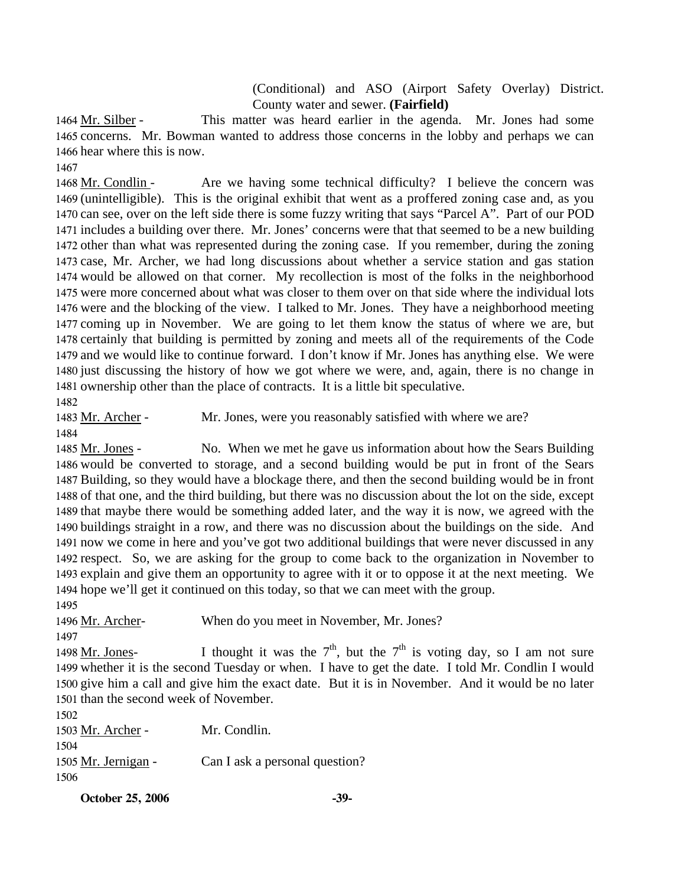(Conditional) and ASO (Airport Safety Overlay) District. County water and sewer. **(Fairfield)**

1464 Mr. Silber - This matter was heard earlier in the agenda. Mr. Jones had some 1465 concerns. Mr. Bowman wanted to address those concerns in the lobby and perhaps we can 1466 hear where this is now.

1467

1468 Mr. Condlin - Are we having some technical difficulty? I believe the concern was 1469 (unintelligible). This is the original exhibit that went as a proffered zoning case and, as you 1470 can see, over on the left side there is some fuzzy writing that says "Parcel A". Part of our POD 1471 includes a building over there. Mr. Jones' concerns were that that seemed to be a new building 1472 other than what was represented during the zoning case. If you remember, during the zoning 1473 case, Mr. Archer, we had long discussions about whether a service station and gas station 1474 would be allowed on that corner. My recollection is most of the folks in the neighborhood 1475 were more concerned about what was closer to them over on that side where the individual lots 1476 were and the blocking of the view. I talked to Mr. Jones. They have a neighborhood meeting 1477 coming up in November. We are going to let them know the status of where we are, but 1478 certainly that building is permitted by zoning and meets all of the requirements of the Code 1479 and we would like to continue forward. I don't know if Mr. Jones has anything else. We were 1480 just discussing the history of how we got where we were, and, again, there is no change in 1481 ownership other than the place of contracts. It is a little bit speculative.

1482

1483 Mr. Archer - Mr. Jones, were you reasonably satisfied with where we are?

1484

1485 Mr. Jones - No. When we met he gave us information about how the Sears Building 1486 would be converted to storage, and a second building would be put in front of the Sears 1487 Building, so they would have a blockage there, and then the second building would be in front 1488 of that one, and the third building, but there was no discussion about the lot on the side, except 1489 that maybe there would be something added later, and the way it is now, we agreed with the 1490 buildings straight in a row, and there was no discussion about the buildings on the side. And 1491 now we come in here and you've got two additional buildings that were never discussed in any 1492 respect. So, we are asking for the group to come back to the organization in November to 1493 explain and give them an opportunity to agree with it or to oppose it at the next meeting. We 1494 hope we'll get it continued on this today, so that we can meet with the group.

1495

1496 Mr. Archer- When do you meet in November, Mr. Jones?

1497

1498 Mr. Jones- I thought it was the 7th, but the 7th is voting day, so I am not sure 1499 whether it is the second Tuesday or when. I have to get the date. I told Mr. Condlin I would 1500 give him a call and give him the exact date. But it is in November. And it would be no later 1501 than the second week of November.

1502

1503 Mr. Archer - Mr. Condlin.

1504

1505 Mr. Jernigan - Can I ask a personal question?

1506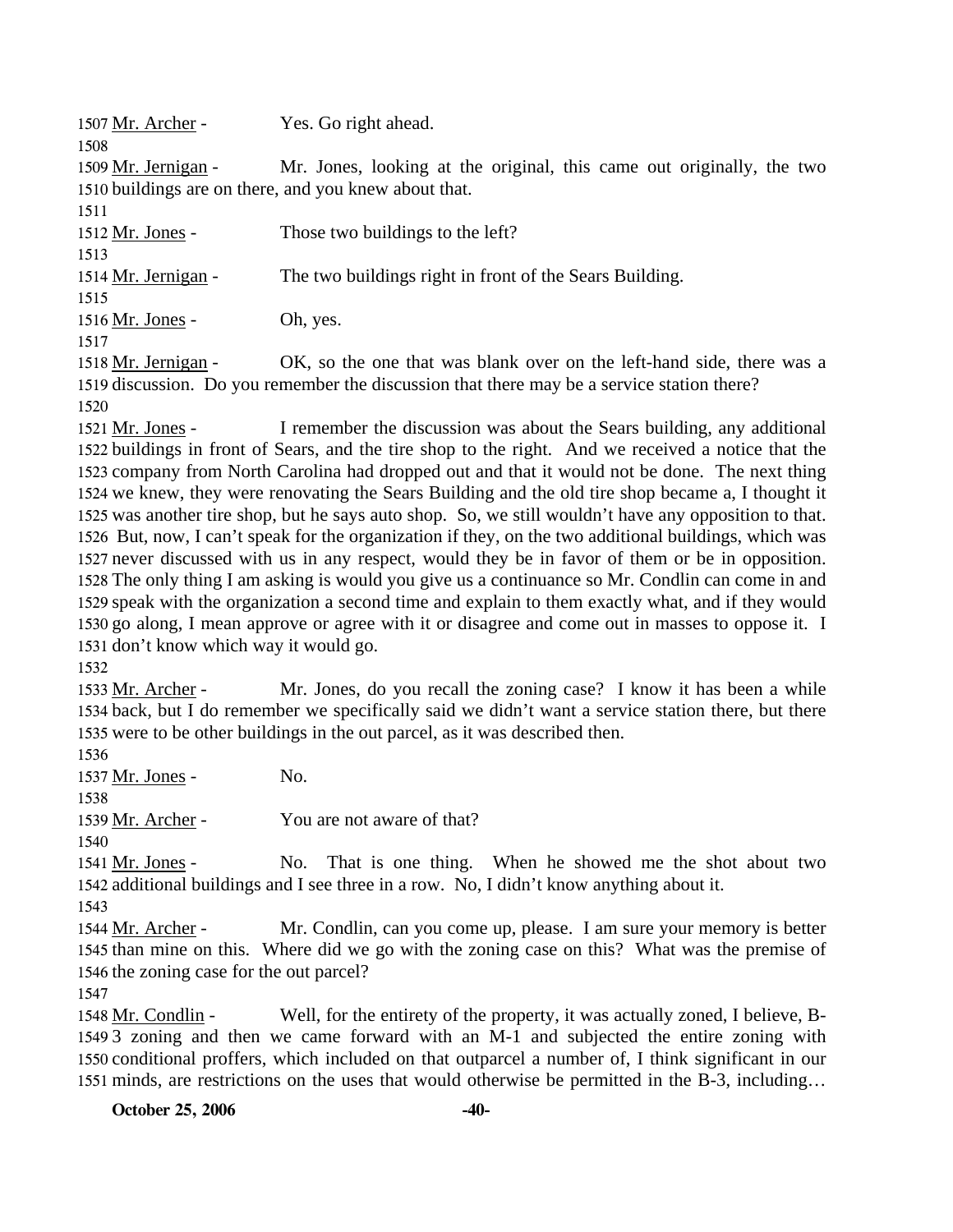1507 Mr. Archer - Yes. Go right ahead.

1508

1509 Mr. Jernigan - Mr. Jones, looking at the original, this came out originally, the two 1510 buildings are on there, and you knew about that.

1511

1512 Mr. Jones - Those two buildings to the left?

1513

1514 Mr. Jernigan - The two buildings right in front of the Sears Building.

1515

1516 Mr. Jones - Oh, yes.

1517

1518 Mr. Jernigan - OK, so the one that was blank over on the left-hand side, there was a 1519 discussion. Do you remember the discussion that there may be a service station there?

1520

1521 Mr. Jones - I remember the discussion was about the Sears building, any additional 1522 buildings in front of Sears, and the tire shop to the right. And we received a notice that the 1523 company from North Carolina had dropped out and that it would not be done. The next thing 1524 we knew, they were renovating the Sears Building and the old tire shop became a, I thought it 1525 was another tire shop, but he says auto shop. So, we still wouldn't have any opposition to that. 1526 But, now, I can't speak for the organization if they, on the two additional buildings, which was 1527 never discussed with us in any respect, would they be in favor of them or be in opposition. 1528 The only thing I am asking is would you give us a continuance so Mr. Condlin can come in and 1529 speak with the organization a second time and explain to them exactly what, and if they would 1530 go along, I mean approve or agree with it or disagree and come out in masses to oppose it. I 1531 don't know which way it would go.

1532

1533 Mr. Archer - Mr. Jones, do you recall the zoning case? I know it has been a while 1534 back, but I do remember we specifically said we didn't want a service station there, but there 1535 were to be other buildings in the out parcel, as it was described then.

1536

1537 Mr. Jones - No.

1538

1539 Mr. Archer - You are not aware of that?

1540

1541 Mr. Jones - No. That is one thing. When he showed me the shot about two 1542 additional buildings and I see three in a row. No, I didn't know anything about it.

1543

1544 Mr. Archer - Mr. Condlin, can you come up, please. I am sure your memory is better 1545 than mine on this. Where did we go with the zoning case on this? What was the premise of 1546 the zoning case for the out parcel?

1547

1548 Mr. Condlin - Well, for the entirety of the property, it was actually zoned, I believe, B-1549 3 zoning and then we came forward with an M-1 and subjected the entire zoning with 1550 conditional proffers, which included on that outparcel a number of, I think significant in our 1551 minds, are restrictions on the uses that would otherwise be permitted in the B-3, including…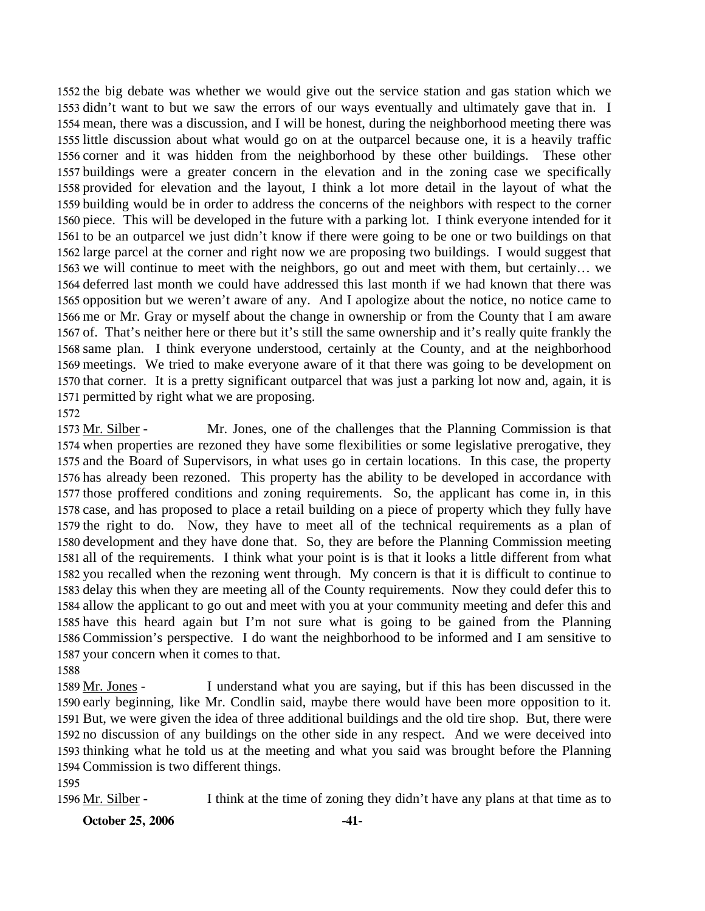1552 the big debate was whether we would give out the service station and gas station which we
1553 didn't want to but we saw the errors of our ways eventually and ultimately gave that in. I
1554 mean, there was a discussion, and I will be honest, during the neighborhood meeting there was
1555 little discussion about what would go on at the outparcel because one, it is a heavily traffic
1556 corner and it was hidden from the neighborhood by these other buildings. These other
1557 buildings were a greater concern in the elevation and in the zoning case we specifically
1558 provided for elevation and the layout, I think a lot more detail in the layout of what the
1559 building would be in order to address the concerns of the neighbors with respect to the corner
1560 piece. This will be developed in the future with a parking lot. I think everyone intended for it
1561 to be an outparcel we just didn't know if there were going to be one or two buildings on that
1562 large parcel at the corner and right now we are proposing two buildings. I would suggest that
1563 we will continue to meet with the neighbors, go out and meet with them, but certainly… we
1564 deferred last month we could have addressed this last month if we had known that there was
1565 opposition but we weren't aware of any. And I apologize about the notice, no notice came to
1566 me or Mr. Gray or myself about the change in ownership or from the County that I am aware
1567 of. That's neither here or there but it's still the same ownership and it's really quite frankly the
1568 same plan. I think everyone understood, certainly at the County, and at the neighborhood
1569 meetings. We tried to make everyone aware of it that there was going to be development on
1570 that corner. It is a pretty significant outparcel that was just a parking lot now and, again, it is
1571 permitted by right what we are proposing.

1572

1573 Mr. Silber - Mr. Jones, one of the challenges that the Planning Commission is that
1574 when properties are rezoned they have some flexibilities or some legislative prerogative, they
1575 and the Board of Supervisors, in what uses go in certain locations. In this case, the property
1576 has already been rezoned. This property has the ability to be developed in accordance with
1577 those proffered conditions and zoning requirements. So, the applicant has come in, in this
1578 case, and has proposed to place a retail building on a piece of property which they fully have
1579 the right to do. Now, they have to meet all of the technical requirements as a plan of
1580 development and they have done that. So, they are before the Planning Commission meeting
1581 all of the requirements. I think what your point is is that it looks a little different from what
1582 you recalled when the rezoning went through. My concern is that it is difficult to continue to
1583 delay this when they are meeting all of the County requirements. Now they could defer this to
1584 allow the applicant to go out and meet with you at your community meeting and defer this and
1585 have this heard again but I'm not sure what is going to be gained from the Planning
1586 Commission's perspective. I do want the neighborhood to be informed and I am sensitive to
1587 your concern when it comes to that.

1588

1589 Mr. Jones - I understand what you are saying, but if this has been discussed in the
1590 early beginning, like Mr. Condlin said, maybe there would have been more opposition to it.
1591 But, we were given the idea of three additional buildings and the old tire shop. But, there were
1592 no discussion of any buildings on the other side in any respect. And we were deceived into
1593 thinking what he told us at the meeting and what you said was brought before the Planning
1594 Commission is two different things.

1595

1596 Mr. Silber - I think at the time of zoning they didn't have any plans at that time as to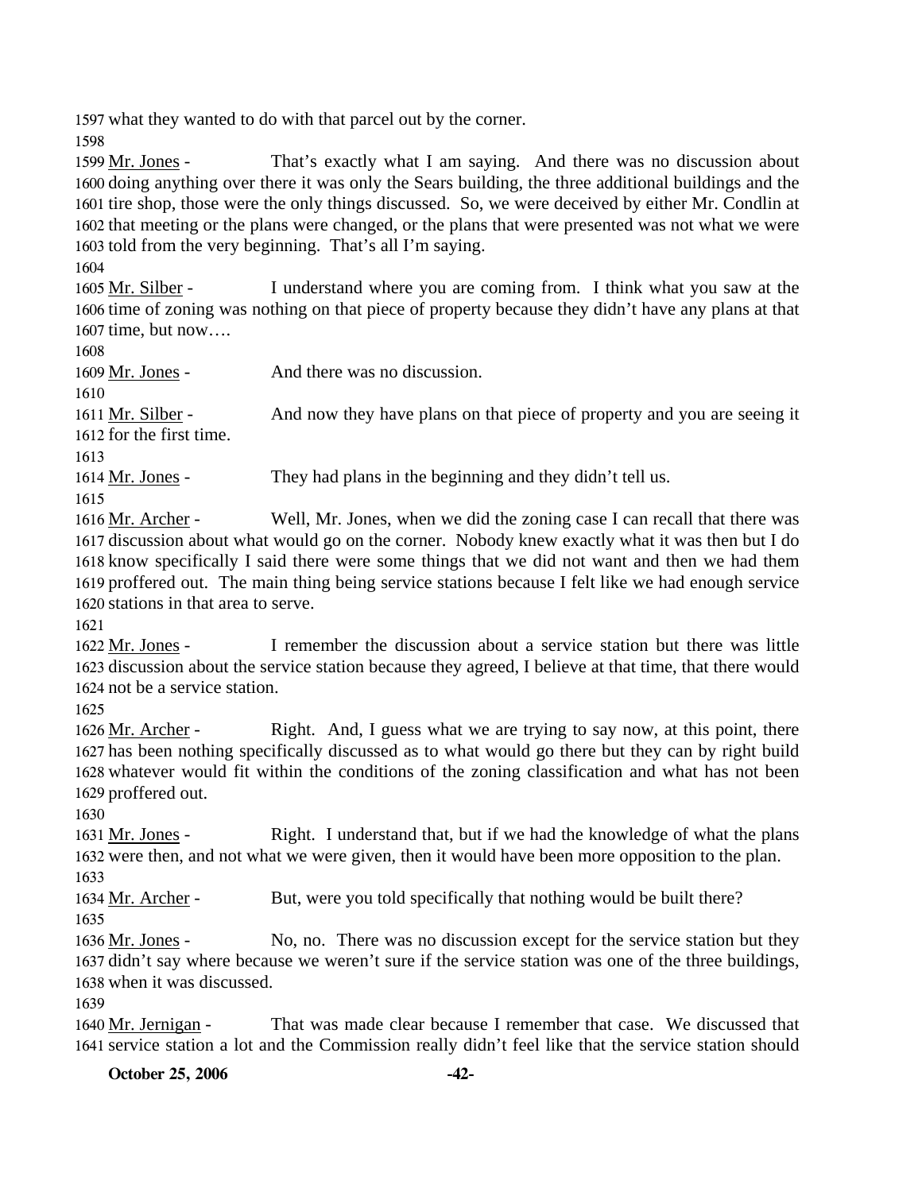what they wanted to do with that parcel out by the corner.

Mr. Jones - That's exactly what I am saying. And there was no discussion about doing anything over there it was only the Sears building, the three additional buildings and the tire shop, those were the only things discussed. So, we were deceived by either Mr. Condlin at that meeting or the plans were changed, or the plans that were presented was not what we were told from the very beginning. That's all I'm saying.

Mr. Silber - I understand where you are coming from. I think what you saw at the time of zoning was nothing on that piece of property because they didn't have any plans at that time, but now….

Mr. Jones - And there was no discussion.

Mr. Silber - And now they have plans on that piece of property and you are seeing it for the first time.

Mr. Jones - They had plans in the beginning and they didn't tell us.

Mr. Archer - Well, Mr. Jones, when we did the zoning case I can recall that there was discussion about what would go on the corner. Nobody knew exactly what it was then but I do know specifically I said there were some things that we did not want and then we had them proffered out. The main thing being service stations because I felt like we had enough service stations in that area to serve.

Mr. Jones - I remember the discussion about a service station but there was little discussion about the service station because they agreed, I believe at that time, that there would not be a service station.

Mr. Archer - Right. And, I guess what we are trying to say now, at this point, there has been nothing specifically discussed as to what would go there but they can by right build whatever would fit within the conditions of the zoning classification and what has not been proffered out.

Mr. Jones - Right. I understand that, but if we had the knowledge of what the plans were then, and not what we were given, then it would have been more opposition to the plan.

Mr. Archer - But, were you told specifically that nothing would be built there?

Mr. Jones - No, no. There was no discussion except for the service station but they didn't say where because we weren't sure if the service station was one of the three buildings, when it was discussed.

Mr. Jernigan - That was made clear because I remember that case. We discussed that service station a lot and the Commission really didn't feel like that the service station should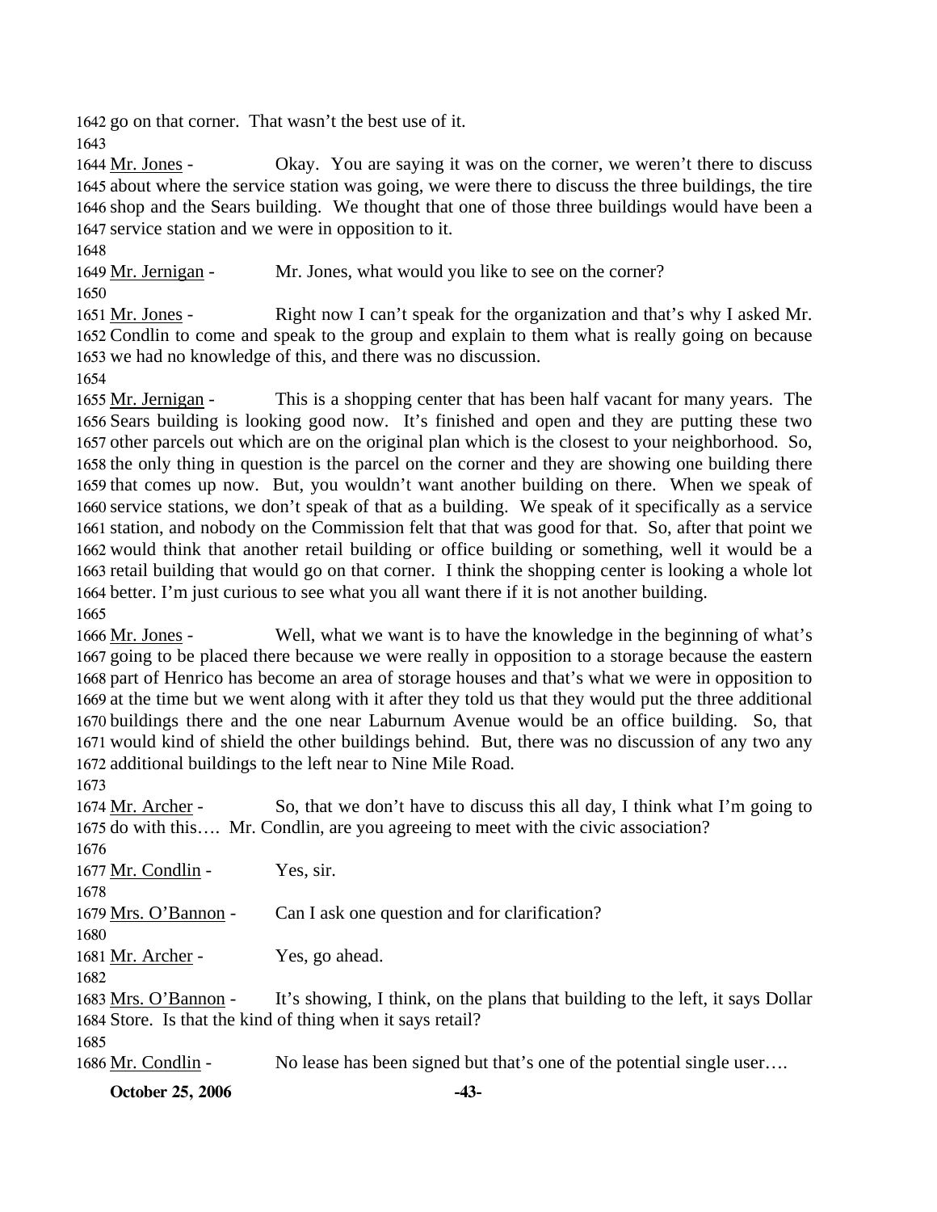go on that corner. That wasn't the best use of it.

Mr. Jones - Okay. You are saying it was on the corner, we weren't there to discuss about where the service station was going, we were there to discuss the three buildings, the tire shop and the Sears building. We thought that one of those three buildings would have been a service station and we were in opposition to it.

Mr. Jernigan - Mr. Jones, what would you like to see on the corner?

Mr. Jones - Right now I can't speak for the organization and that's why I asked Mr. Condlin to come and speak to the group and explain to them what is really going on because we had no knowledge of this, and there was no discussion.

Mr. Jernigan - This is a shopping center that has been half vacant for many years. The Sears building is looking good now. It's finished and open and they are putting these two other parcels out which are on the original plan which is the closest to your neighborhood. So, the only thing in question is the parcel on the corner and they are showing one building there that comes up now. But, you wouldn't want another building on there. When we speak of service stations, we don't speak of that as a building. We speak of it specifically as a service station, and nobody on the Commission felt that that was good for that. So, after that point we would think that another retail building or office building or something, well it would be a retail building that would go on that corner. I think the shopping center is looking a whole lot better. I'm just curious to see what you all want there if it is not another building.

Mr. Jones - Well, what we want is to have the knowledge in the beginning of what's going to be placed there because we were really in opposition to a storage because the eastern part of Henrico has become an area of storage houses and that's what we were in opposition to at the time but we went along with it after they told us that they would put the three additional buildings there and the one near Laburnum Avenue would be an office building. So, that would kind of shield the other buildings behind. But, there was no discussion of any two any additional buildings to the left near to Nine Mile Road.

Mr. Archer - So, that we don't have to discuss this all day, I think what I'm going to do with this…. Mr. Condlin, are you agreeing to meet with the civic association?

Mr. Condlin - Yes, sir.

Mrs. O'Bannon - Can I ask one question and for clarification?

Mr. Archer - Yes, go ahead.

Mrs. O'Bannon - It's showing, I think, on the plans that building to the left, it says Dollar Store. Is that the kind of thing when it says retail?

Mr. Condlin - No lease has been signed but that's one of the potential single user….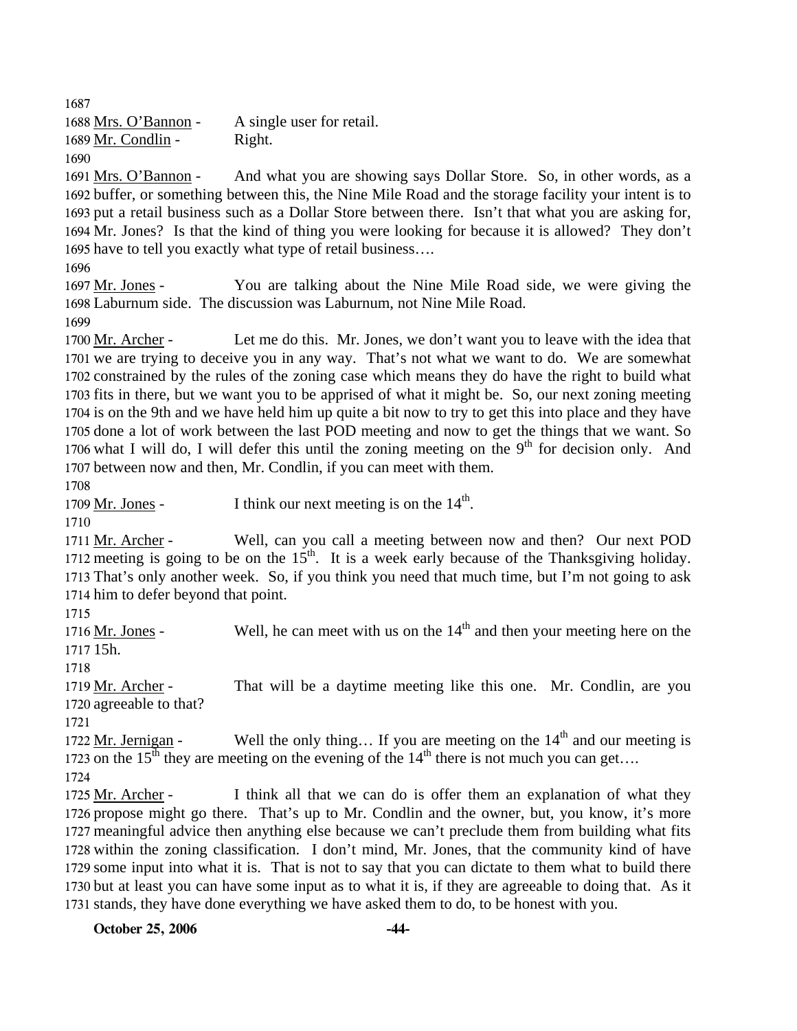1687
1688 Mrs. O'Bannon - A single user for retail.
1689 Mr. Condlin - Right.
1690
1691 Mrs. O'Bannon - And what you are showing says Dollar Store. So, in other words, as a
1692 buffer, or something between this, the Nine Mile Road and the storage facility your intent is to
1693 put a retail business such as a Dollar Store between there. Isn't that what you are asking for,
1694 Mr. Jones? Is that the kind of thing you were looking for because it is allowed? They don't
1695 have to tell you exactly what type of retail business….
1696
1697 Mr. Jones - You are talking about the Nine Mile Road side, we were giving the
1698 Laburnum side. The discussion was Laburnum, not Nine Mile Road.
1699
1700 Mr. Archer - Let me do this. Mr. Jones, we don't want you to leave with the idea that
1701 we are trying to deceive you in any way. That's not what we want to do. We are somewhat
1702 constrained by the rules of the zoning case which means they do have the right to build what
1703 fits in there, but we want you to be apprised of what it might be. So, our next zoning meeting
1704 is on the 9th and we have held him up quite a bit now to try to get this into place and they have
1705 done a lot of work between the last POD meeting and now to get the things that we want. So
1706 what I will do, I will defer this until the zoning meeting on the 9th for decision only. And
1707 between now and then, Mr. Condlin, if you can meet with them.
1708
1709 Mr. Jones - I think our next meeting is on the 14th.
1710
1711 Mr. Archer - Well, can you call a meeting between now and then? Our next POD
1712 meeting is going to be on the 15th. It is a week early because of the Thanksgiving holiday.
1713 That's only another week. So, if you think you need that much time, but I'm not going to ask
1714 him to defer beyond that point.
1715
1716 Mr. Jones - Well, he can meet with us on the 14th and then your meeting here on the
1717 15h.
1718
1719 Mr. Archer - That will be a daytime meeting like this one. Mr. Condlin, are you
1720 agreeable to that?
1721
1722 Mr. Jernigan - Well the only thing… If you are meeting on the 14th and our meeting is
1723 on the 15th they are meeting on the evening of the 14th there is not much you can get….
1724
1725 Mr. Archer - I think all that we can do is offer them an explanation of what they
1726 propose might go there. That's up to Mr. Condlin and the owner, but, you know, it's more
1727 meaningful advice then anything else because we can't preclude them from building what fits
1728 within the zoning classification. I don't mind, Mr. Jones, that the community kind of have
1729 some input into what it is. That is not to say that you can dictate to them what to build there
1730 but at least you can have some input as to what it is, if they are agreeable to doing that. As it
1731 stands, they have done everything we have asked them to do, to be honest with you.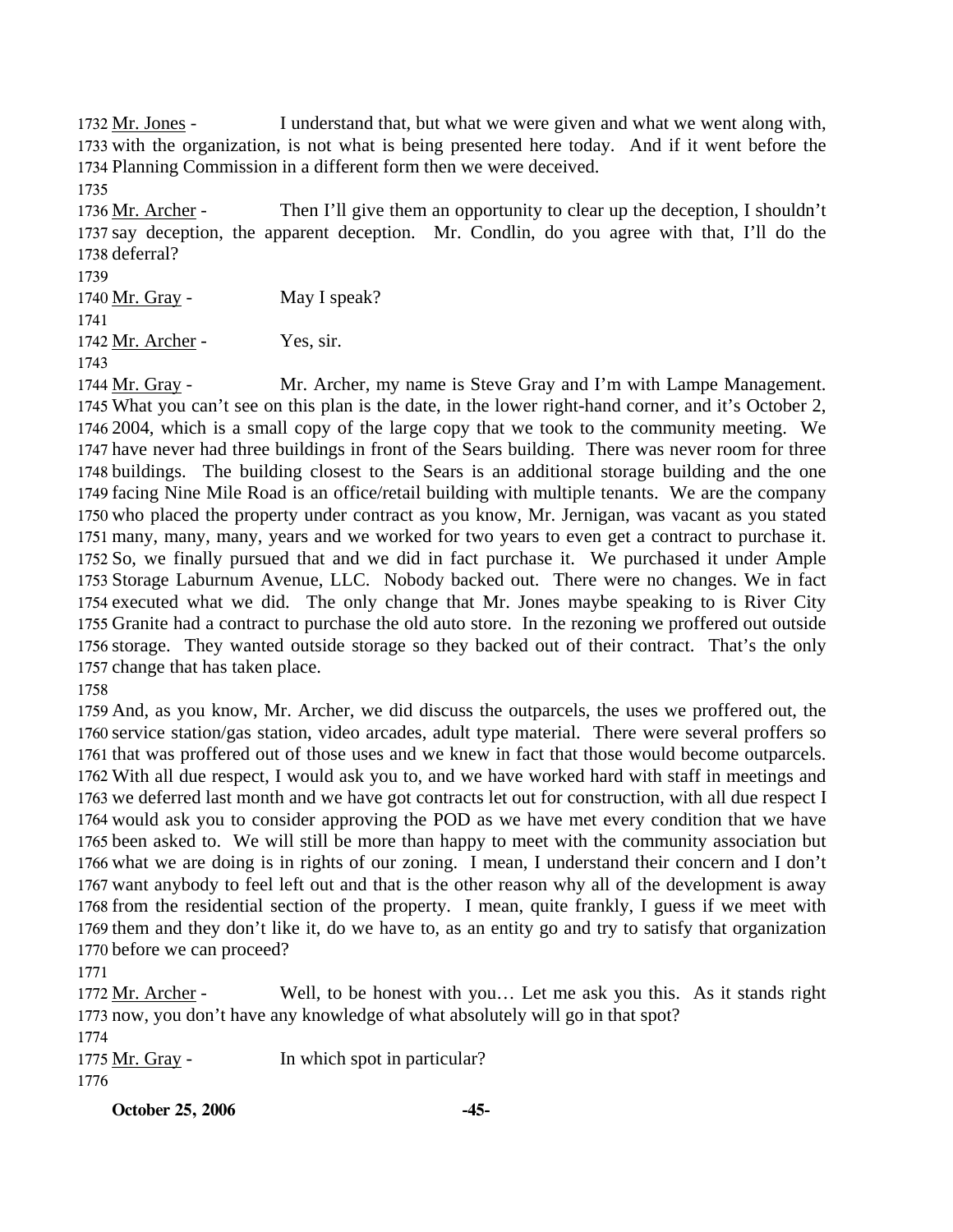1732 Mr. Jones - I understand that, but what we were given and what we went along with, 1733 with the organization, is not what is being presented here today. And if it went before the 1734 Planning Commission in a different form then we were deceived.

1735

1736 Mr. Archer - Then I'll give them an opportunity to clear up the deception, I shouldn't 1737 say deception, the apparent deception. Mr. Condlin, do you agree with that, I'll do the 1738 deferral?

1739

1740 Mr. Gray - May I speak?

1741

1742 Mr. Archer - Yes, sir.

1743

1744 Mr. Gray - Mr. Archer, my name is Steve Gray and I'm with Lampe Management. 1745 What you can't see on this plan is the date, in the lower right-hand corner, and it's October 2, 1746 2004, which is a small copy of the large copy that we took to the community meeting. We 1747 have never had three buildings in front of the Sears building. There was never room for three 1748 buildings. The building closest to the Sears is an additional storage building and the one 1749 facing Nine Mile Road is an office/retail building with multiple tenants. We are the company 1750 who placed the property under contract as you know, Mr. Jernigan, was vacant as you stated 1751 many, many, many, years and we worked for two years to even get a contract to purchase it. 1752 So, we finally pursued that and we did in fact purchase it. We purchased it under Ample 1753 Storage Laburnum Avenue, LLC. Nobody backed out. There were no changes. We in fact 1754 executed what we did. The only change that Mr. Jones maybe speaking to is River City 1755 Granite had a contract to purchase the old auto store. In the rezoning we proffered out outside 1756 storage. They wanted outside storage so they backed out of their contract. That's the only 1757 change that has taken place.

1758

1759 And, as you know, Mr. Archer, we did discuss the outparcels, the uses we proffered out, the 1760 service station/gas station, video arcades, adult type material. There were several proffers so 1761 that was proffered out of those uses and we knew in fact that those would become outparcels. 1762 With all due respect, I would ask you to, and we have worked hard with staff in meetings and 1763 we deferred last month and we have got contracts let out for construction, with all due respect I 1764 would ask you to consider approving the POD as we have met every condition that we have 1765 been asked to. We will still be more than happy to meet with the community association but 1766 what we are doing is in rights of our zoning. I mean, I understand their concern and I don't 1767 want anybody to feel left out and that is the other reason why all of the development is away 1768 from the residential section of the property. I mean, quite frankly, I guess if we meet with 1769 them and they don't like it, do we have to, as an entity go and try to satisfy that organization 1770 before we can proceed?

1771

1772 Mr. Archer - Well, to be honest with you… Let me ask you this. As it stands right 1773 now, you don't have any knowledge of what absolutely will go in that spot?

1774

1775 Mr. Gray - In which spot in particular?

1776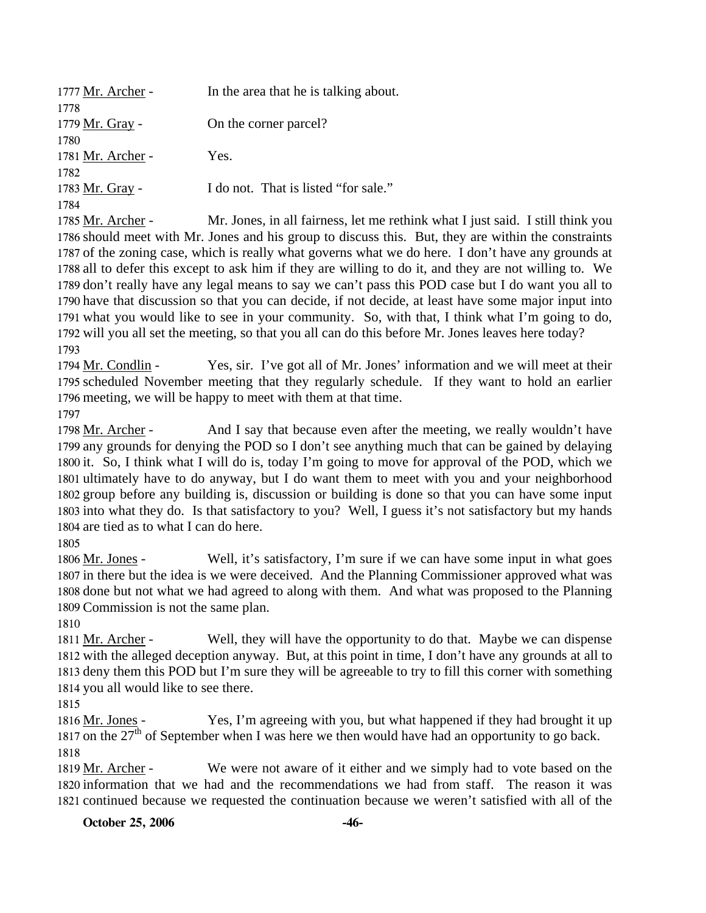1777 Mr. Archer - In the area that he is talking about.
1778
1779 Mr. Gray - On the corner parcel?
1780
1781 Mr. Archer - Yes.
1782
1783 Mr. Gray - I do not. That is listed "for sale."
1784
1785 Mr. Archer - Mr. Jones, in all fairness, let me rethink what I just said. I still think you
1786 should meet with Mr. Jones and his group to discuss this. But, they are within the constraints
1787 of the zoning case, which is really what governs what we do here. I don't have any grounds at
1788 all to defer this except to ask him if they are willing to do it, and they are not willing to. We
1789 don't really have any legal means to say we can't pass this POD case but I do want you all to
1790 have that discussion so that you can decide, if not decide, at least have some major input into
1791 what you would like to see in your community. So, with that, I think what I'm going to do,
1792 will you all set the meeting, so that you all can do this before Mr. Jones leaves here today?
1793
1794 Mr. Condlin - Yes, sir. I've got all of Mr. Jones' information and we will meet at their
1795 scheduled November meeting that they regularly schedule. If they want to hold an earlier
1796 meeting, we will be happy to meet with them at that time.
1797
1798 Mr. Archer - And I say that because even after the meeting, we really wouldn't have
1799 any grounds for denying the POD so I don't see anything much that can be gained by delaying
1800 it. So, I think what I will do is, today I'm going to move for approval of the POD, which we
1801 ultimately have to do anyway, but I do want them to meet with you and your neighborhood
1802 group before any building is, discussion or building is done so that you can have some input
1803 into what they do. Is that satisfactory to you? Well, I guess it's not satisfactory but my hands
1804 are tied as to what I can do here.
1805
1806 Mr. Jones - Well, it's satisfactory, I'm sure if we can have some input in what goes
1807 in there but the idea is we were deceived. And the Planning Commissioner approved what was
1808 done but not what we had agreed to along with them. And what was proposed to the Planning
1809 Commission is not the same plan.
1810
1811 Mr. Archer - Well, they will have the opportunity to do that. Maybe we can dispense
1812 with the alleged deception anyway. But, at this point in time, I don't have any grounds at all to
1813 deny them this POD but I'm sure they will be agreeable to try to fill this corner with something
1814 you all would like to see there.
1815
1816 Mr. Jones - Yes, I'm agreeing with you, but what happened if they had brought it up
1817 on the 27th of September when I was here we then would have had an opportunity to go back.
1818
1819 Mr. Archer - We were not aware of it either and we simply had to vote based on the
1820 information that we had and the recommendations we had from staff. The reason it was
1821 continued because we requested the continuation because we weren't satisfied with all of the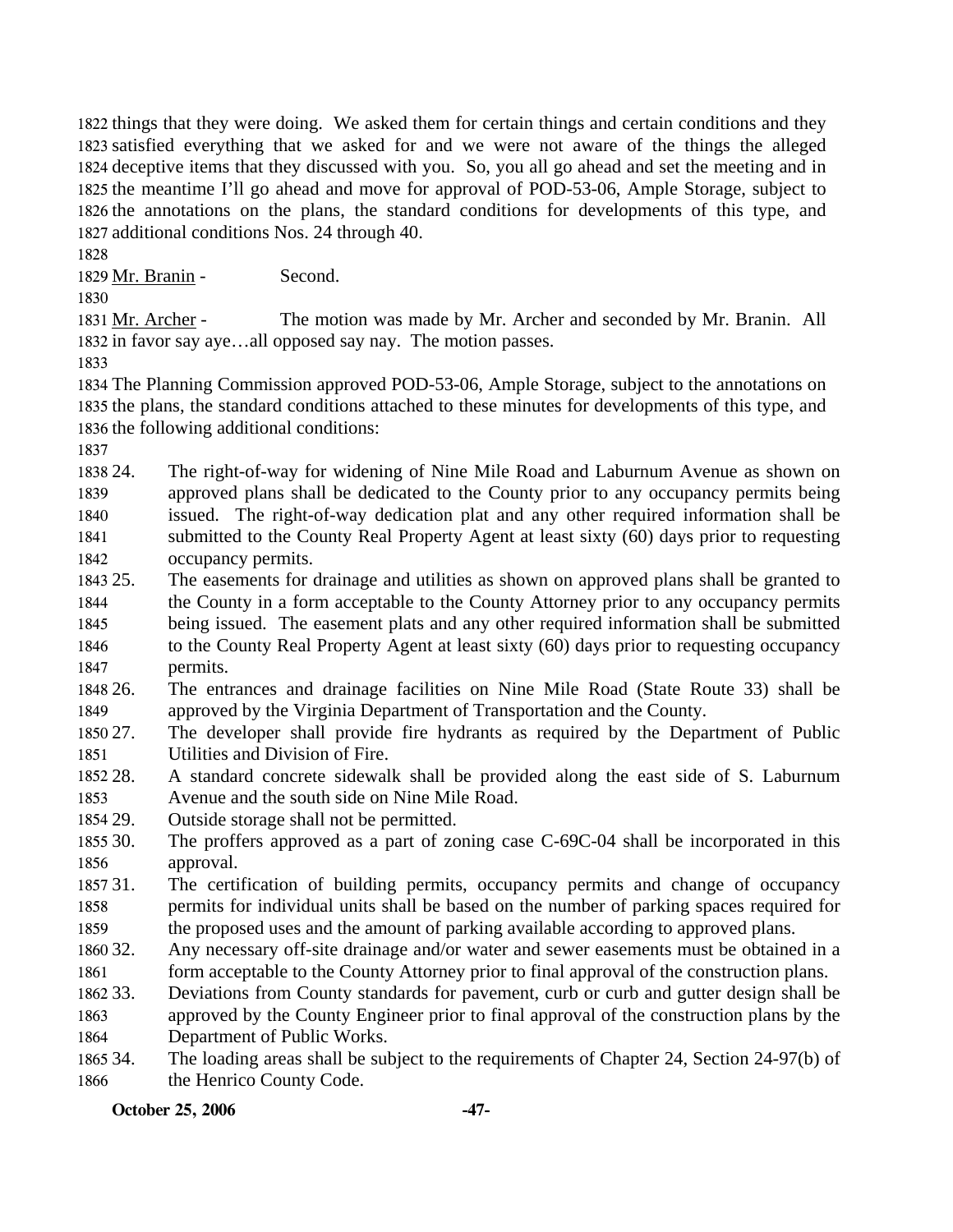things that they were doing. We asked them for certain things and certain conditions and they satisfied everything that we asked for and we were not aware of the things the alleged deceptive items that they discussed with you. So, you all go ahead and set the meeting and in the meantime I'll go ahead and move for approval of POD-53-06, Ample Storage, subject to the annotations on the plans, the standard conditions for developments of this type, and additional conditions Nos. 24 through 40.

Mr. Branin - Second.

Mr. Archer - The motion was made by Mr. Archer and seconded by Mr. Branin. All in favor say aye…all opposed say nay. The motion passes.

The Planning Commission approved POD-53-06, Ample Storage, subject to the annotations on the plans, the standard conditions attached to these minutes for developments of this type, and the following additional conditions:

24. The right-of-way for widening of Nine Mile Road and Laburnum Avenue as shown on approved plans shall be dedicated to the County prior to any occupancy permits being issued. The right-of-way dedication plat and any other required information shall be submitted to the County Real Property Agent at least sixty (60) days prior to requesting occupancy permits.
25. The easements for drainage and utilities as shown on approved plans shall be granted to the County in a form acceptable to the County Attorney prior to any occupancy permits being issued. The easement plats and any other required information shall be submitted to the County Real Property Agent at least sixty (60) days prior to requesting occupancy permits.
26. The entrances and drainage facilities on Nine Mile Road (State Route 33) shall be approved by the Virginia Department of Transportation and the County.
27. The developer shall provide fire hydrants as required by the Department of Public Utilities and Division of Fire.
28. A standard concrete sidewalk shall be provided along the east side of S. Laburnum Avenue and the south side on Nine Mile Road.
29. Outside storage shall not be permitted.
30. The proffers approved as a part of zoning case C-69C-04 shall be incorporated in this approval.
31. The certification of building permits, occupancy permits and change of occupancy permits for individual units shall be based on the number of parking spaces required for the proposed uses and the amount of parking available according to approved plans.
32. Any necessary off-site drainage and/or water and sewer easements must be obtained in a form acceptable to the County Attorney prior to final approval of the construction plans.
33. Deviations from County standards for pavement, curb or curb and gutter design shall be approved by the County Engineer prior to final approval of the construction plans by the Department of Public Works.
34. The loading areas shall be subject to the requirements of Chapter 24, Section 24-97(b) of the Henrico County Code.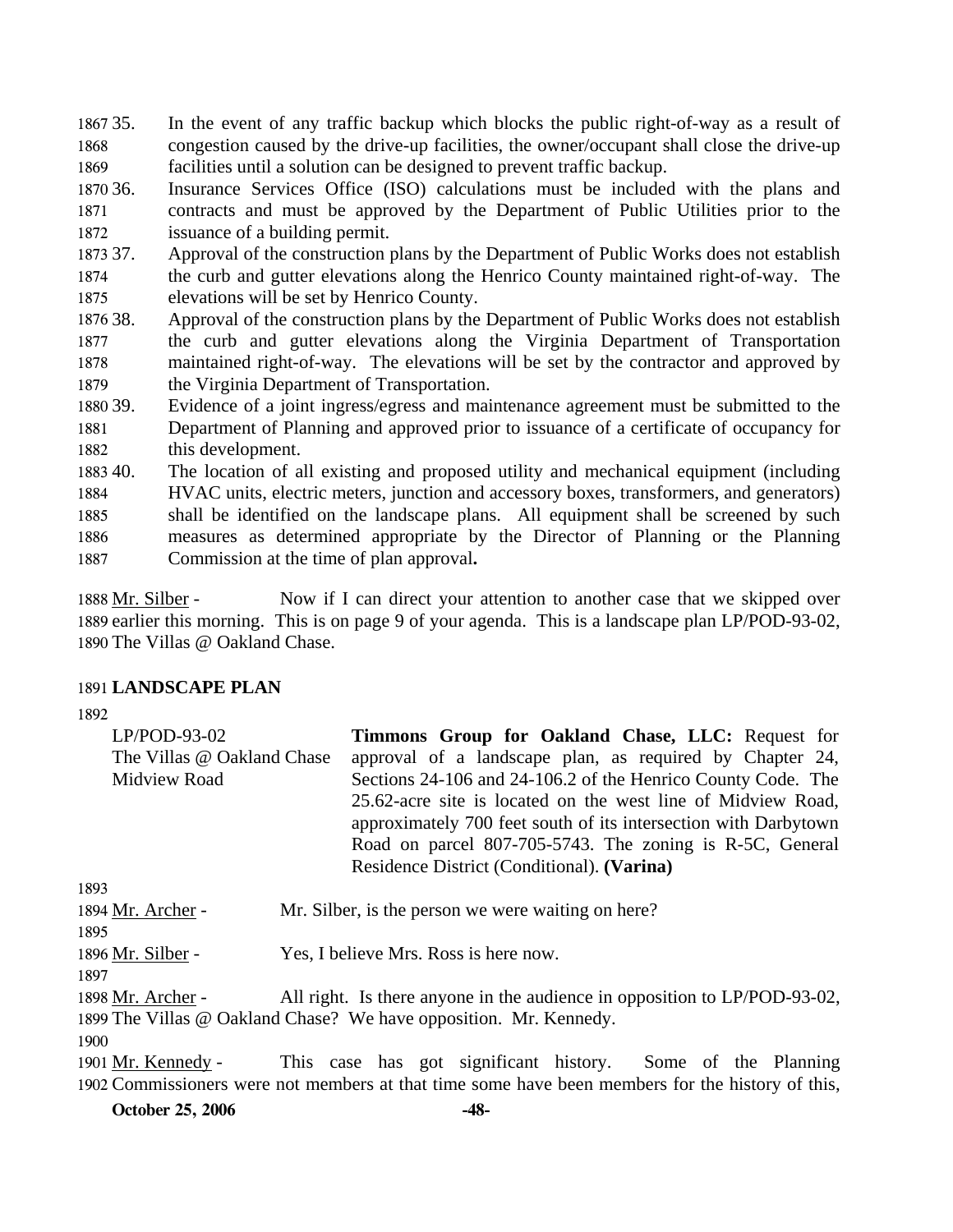35. In the event of any traffic backup which blocks the public right-of-way as a result of congestion caused by the drive-up facilities, the owner/occupant shall close the drive-up facilities until a solution can be designed to prevent traffic backup.
36. Insurance Services Office (ISO) calculations must be included with the plans and contracts and must be approved by the Department of Public Utilities prior to the issuance of a building permit.
37. Approval of the construction plans by the Department of Public Works does not establish the curb and gutter elevations along the Henrico County maintained right-of-way. The elevations will be set by Henrico County.
38. Approval of the construction plans by the Department of Public Works does not establish the curb and gutter elevations along the Virginia Department of Transportation maintained right-of-way. The elevations will be set by the contractor and approved by the Virginia Department of Transportation.
39. Evidence of a joint ingress/egress and maintenance agreement must be submitted to the Department of Planning and approved prior to issuance of a certificate of occupancy for this development.
40. The location of all existing and proposed utility and mechanical equipment (including HVAC units, electric meters, junction and accessory boxes, transformers, and generators) shall be identified on the landscape plans. All equipment shall be screened by such measures as determined appropriate by the Director of Planning or the Planning Commission at the time of plan approval**.**

Mr. Silber - Now if I can direct your attention to another case that we skipped over earlier this morning. This is on page 9 of your agenda. This is a landscape plan LP/POD-93-02, The Villas @ Oakland Chase.

**LANDSCAPE PLAN**

LP/POD-93-02
The Villas @ Oakland Chase
Midview Road

**Timmons Group for Oakland Chase, LLC:** Request for approval of a landscape plan, as required by Chapter 24, Sections 24-106 and 24-106.2 of the Henrico County Code. The 25.62-acre site is located on the west line of Midview Road, approximately 700 feet south of its intersection with Darbytown Road on parcel 807-705-5743. The zoning is R-5C, General Residence District (Conditional). **(Varina)**

Mr. Archer - Mr. Silber, is the person we were waiting on here?

Mr. Silber - Yes, I believe Mrs. Ross is here now.

Mr. Archer - All right. Is there anyone in the audience in opposition to LP/POD-93-02, The Villas @ Oakland Chase? We have opposition. Mr. Kennedy.

Mr. Kennedy - This case has got significant history. Some of the Planning Commissioners were not members at that time some have been members for the history of this,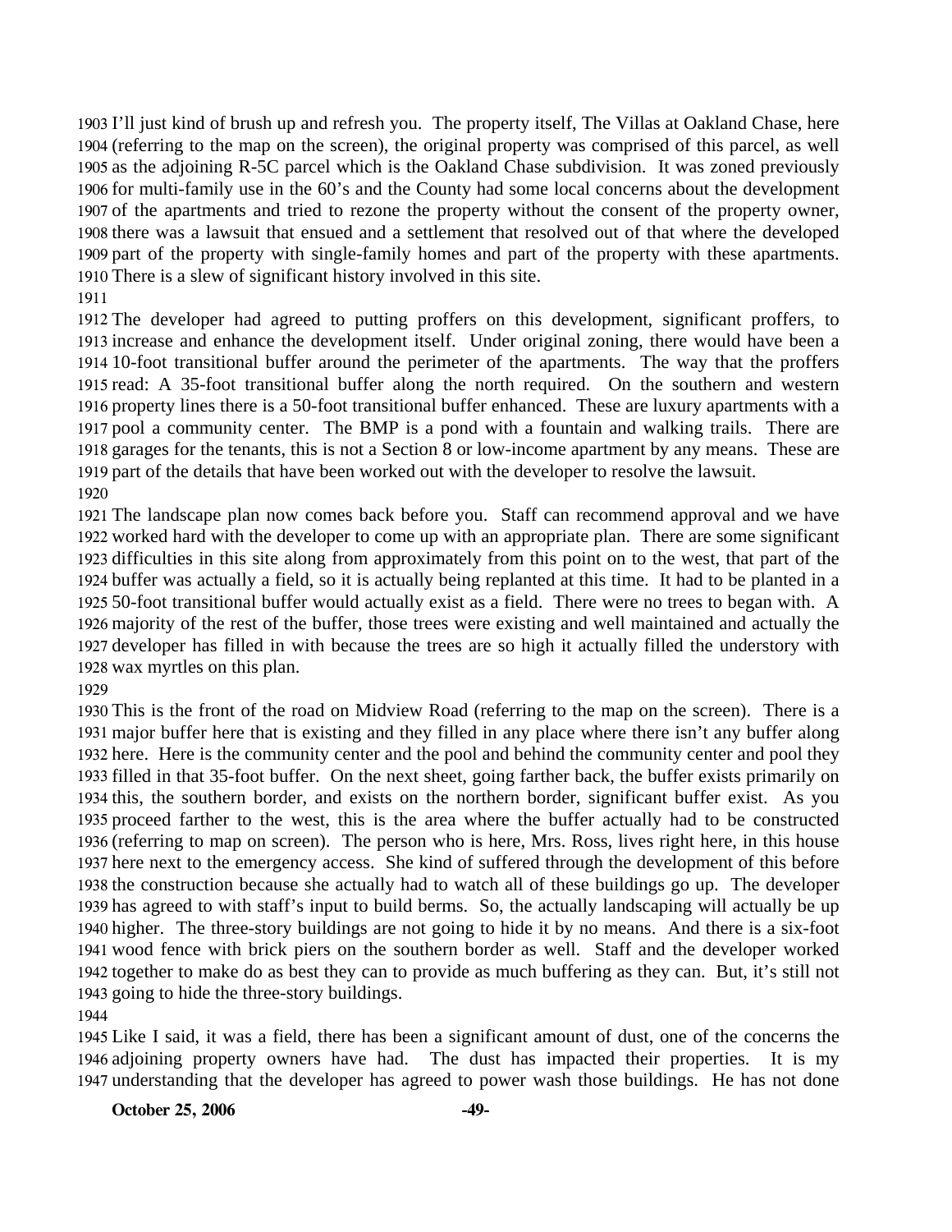I'll just kind of brush up and refresh you. The property itself, The Villas at Oakland Chase, here (referring to the map on the screen), the original property was comprised of this parcel, as well as the adjoining R-5C parcel which is the Oakland Chase subdivision. It was zoned previously for multi-family use in the 60's and the County had some local concerns about the development of the apartments and tried to rezone the property without the consent of the property owner, there was a lawsuit that ensued and a settlement that resolved out of that where the developed part of the property with single-family homes and part of the property with these apartments. There is a slew of significant history involved in this site.

The developer had agreed to putting proffers on this development, significant proffers, to increase and enhance the development itself. Under original zoning, there would have been a 10-foot transitional buffer around the perimeter of the apartments. The way that the proffers read: A 35-foot transitional buffer along the north required. On the southern and western property lines there is a 50-foot transitional buffer enhanced. These are luxury apartments with a pool a community center. The BMP is a pond with a fountain and walking trails. There are garages for the tenants, this is not a Section 8 or low-income apartment by any means. These are part of the details that have been worked out with the developer to resolve the lawsuit.

The landscape plan now comes back before you. Staff can recommend approval and we have worked hard with the developer to come up with an appropriate plan. There are some significant difficulties in this site along from approximately from this point on to the west, that part of the buffer was actually a field, so it is actually being replanted at this time. It had to be planted in a 50-foot transitional buffer would actually exist as a field. There were no trees to began with. A majority of the rest of the buffer, those trees were existing and well maintained and actually the developer has filled in with because the trees are so high it actually filled the understory with wax myrtles on this plan.

This is the front of the road on Midview Road (referring to the map on the screen). There is a major buffer here that is existing and they filled in any place where there isn't any buffer along here. Here is the community center and the pool and behind the community center and pool they filled in that 35-foot buffer. On the next sheet, going farther back, the buffer exists primarily on this, the southern border, and exists on the northern border, significant buffer exist. As you proceed farther to the west, this is the area where the buffer actually had to be constructed (referring to map on screen). The person who is here, Mrs. Ross, lives right here, in this house here next to the emergency access. She kind of suffered through the development of this before the construction because she actually had to watch all of these buildings go up. The developer has agreed to with staff's input to build berms. So, the actually landscaping will actually be up higher. The three-story buildings are not going to hide it by no means. And there is a six-foot wood fence with brick piers on the southern border as well. Staff and the developer worked together to make do as best they can to provide as much buffering as they can. But, it's still not going to hide the three-story buildings.

Like I said, it was a field, there has been a significant amount of dust, one of the concerns the adjoining property owners have had. The dust has impacted their properties. It is my understanding that the developer has agreed to power wash those buildings. He has not done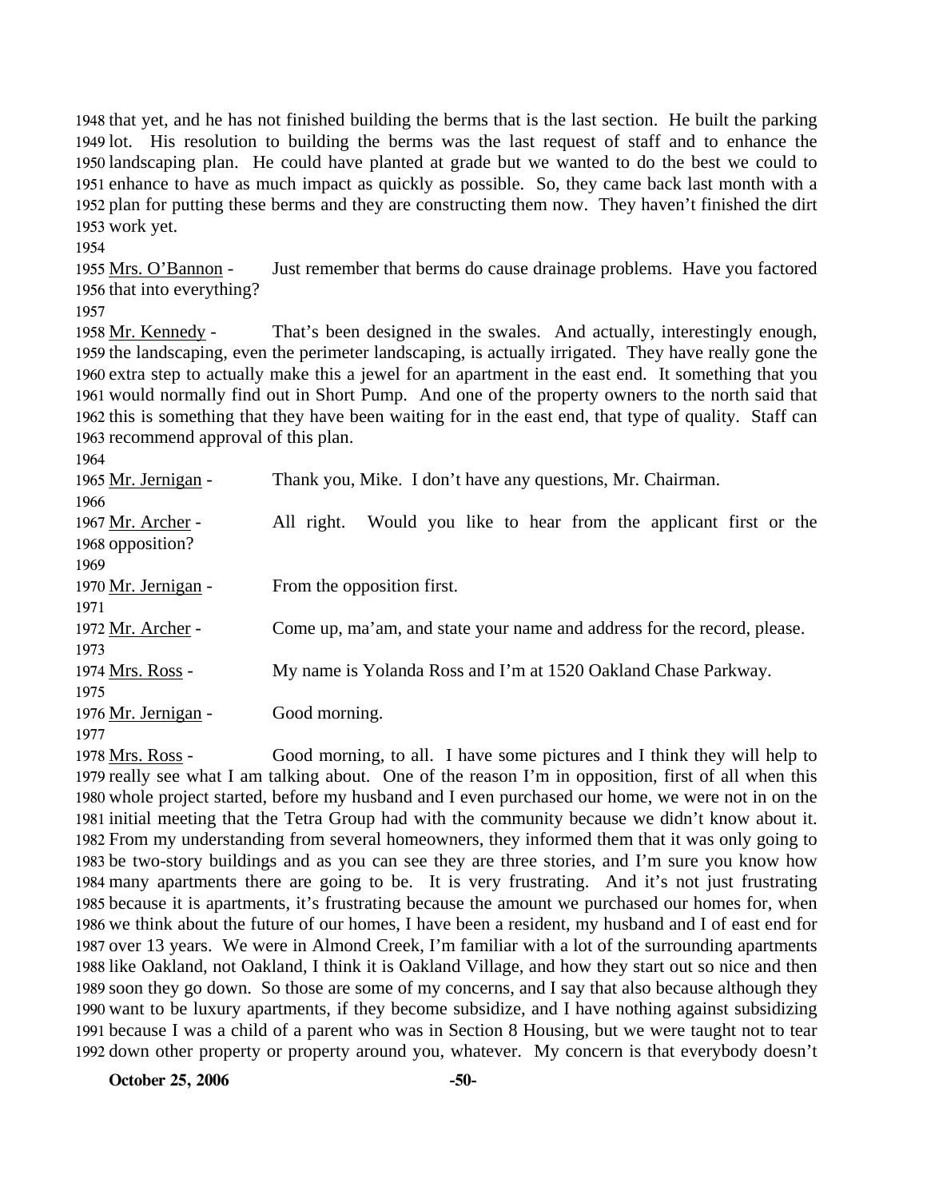that yet, and he has not finished building the berms that is the last section. He built the parking lot. His resolution to building the berms was the last request of staff and to enhance the landscaping plan. He could have planted at grade but we wanted to do the best we could to enhance to have as much impact as quickly as possible. So, they came back last month with a plan for putting these berms and they are constructing them now. They haven't finished the dirt work yet.

Mrs. O'Bannon - Just remember that berms do cause drainage problems. Have you factored that into everything?

Mr. Kennedy - That's been designed in the swales. And actually, interestingly enough, the landscaping, even the perimeter landscaping, is actually irrigated. They have really gone the extra step to actually make this a jewel for an apartment in the east end. It something that you would normally find out in Short Pump. And one of the property owners to the north said that this is something that they have been waiting for in the east end, that type of quality. Staff can recommend approval of this plan.

Mr. Jernigan - Thank you, Mike. I don't have any questions, Mr. Chairman.

Mr. Archer - All right. Would you like to hear from the applicant first or the opposition?

Mr. Jernigan - From the opposition first.

Mr. Archer - Come up, ma'am, and state your name and address for the record, please.

Mrs. Ross - My name is Yolanda Ross and I'm at 1520 Oakland Chase Parkway.

Mr. Jernigan - Good morning.

Mrs. Ross - Good morning, to all. I have some pictures and I think they will help to really see what I am talking about. One of the reason I'm in opposition, first of all when this whole project started, before my husband and I even purchased our home, we were not in on the initial meeting that the Tetra Group had with the community because we didn't know about it. From my understanding from several homeowners, they informed them that it was only going to be two-story buildings and as you can see they are three stories, and I'm sure you know how many apartments there are going to be. It is very frustrating. And it's not just frustrating because it is apartments, it's frustrating because the amount we purchased our homes for, when we think about the future of our homes, I have been a resident, my husband and I of east end for over 13 years. We were in Almond Creek, I'm familiar with a lot of the surrounding apartments like Oakland, not Oakland, I think it is Oakland Village, and how they start out so nice and then soon they go down. So those are some of my concerns, and I say that also because although they want to be luxury apartments, if they become subsidize, and I have nothing against subsidizing because I was a child of a parent who was in Section 8 Housing, but we were taught not to tear down other property or property around you, whatever. My concern is that everybody doesn't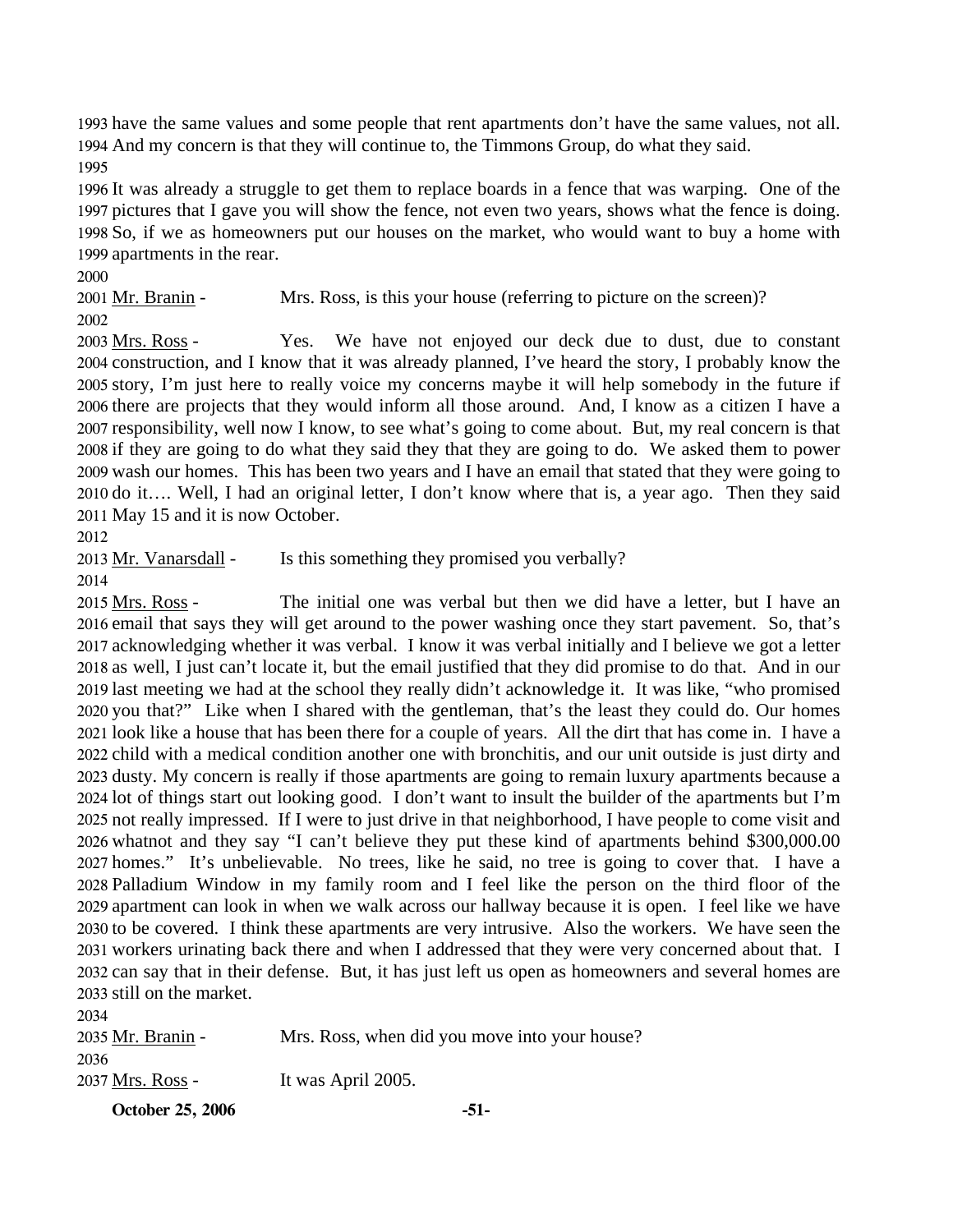have the same values and some people that rent apartments don't have the same values, not all. And my concern is that they will continue to, the Timmons Group, do what they said.

It was already a struggle to get them to replace boards in a fence that was warping. One of the pictures that I gave you will show the fence, not even two years, shows what the fence is doing. So, if we as homeowners put our houses on the market, who would want to buy a home with apartments in the rear.

Mr. Branin - Mrs. Ross, is this your house (referring to picture on the screen)?

Mrs. Ross - Yes. We have not enjoyed our deck due to dust, due to constant construction, and I know that it was already planned, I've heard the story, I probably know the story, I'm just here to really voice my concerns maybe it will help somebody in the future if there are projects that they would inform all those around. And, I know as a citizen I have a responsibility, well now I know, to see what's going to come about. But, my real concern is that if they are going to do what they said they that they are going to do. We asked them to power wash our homes. This has been two years and I have an email that stated that they were going to do it…. Well, I had an original letter, I don't know where that is, a year ago. Then they said May 15 and it is now October.

Mr. Vanarsdall - Is this something they promised you verbally?

Mrs. Ross - The initial one was verbal but then we did have a letter, but I have an email that says they will get around to the power washing once they start pavement. So, that's acknowledging whether it was verbal. I know it was verbal initially and I believe we got a letter as well, I just can't locate it, but the email justified that they did promise to do that. And in our last meeting we had at the school they really didn't acknowledge it. It was like, "who promised you that?" Like when I shared with the gentleman, that's the least they could do. Our homes look like a house that has been there for a couple of years. All the dirt that has come in. I have a child with a medical condition another one with bronchitis, and our unit outside is just dirty and dusty. My concern is really if those apartments are going to remain luxury apartments because a lot of things start out looking good. I don't want to insult the builder of the apartments but I'm not really impressed. If I were to just drive in that neighborhood, I have people to come visit and whatnot and they say "I can't believe they put these kind of apartments behind $300,000.00 homes." It's unbelievable. No trees, like he said, no tree is going to cover that. I have a Palladium Window in my family room and I feel like the person on the third floor of the apartment can look in when we walk across our hallway because it is open. I feel like we have to be covered. I think these apartments are very intrusive. Also the workers. We have seen the workers urinating back there and when I addressed that they were very concerned about that. I can say that in their defense. But, it has just left us open as homeowners and several homes are still on the market.

Mr. Branin - Mrs. Ross, when did you move into your house?

Mrs. Ross - It was April 2005.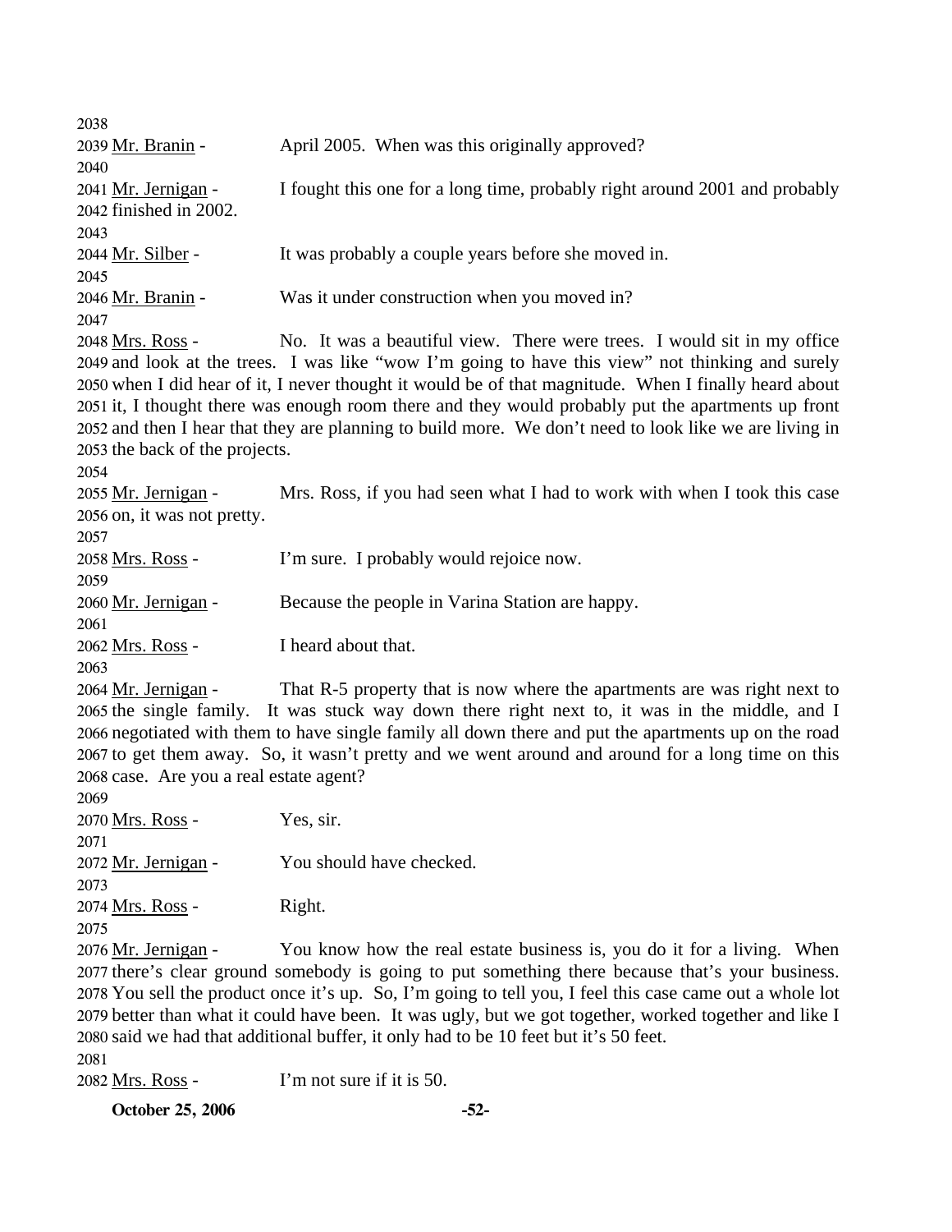2038

2039 Mr. Branin - April 2005. When was this originally approved?

2040

2041 Mr. Jernigan - I fought this one for a long time, probably right around 2001 and probably
2042 finished in 2002.

2043

2044 Mr. Silber - It was probably a couple years before she moved in.

2045

2046 Mr. Branin - Was it under construction when you moved in?

2047

2048 Mrs. Ross - No. It was a beautiful view. There were trees. I would sit in my office
2049 and look at the trees. I was like "wow I'm going to have this view" not thinking and surely
2050 when I did hear of it, I never thought it would be of that magnitude. When I finally heard about
2051 it, I thought there was enough room there and they would probably put the apartments up front
2052 and then I hear that they are planning to build more. We don't need to look like we are living in
2053 the back of the projects.

2054

2055 Mr. Jernigan - Mrs. Ross, if you had seen what I had to work with when I took this case
2056 on, it was not pretty.

2057

2058 Mrs. Ross - I'm sure. I probably would rejoice now.

2059

2060 Mr. Jernigan - Because the people in Varina Station are happy.

2061

2062 Mrs. Ross - I heard about that.

2063

2064 Mr. Jernigan - That R-5 property that is now where the apartments are was right next to
2065 the single family. It was stuck way down there right next to, it was in the middle, and I
2066 negotiated with them to have single family all down there and put the apartments up on the road
2067 to get them away. So, it wasn't pretty and we went around and around for a long time on this
2068 case. Are you a real estate agent?

2069

2070 Mrs. Ross - Yes, sir.

2071

2072 Mr. Jernigan - You should have checked.

2073

2074 Mrs. Ross - Right.

2075

2076 Mr. Jernigan - You know how the real estate business is, you do it for a living. When
2077 there's clear ground somebody is going to put something there because that's your business.
2078 You sell the product once it's up. So, I'm going to tell you, I feel this case came out a whole lot
2079 better than what it could have been. It was ugly, but we got together, worked together and like I
2080 said we had that additional buffer, it only had to be 10 feet but it's 50 feet.

2081

2082 Mrs. Ross - I'm not sure if it is 50.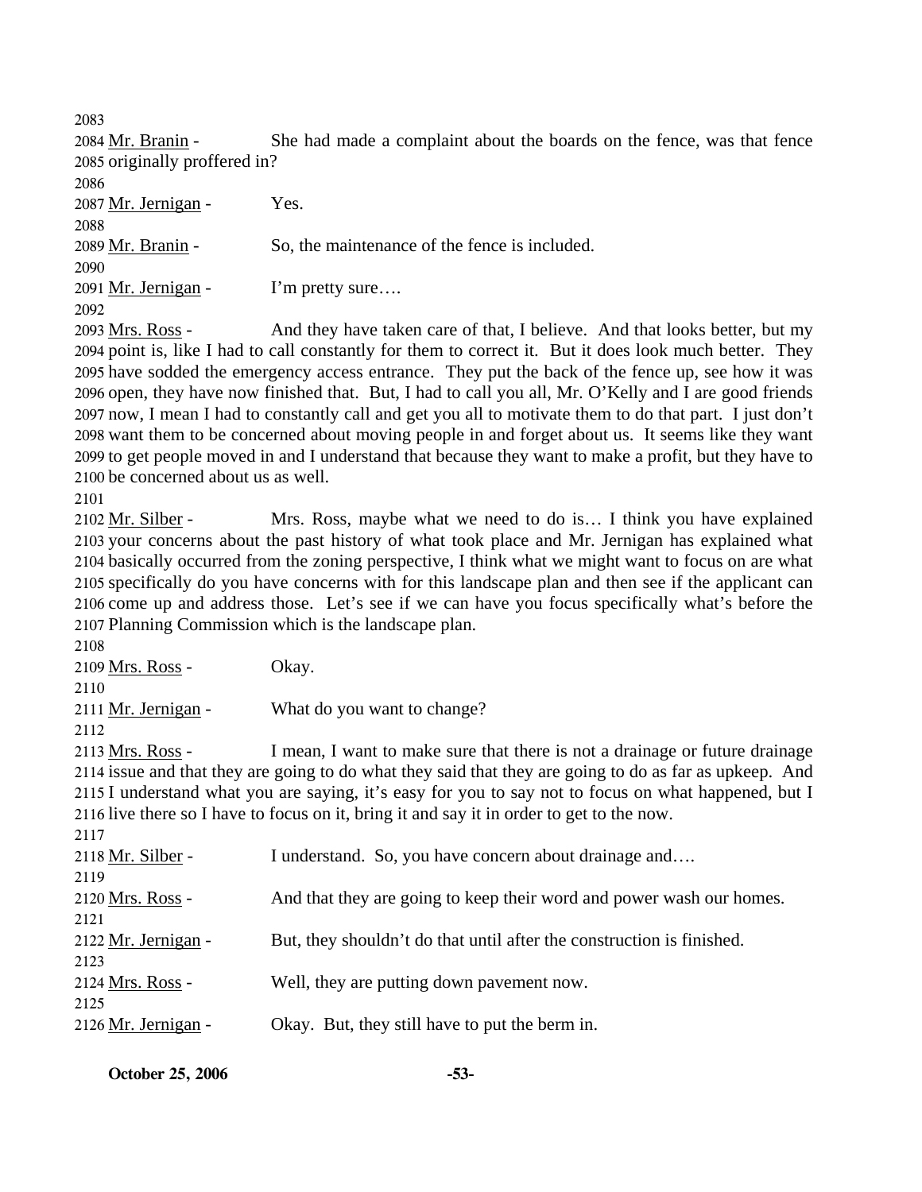2083

2084 Mr. Branin - She had made a complaint about the boards on the fence, was that fence
2085 originally proffered in?

2086

2087 Mr. Jernigan - Yes.

2088

2089 Mr. Branin - So, the maintenance of the fence is included.

2090

2091 Mr. Jernigan - I'm pretty sure….

2092

2093 Mrs. Ross - And they have taken care of that, I believe. And that looks better, but my
2094 point is, like I had to call constantly for them to correct it. But it does look much better. They
2095 have sodded the emergency access entrance. They put the back of the fence up, see how it was
2096 open, they have now finished that. But, I had to call you all, Mr. O'Kelly and I are good friends
2097 now, I mean I had to constantly call and get you all to motivate them to do that part. I just don't
2098 want them to be concerned about moving people in and forget about us. It seems like they want
2099 to get people moved in and I understand that because they want to make a profit, but they have to
2100 be concerned about us as well.

2101

2102 Mr. Silber - Mrs. Ross, maybe what we need to do is… I think you have explained
2103 your concerns about the past history of what took place and Mr. Jernigan has explained what
2104 basically occurred from the zoning perspective, I think what we might want to focus on are what
2105 specifically do you have concerns with for this landscape plan and then see if the applicant can
2106 come up and address those. Let's see if we can have you focus specifically what's before the
2107 Planning Commission which is the landscape plan.

2108

2109 Mrs. Ross - Okay.

2110

2111 Mr. Jernigan - What do you want to change?

2112

2113 Mrs. Ross - I mean, I want to make sure that there is not a drainage or future drainage
2114 issue and that they are going to do what they said that they are going to do as far as upkeep. And
2115 I understand what you are saying, it's easy for you to say not to focus on what happened, but I
2116 live there so I have to focus on it, bring it and say it in order to get to the now.

2117

2118 Mr. Silber - I understand. So, you have concern about drainage and….

2119

2120 Mrs. Ross - And that they are going to keep their word and power wash our homes.

2121

2122 Mr. Jernigan - But, they shouldn't do that until after the construction is finished.

2123

2124 Mrs. Ross - Well, they are putting down pavement now.

2125

2126 Mr. Jernigan - Okay. But, they still have to put the berm in.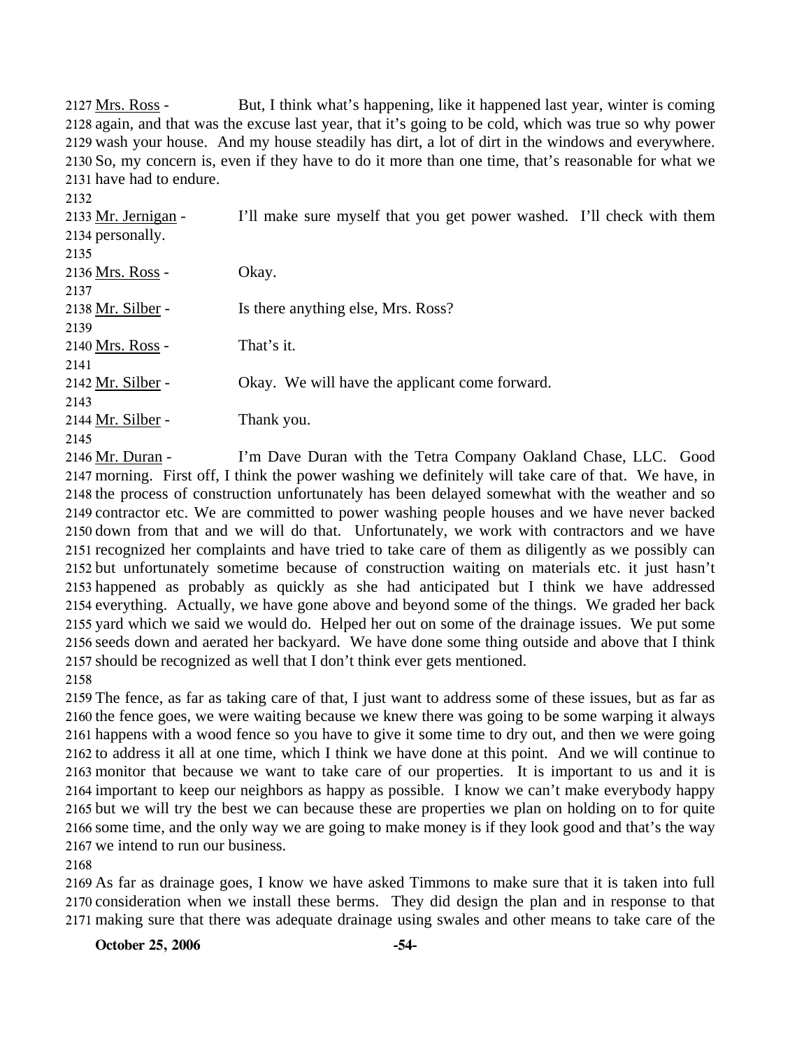Mrs. Ross - But, I think what's happening, like it happened last year, winter is coming again, and that was the excuse last year, that it's going to be cold, which was true so why power wash your house. And my house steadily has dirt, a lot of dirt in the windows and everywhere. So, my concern is, even if they have to do it more than one time, that's reasonable for what we have had to endure.

Mr. Jernigan - I'll make sure myself that you get power washed. I'll check with them personally.

Mrs. Ross - Okay.

Mr. Silber - Is there anything else, Mrs. Ross?

Mrs. Ross - That's it.

Mr. Silber - Okay. We will have the applicant come forward.

Mr. Silber - Thank you.

Mr. Duran - I'm Dave Duran with the Tetra Company Oakland Chase, LLC. Good morning. First off, I think the power washing we definitely will take care of that. We have, in the process of construction unfortunately has been delayed somewhat with the weather and so contractor etc. We are committed to power washing people houses and we have never backed down from that and we will do that. Unfortunately, we work with contractors and we have recognized her complaints and have tried to take care of them as diligently as we possibly can but unfortunately sometime because of construction waiting on materials etc. it just hasn't happened as probably as quickly as she had anticipated but I think we have addressed everything. Actually, we have gone above and beyond some of the things. We graded her back yard which we said we would do. Helped her out on some of the drainage issues. We put some seeds down and aerated her backyard. We have done some thing outside and above that I think should be recognized as well that I don't think ever gets mentioned.

The fence, as far as taking care of that, I just want to address some of these issues, but as far as the fence goes, we were waiting because we knew there was going to be some warping it always happens with a wood fence so you have to give it some time to dry out, and then we were going to address it all at one time, which I think we have done at this point. And we will continue to monitor that because we want to take care of our properties. It is important to us and it is important to keep our neighbors as happy as possible. I know we can't make everybody happy but we will try the best we can because these are properties we plan on holding on to for quite some time, and the only way we are going to make money is if they look good and that's the way we intend to run our business.

As far as drainage goes, I know we have asked Timmons to make sure that it is taken into full consideration when we install these berms. They did design the plan and in response to that making sure that there was adequate drainage using swales and other means to take care of the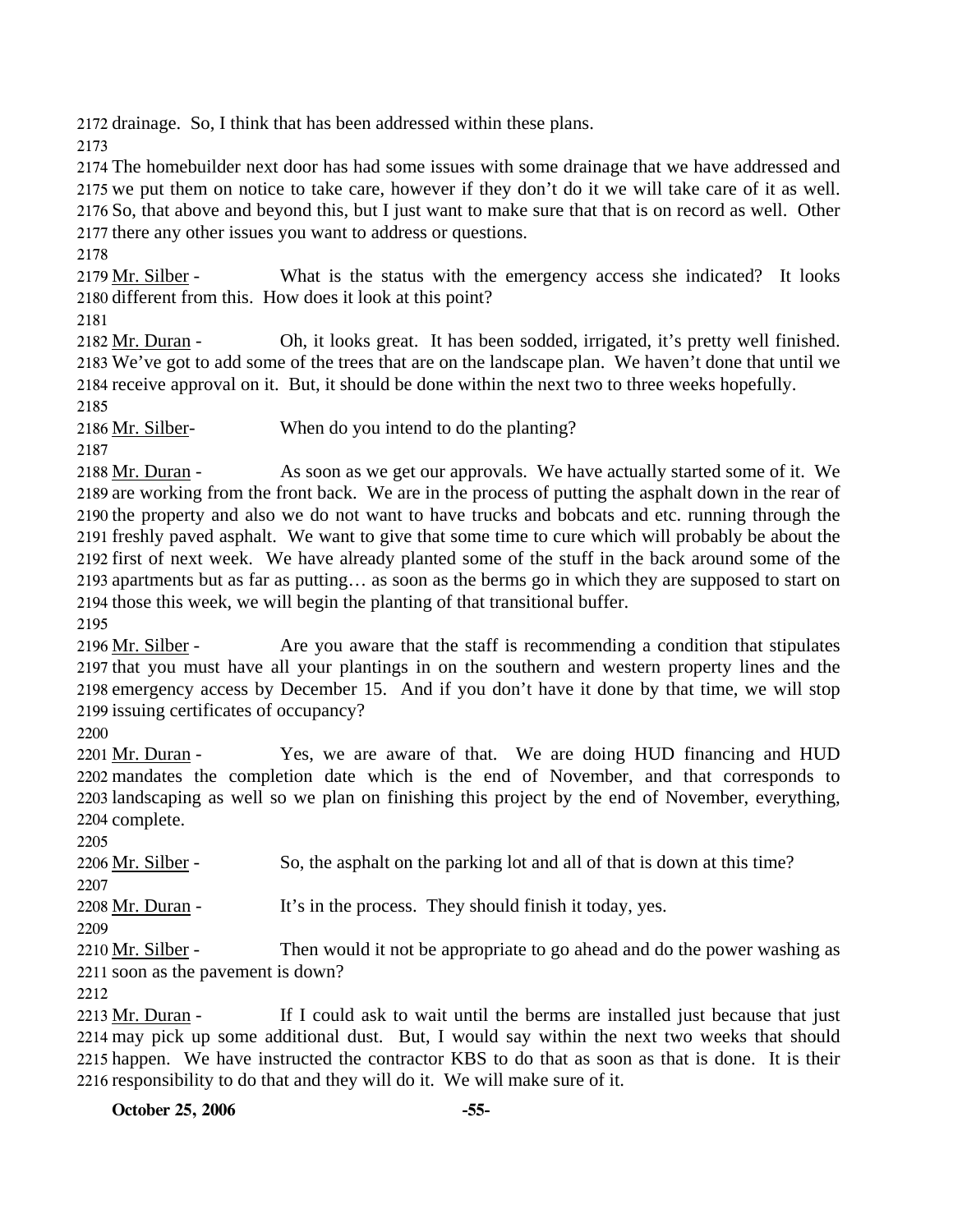2172 drainage. So, I think that has been addressed within these plans.

2173

2174 The homebuilder next door has had some issues with some drainage that we have addressed and
2175 we put them on notice to take care, however if they don't do it we will take care of it as well.
2176 So, that above and beyond this, but I just want to make sure that that is on record as well. Other
2177 there any other issues you want to address or questions.

2178

2179 Mr. Silber - What is the status with the emergency access she indicated? It looks
2180 different from this. How does it look at this point?

2181

2182 Mr. Duran - Oh, it looks great. It has been sodded, irrigated, it's pretty well finished.
2183 We've got to add some of the trees that are on the landscape plan. We haven't done that until we
2184 receive approval on it. But, it should be done within the next two to three weeks hopefully.

2185

2186 Mr. Silber- When do you intend to do the planting?

2187

2188 Mr. Duran - As soon as we get our approvals. We have actually started some of it. We
2189 are working from the front back. We are in the process of putting the asphalt down in the rear of
2190 the property and also we do not want to have trucks and bobcats and etc. running through the
2191 freshly paved asphalt. We want to give that some time to cure which will probably be about the
2192 first of next week. We have already planted some of the stuff in the back around some of the
2193 apartments but as far as putting… as soon as the berms go in which they are supposed to start on
2194 those this week, we will begin the planting of that transitional buffer.

2195

2196 Mr. Silber - Are you aware that the staff is recommending a condition that stipulates
2197 that you must have all your plantings in on the southern and western property lines and the
2198 emergency access by December 15. And if you don't have it done by that time, we will stop
2199 issuing certificates of occupancy?

2200

2201 Mr. Duran - Yes, we are aware of that. We are doing HUD financing and HUD
2202 mandates the completion date which is the end of November, and that corresponds to
2203 landscaping as well so we plan on finishing this project by the end of November, everything,
2204 complete.

2205

2206 Mr. Silber - So, the asphalt on the parking lot and all of that is down at this time?

2207

2208 Mr. Duran - It's in the process. They should finish it today, yes.

2209

2210 Mr. Silber - Then would it not be appropriate to go ahead and do the power washing as
2211 soon as the pavement is down?

2212

2213 Mr. Duran - If I could ask to wait until the berms are installed just because that just
2214 may pick up some additional dust. But, I would say within the next two weeks that should
2215 happen. We have instructed the contractor KBS to do that as soon as that is done. It is their
2216 responsibility to do that and they will do it. We will make sure of it.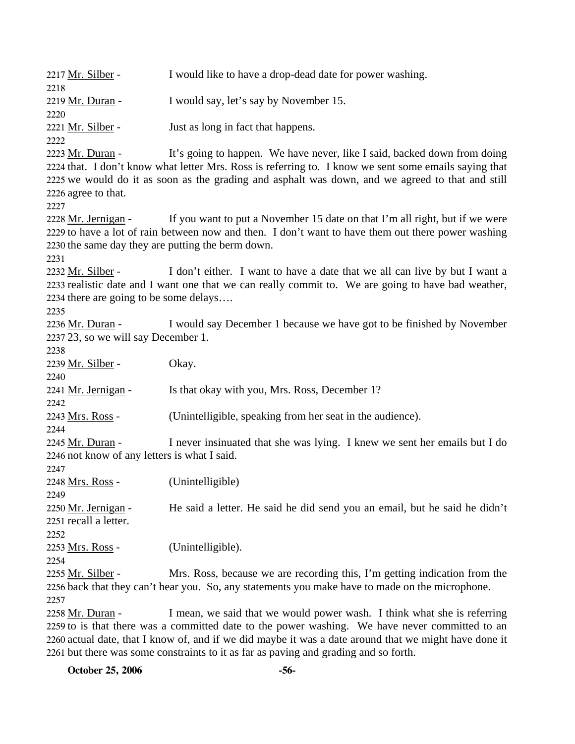2217 Mr. Silber - I would like to have a drop-dead date for power washing.
2218
2219 Mr. Duran - I would say, let's say by November 15.
2220
2221 Mr. Silber - Just as long in fact that happens.
2222
2223 Mr. Duran - It's going to happen. We have never, like I said, backed down from doing
2224 that. I don't know what letter Mrs. Ross is referring to. I know we sent some emails saying that
2225 we would do it as soon as the grading and asphalt was down, and we agreed to that and still
2226 agree to that.
2227
2228 Mr. Jernigan - If you want to put a November 15 date on that I'm all right, but if we were
2229 to have a lot of rain between now and then. I don't want to have them out there power washing
2230 the same day they are putting the berm down.
2231
2232 Mr. Silber - I don't either. I want to have a date that we all can live by but I want a
2233 realistic date and I want one that we can really commit to. We are going to have bad weather,
2234 there are going to be some delays….
2235
2236 Mr. Duran - I would say December 1 because we have got to be finished by November
2237 23, so we will say December 1.
2238
2239 Mr. Silber - Okay.
2240
2241 Mr. Jernigan - Is that okay with you, Mrs. Ross, December 1?
2242
2243 Mrs. Ross - (Unintelligible, speaking from her seat in the audience).
2244
2245 Mr. Duran - I never insinuated that she was lying. I knew we sent her emails but I do
2246 not know of any letters is what I said.
2247
2248 Mrs. Ross - (Unintelligible)
2249
2250 Mr. Jernigan - He said a letter. He said he did send you an email, but he said he didn't
2251 recall a letter.
2252
2253 Mrs. Ross - (Unintelligible).
2254
2255 Mr. Silber - Mrs. Ross, because we are recording this, I'm getting indication from the
2256 back that they can't hear you. So, any statements you make have to made on the microphone.
2257
2258 Mr. Duran - I mean, we said that we would power wash. I think what she is referring
2259 to is that there was a committed date to the power washing. We have never committed to an
2260 actual date, that I know of, and if we did maybe it was a date around that we might have done it
2261 but there was some constraints to it as far as paving and grading and so forth.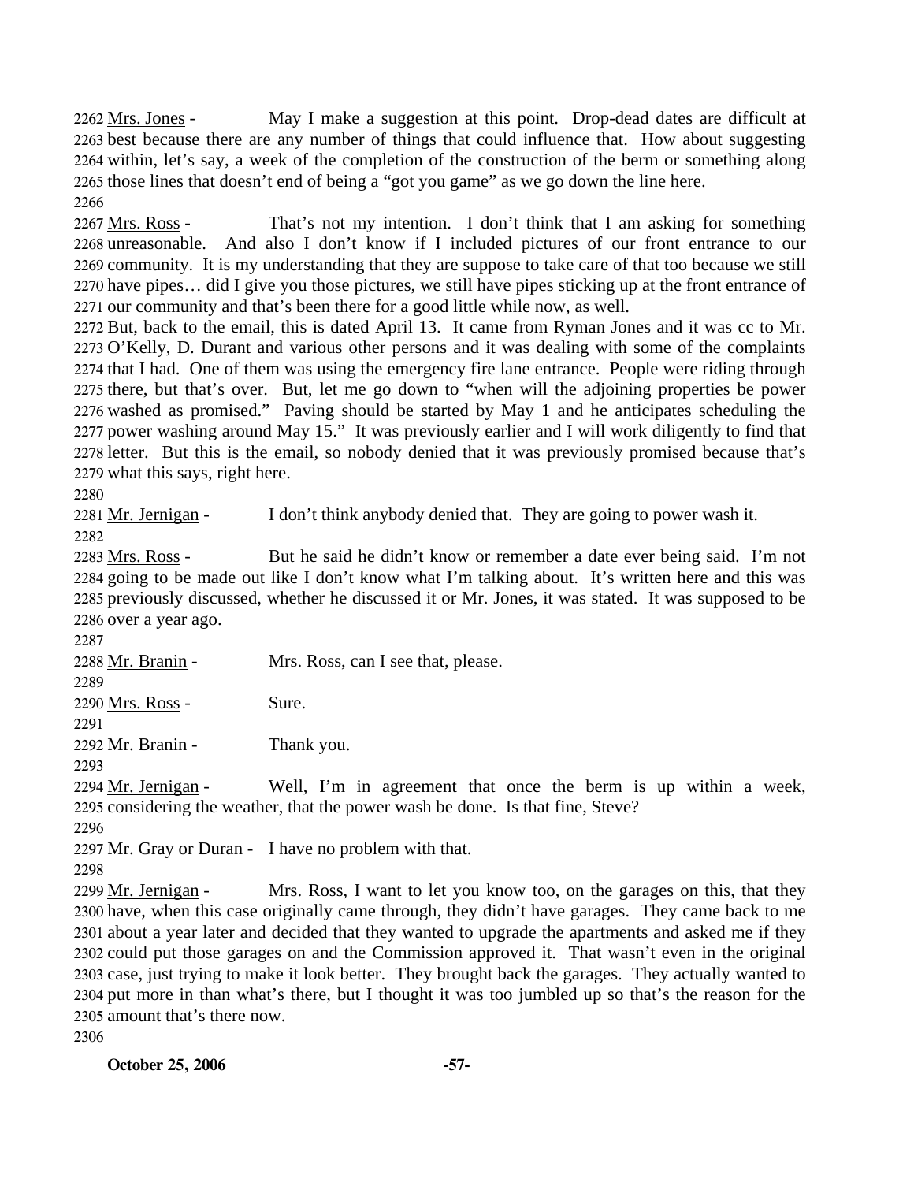2262 Mrs. Jones - May I make a suggestion at this point. Drop-dead dates are difficult at 2263 best because there are any number of things that could influence that. How about suggesting 2264 within, let's say, a week of the completion of the construction of the berm or something along 2265 those lines that doesn't end of being a "got you game" as we go down the line here.

2266

2267 Mrs. Ross - That's not my intention. I don't think that I am asking for something 2268 unreasonable. And also I don't know if I included pictures of our front entrance to our 2269 community. It is my understanding that they are suppose to take care of that too because we still 2270 have pipes… did I give you those pictures, we still have pipes sticking up at the front entrance of 2271 our community and that's been there for a good little while now, as well.

2272 But, back to the email, this is dated April 13. It came from Ryman Jones and it was cc to Mr. 2273 O'Kelly, D. Durant and various other persons and it was dealing with some of the complaints 2274 that I had. One of them was using the emergency fire lane entrance. People were riding through 2275 there, but that's over. But, let me go down to "when will the adjoining properties be power 2276 washed as promised." Paving should be started by May 1 and he anticipates scheduling the 2277 power washing around May 15." It was previously earlier and I will work diligently to find that 2278 letter. But this is the email, so nobody denied that it was previously promised because that's 2279 what this says, right here.

2280

2281 Mr. Jernigan - I don't think anybody denied that. They are going to power wash it.

2282

2283 Mrs. Ross - But he said he didn't know or remember a date ever being said. I'm not 2284 going to be made out like I don't know what I'm talking about. It's written here and this was 2285 previously discussed, whether he discussed it or Mr. Jones, it was stated. It was supposed to be 2286 over a year ago.

2287

2288 Mr. Branin - Mrs. Ross, can I see that, please.

2289

2290 Mrs. Ross - Sure.

2291

2292 Mr. Branin - Thank you.

2293

2294 Mr. Jernigan - Well, I'm in agreement that once the berm is up within a week, 2295 considering the weather, that the power wash be done. Is that fine, Steve?

2296

2297 Mr. Gray or Duran - I have no problem with that.

2298

2299 Mr. Jernigan - Mrs. Ross, I want to let you know too, on the garages on this, that they 2300 have, when this case originally came through, they didn't have garages. They came back to me 2301 about a year later and decided that they wanted to upgrade the apartments and asked me if they 2302 could put those garages on and the Commission approved it. That wasn't even in the original 2303 case, just trying to make it look better. They brought back the garages. They actually wanted to 2304 put more in than what's there, but I thought it was too jumbled up so that's the reason for the 2305 amount that's there now.

2306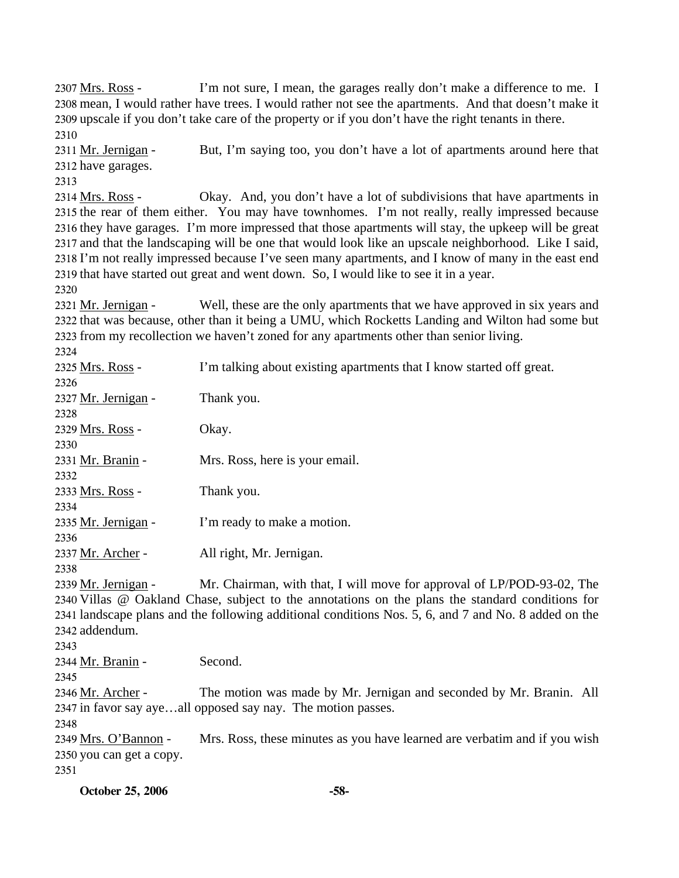2307 Mrs. Ross - I'm not sure, I mean, the garages really don't make a difference to me. I mean, I would rather have trees. I would rather not see the apartments. And that doesn't make it upscale if you don't take care of the property or if you don't have the right tenants in there.

2311 Mr. Jernigan - But, I'm saying too, you don't have a lot of apartments around here that have garages.

2314 Mrs. Ross - Okay. And, you don't have a lot of subdivisions that have apartments in the rear of them either. You may have townhomes. I'm not really, really impressed because they have garages. I'm more impressed that those apartments will stay, the upkeep will be great and that the landscaping will be one that would look like an upscale neighborhood. Like I said, I'm not really impressed because I've seen many apartments, and I know of many in the east end that have started out great and went down. So, I would like to see it in a year.

2321 Mr. Jernigan - Well, these are the only apartments that we have approved in six years and that was because, other than it being a UMU, which Rocketts Landing and Wilton had some but from my recollection we haven't zoned for any apartments other than senior living.

2325 Mrs. Ross - I'm talking about existing apartments that I know started off great.

2327 Mr. Jernigan - Thank you.

2329 Mrs. Ross - Okay.

2331 Mr. Branin - Mrs. Ross, here is your email.

2333 Mrs. Ross - Thank you.

2335 Mr. Jernigan - I'm ready to make a motion.

2337 Mr. Archer - All right, Mr. Jernigan.

2339 Mr. Jernigan - Mr. Chairman, with that, I will move for approval of LP/POD-93-02, The Villas @ Oakland Chase, subject to the annotations on the plans the standard conditions for landscape plans and the following additional conditions Nos. 5, 6, and 7 and No. 8 added on the addendum.

2344 Mr. Branin - Second.

2346 Mr. Archer - The motion was made by Mr. Jernigan and seconded by Mr. Branin. All in favor say aye…all opposed say nay. The motion passes.

2349 Mrs. O'Bannon - Mrs. Ross, these minutes as you have learned are verbatim and if you wish you can get a copy.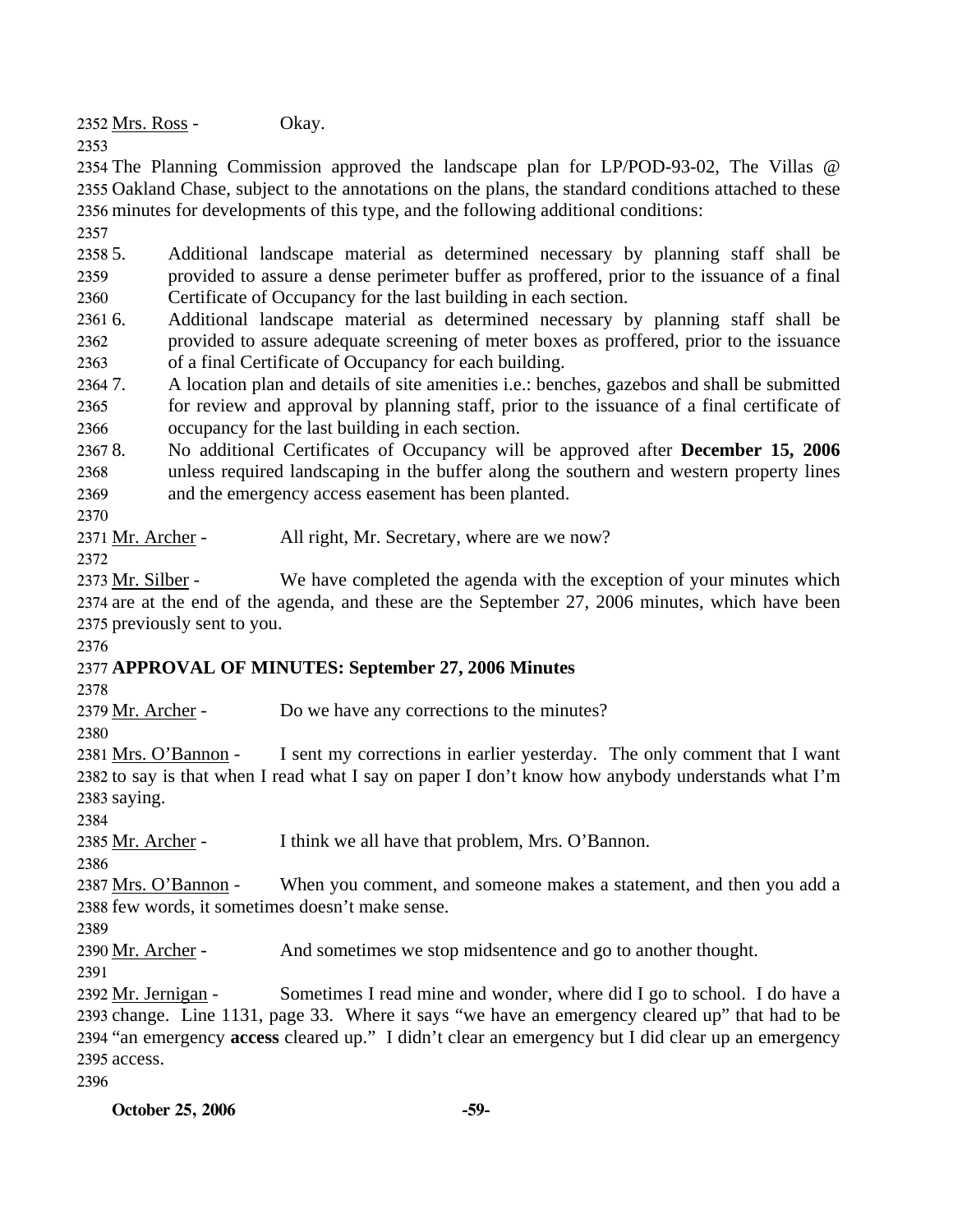Mrs. Ross - Okay.

The Planning Commission approved the landscape plan for LP/POD-93-02, The Villas @ Oakland Chase, subject to the annotations on the plans, the standard conditions attached to these minutes for developments of this type, and the following additional conditions:

5. Additional landscape material as determined necessary by planning staff shall be provided to assure a dense perimeter buffer as proffered, prior to the issuance of a final Certificate of Occupancy for the last building in each section.
6. Additional landscape material as determined necessary by planning staff shall be provided to assure adequate screening of meter boxes as proffered, prior to the issuance of a final Certificate of Occupancy for each building.
7. A location plan and details of site amenities i.e.: benches, gazebos and shall be submitted for review and approval by planning staff, prior to the issuance of a final certificate of occupancy for the last building in each section.
8. No additional Certificates of Occupancy will be approved after **December 15, 2006** unless required landscaping in the buffer along the southern and western property lines and the emergency access easement has been planted.

Mr. Archer - All right, Mr. Secretary, where are we now?

Mr. Silber - We have completed the agenda with the exception of your minutes which are at the end of the agenda, and these are the September 27, 2006 minutes, which have been previously sent to you.

**APPROVAL OF MINUTES: September 27, 2006 Minutes**

Mr. Archer - Do we have any corrections to the minutes?

Mrs. O'Bannon - I sent my corrections in earlier yesterday. The only comment that I want to say is that when I read what I say on paper I don't know how anybody understands what I'm saying.

Mr. Archer - I think we all have that problem, Mrs. O'Bannon.

Mrs. O'Bannon - When you comment, and someone makes a statement, and then you add a few words, it sometimes doesn't make sense.

Mr. Archer - And sometimes we stop midsentence and go to another thought.

Mr. Jernigan - Sometimes I read mine and wonder, where did I go to school. I do have a change. Line 1131, page 33. Where it says "we have an emergency cleared up" that had to be "an emergency **access** cleared up." I didn't clear an emergency but I did clear up an emergency access.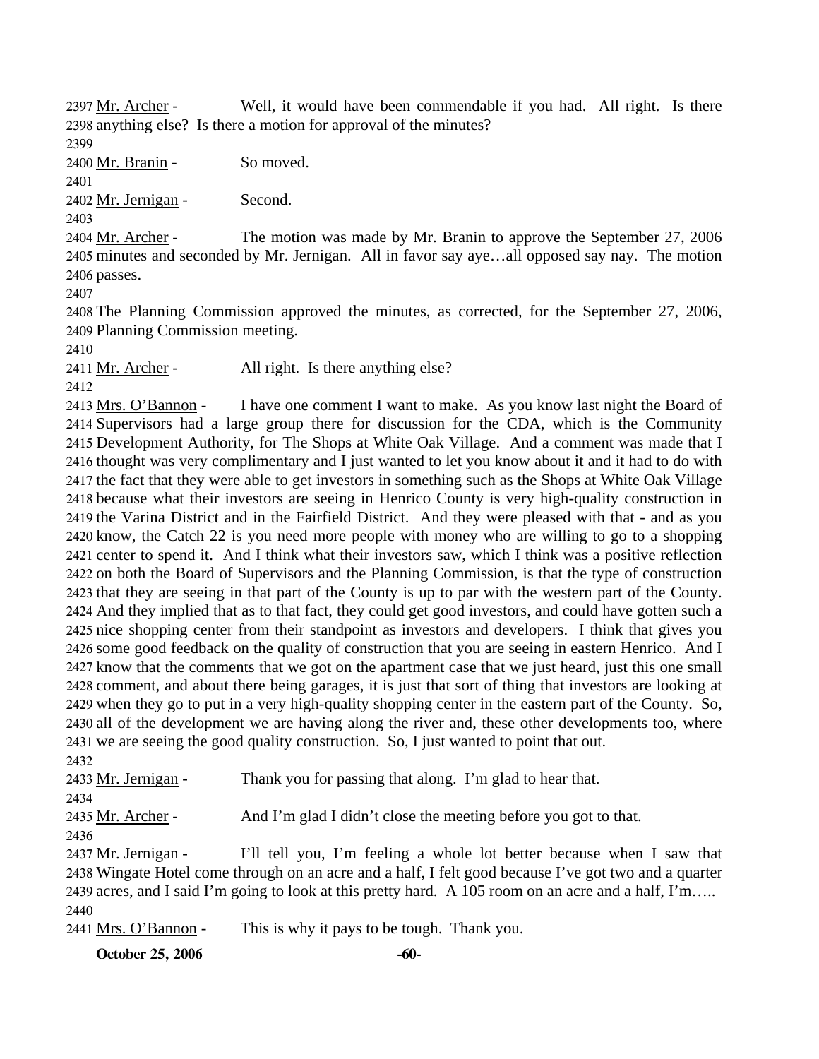2397 Mr. Archer - Well, it would have been commendable if you had. All right. Is there
2398 anything else? Is there a motion for approval of the minutes?
2399
2400 Mr. Branin - So moved.
2401
2402 Mr. Jernigan - Second.
2403
2404 Mr. Archer - The motion was made by Mr. Branin to approve the September 27, 2006
2405 minutes and seconded by Mr. Jernigan. All in favor say aye…all opposed say nay. The motion
2406 passes.
2407
2408 The Planning Commission approved the minutes, as corrected, for the September 27, 2006,
2409 Planning Commission meeting.
2410
2411 Mr. Archer - All right. Is there anything else?
2412
2413 Mrs. O'Bannon - I have one comment I want to make. As you know last night the Board of
2414 Supervisors had a large group there for discussion for the CDA, which is the Community
2415 Development Authority, for The Shops at White Oak Village. And a comment was made that I
2416 thought was very complimentary and I just wanted to let you know about it and it had to do with
2417 the fact that they were able to get investors in something such as the Shops at White Oak Village
2418 because what their investors are seeing in Henrico County is very high-quality construction in
2419 the Varina District and in the Fairfield District. And they were pleased with that - and as you
2420 know, the Catch 22 is you need more people with money who are willing to go to a shopping
2421 center to spend it. And I think what their investors saw, which I think was a positive reflection
2422 on both the Board of Supervisors and the Planning Commission, is that the type of construction
2423 that they are seeing in that part of the County is up to par with the western part of the County.
2424 And they implied that as to that fact, they could get good investors, and could have gotten such a
2425 nice shopping center from their standpoint as investors and developers. I think that gives you
2426 some good feedback on the quality of construction that you are seeing in eastern Henrico. And I
2427 know that the comments that we got on the apartment case that we just heard, just this one small
2428 comment, and about there being garages, it is just that sort of thing that investors are looking at
2429 when they go to put in a very high-quality shopping center in the eastern part of the County. So,
2430 all of the development we are having along the river and, these other developments too, where
2431 we are seeing the good quality construction. So, I just wanted to point that out.
2432
2433 Mr. Jernigan - Thank you for passing that along. I'm glad to hear that.
2434
2435 Mr. Archer - And I'm glad I didn't close the meeting before you got to that.
2436
2437 Mr. Jernigan - I'll tell you, I'm feeling a whole lot better because when I saw that
2438 Wingate Hotel come through on an acre and a half, I felt good because I've got two and a quarter
2439 acres, and I said I'm going to look at this pretty hard. A 105 room on an acre and a half, I'm…..
2440
2441 Mrs. O'Bannon - This is why it pays to be tough. Thank you.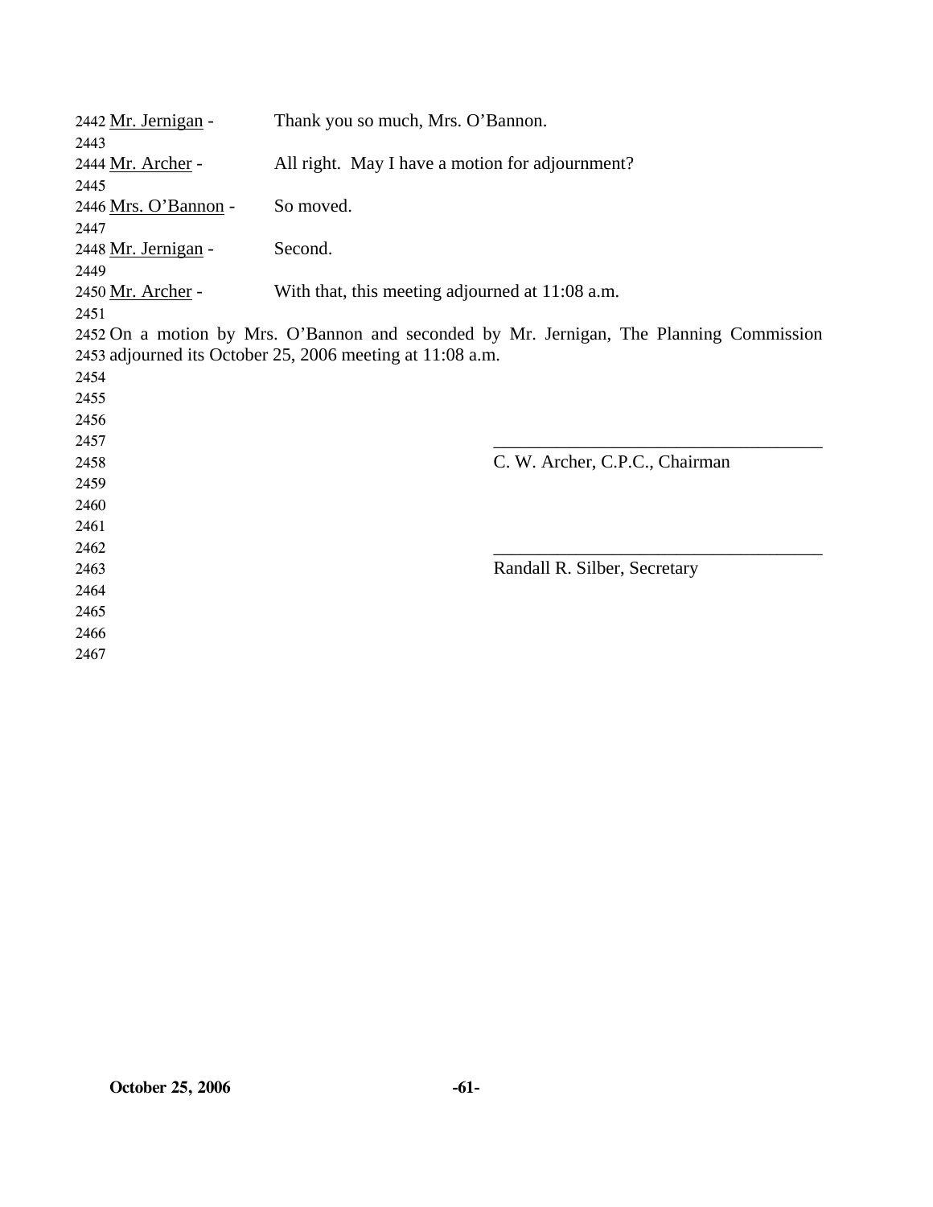2442 Mr. Jernigan - Thank you so much, Mrs. O'Bannon.

2443

2444 Mr. Archer - All right. May I have a motion for adjournment?

2445

2446 Mrs. O'Bannon - So moved.

2447

2448 Mr. Jernigan - Second.

2449

2450 Mr. Archer - With that, this meeting adjourned at 11:08 a.m.

2451

2452 On a motion by Mrs. O'Bannon and seconded by Mr. Jernigan, The Planning Commission
2453 adjourned its October 25, 2006 meeting at 11:08 a.m.

2454

2455

2456

2457 ____________________________________

2458 C. W. Archer, C.P.C., Chairman

2459

2460

2461

2462 ____________________________________

2463 Randall R. Silber, Secretary

2464

2465

2466

2467